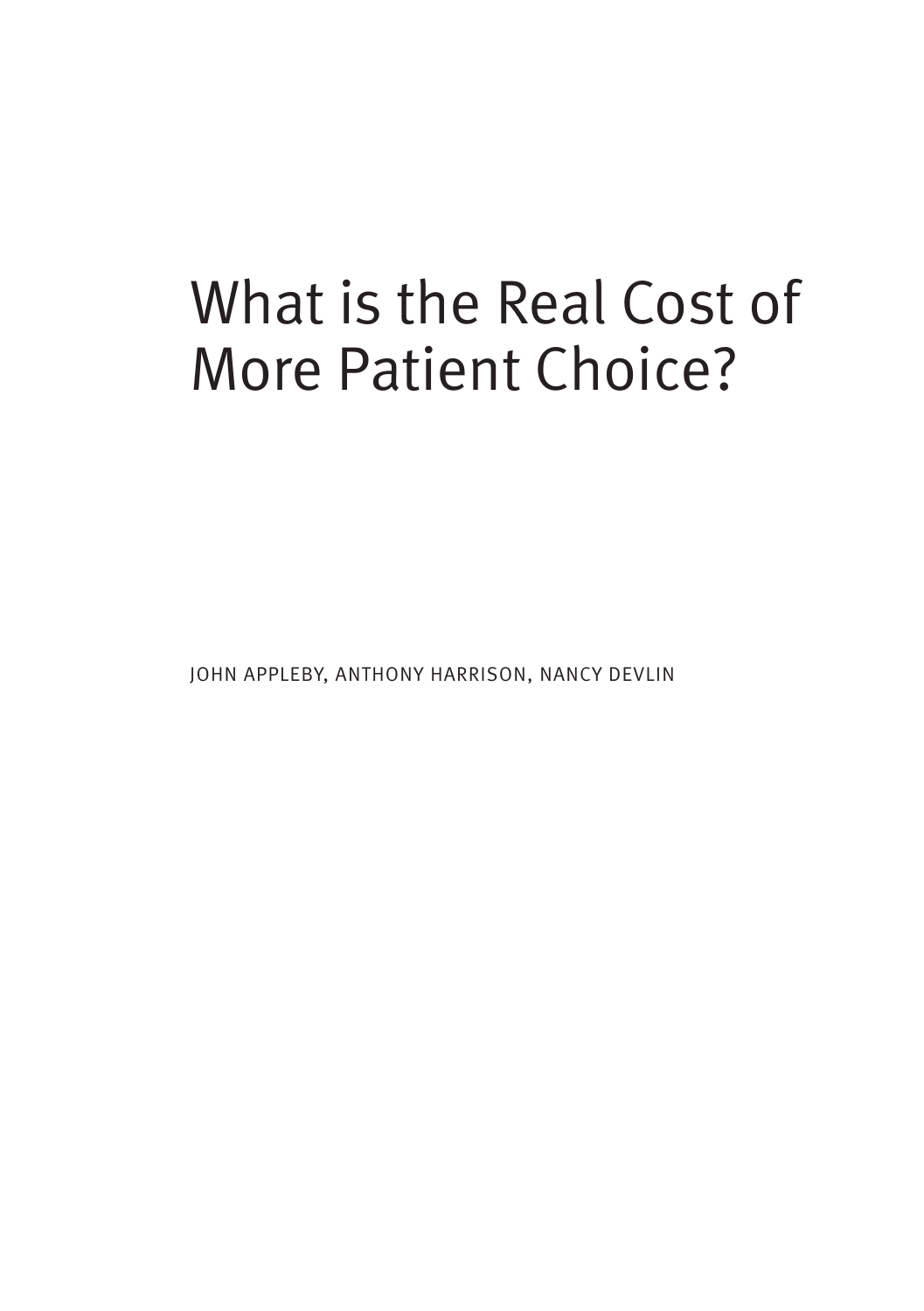# What is the Real Cost of More Patient Choice?

JOHN APPLEBY, ANTHONY HARRISON, NANCY DEVLIN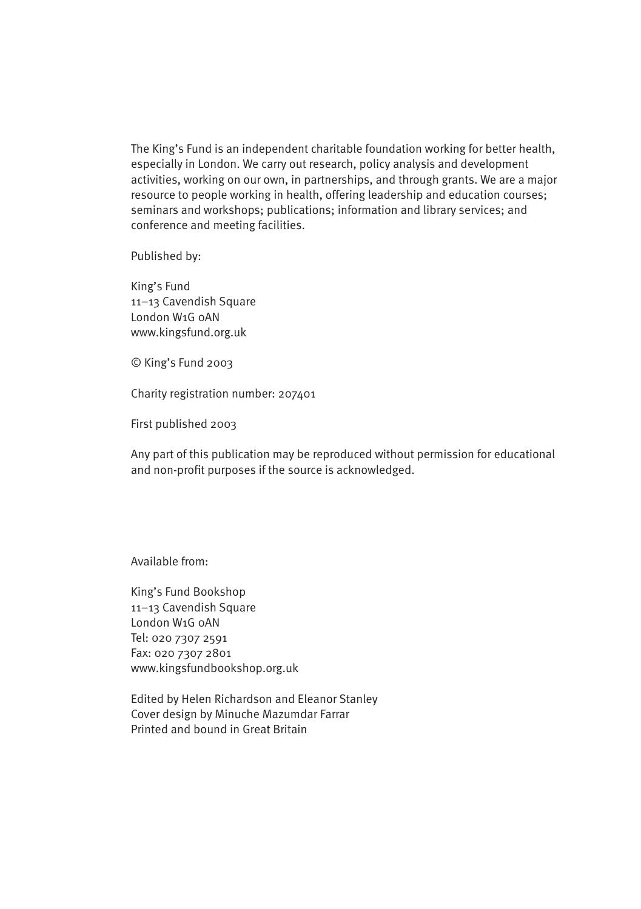The King's Fund is an independent charitable foundation working for better health, especially in London. We carry out research, policy analysis and development activities, working on our own, in partnerships, and through grants. We are a major resource to people working in health, offering leadership and education courses; seminars and workshops; publications; information and library services; and conference and meeting facilities.

Published by:

King's Fund
11–13 Cavendish Square
London W1G 0AN
www.kingsfund.org.uk

© King's Fund 2003

Charity registration number: 207401

First published 2003

Any part of this publication may be reproduced without permission for educational and non-profit purposes if the source is acknowledged.

Available from:

King's Fund Bookshop
11–13 Cavendish Square
London W1G 0AN
Tel: 020 7307 2591
Fax: 020 7307 2801
www.kingsfundbookshop.org.uk

Edited by Helen Richardson and Eleanor Stanley
Cover design by Minuche Mazumdar Farrar
Printed and bound in Great Britain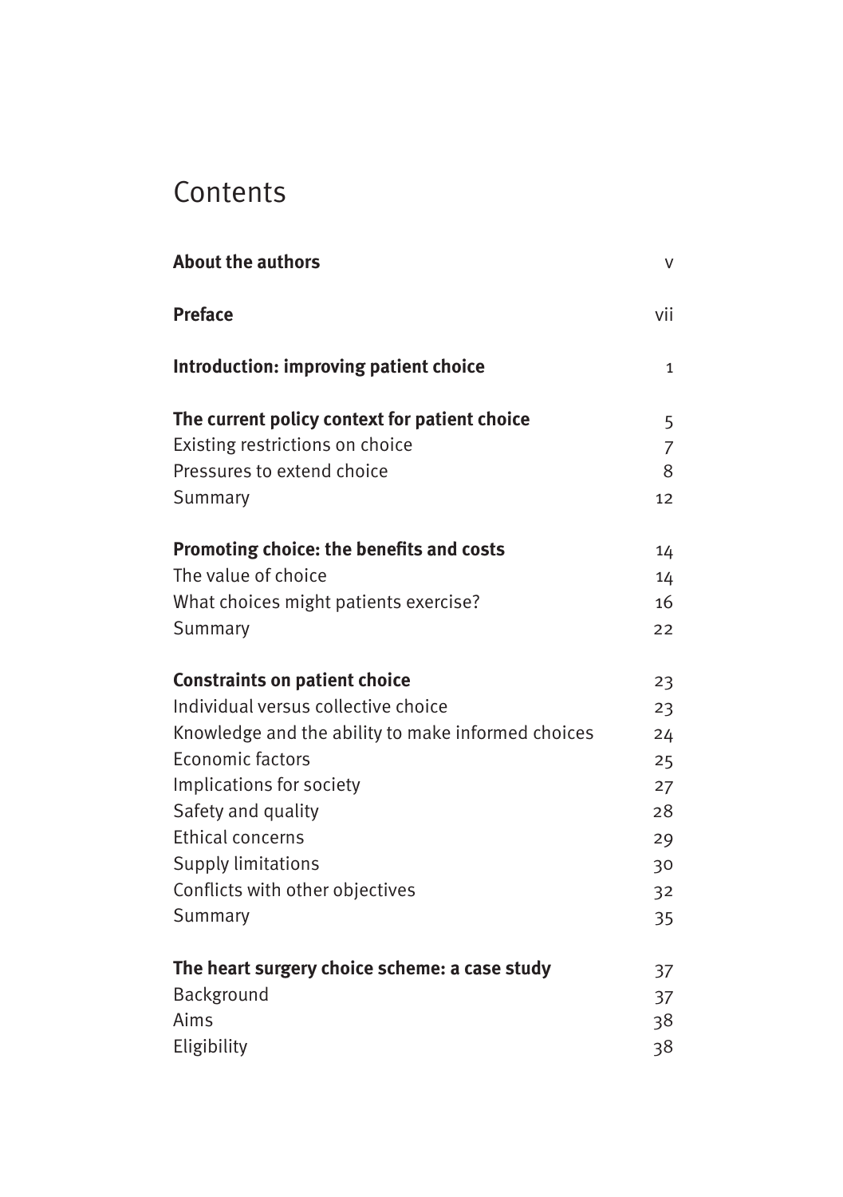# Contents

| | |
|---|---|
| **About the authors** | v |
| **Preface** | vii |
| **Introduction: improving patient choice** | 1 |
| **The current policy context for patient choice** | 5 |
| Existing restrictions on choice | 7 |
| Pressures to extend choice | 8 |
| Summary | 12 |
| **Promoting choice: the benefits and costs** | 14 |
| The value of choice | 14 |
| What choices might patients exercise? | 16 |
| Summary | 22 |
| **Constraints on patient choice** | 23 |
| Individual versus collective choice | 23 |
| Knowledge and the ability to make informed choices | 24 |
| Economic factors | 25 |
| Implications for society | 27 |
| Safety and quality | 28 |
| Ethical concerns | 29 |
| Supply limitations | 30 |
| Conflicts with other objectives | 32 |
| Summary | 35 |
| **The heart surgery choice scheme: a case study** | 37 |
| Background | 37 |
| Aims | 38 |
| Eligibility | 38 |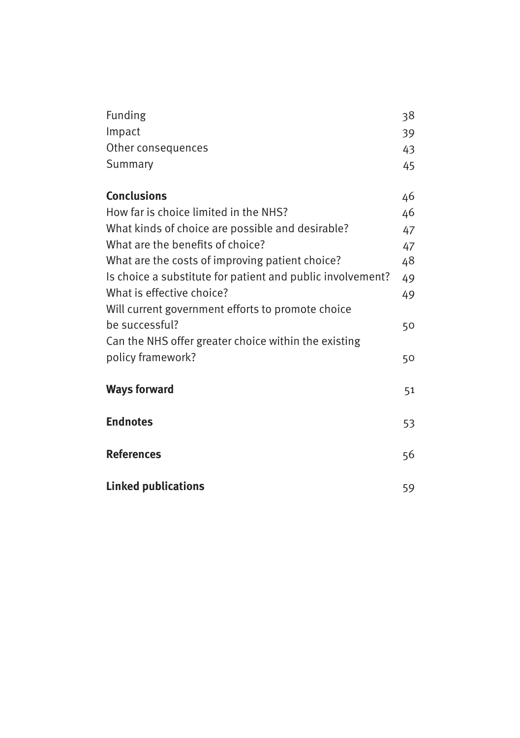| | |
|---|---|
| Funding | 38 |
| Impact | 39 |
| Other consequences | 43 |
| Summary | 45 |
| **Conclusions** | 46 |
| How far is choice limited in the NHS? | 46 |
| What kinds of choice are possible and desirable? | 47 |
| What are the benefits of choice? | 47 |
| What are the costs of improving patient choice? | 48 |
| Is choice a substitute for patient and public involvement? | 49 |
| What is effective choice? | 49 |
| Will current government efforts to promote choice be successful? | 50 |
| Can the NHS offer greater choice within the existing policy framework? | 50 |
| **Ways forward** | 51 |
| **Endnotes** | 53 |
| **References** | 56 |
| **Linked publications** | 59 |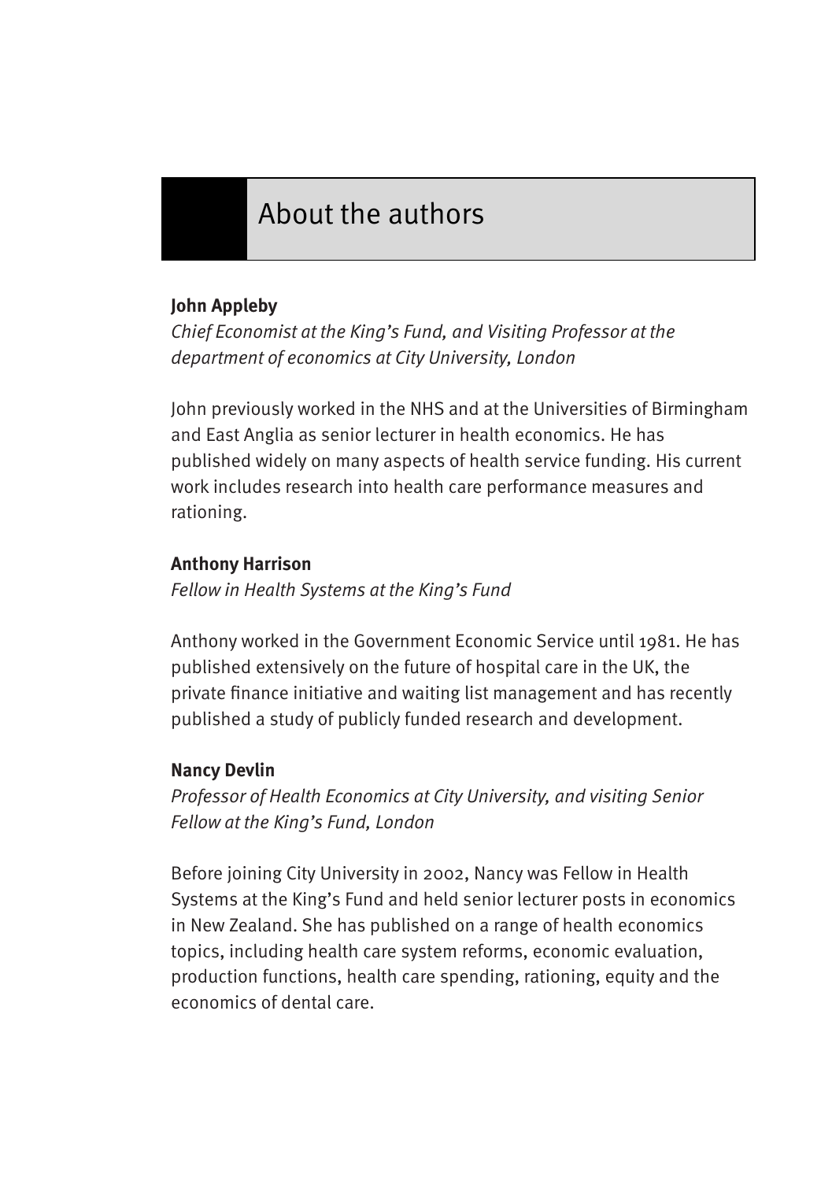# About the authors

**John Appleby**

*Chief Economist at the King's Fund, and Visiting Professor at the department of economics at City University, London*

John previously worked in the NHS and at the Universities of Birmingham and East Anglia as senior lecturer in health economics. He has published widely on many aspects of health service funding. His current work includes research into health care performance measures and rationing.

**Anthony Harrison**

*Fellow in Health Systems at the King's Fund*

Anthony worked in the Government Economic Service until 1981. He has published extensively on the future of hospital care in the UK, the private finance initiative and waiting list management and has recently published a study of publicly funded research and development.

**Nancy Devlin**

*Professor of Health Economics at City University, and visiting Senior Fellow at the King's Fund, London*

Before joining City University in 2002, Nancy was Fellow in Health Systems at the King's Fund and held senior lecturer posts in economics in New Zealand. She has published on a range of health economics topics, including health care system reforms, economic evaluation, production functions, health care spending, rationing, equity and the economics of dental care.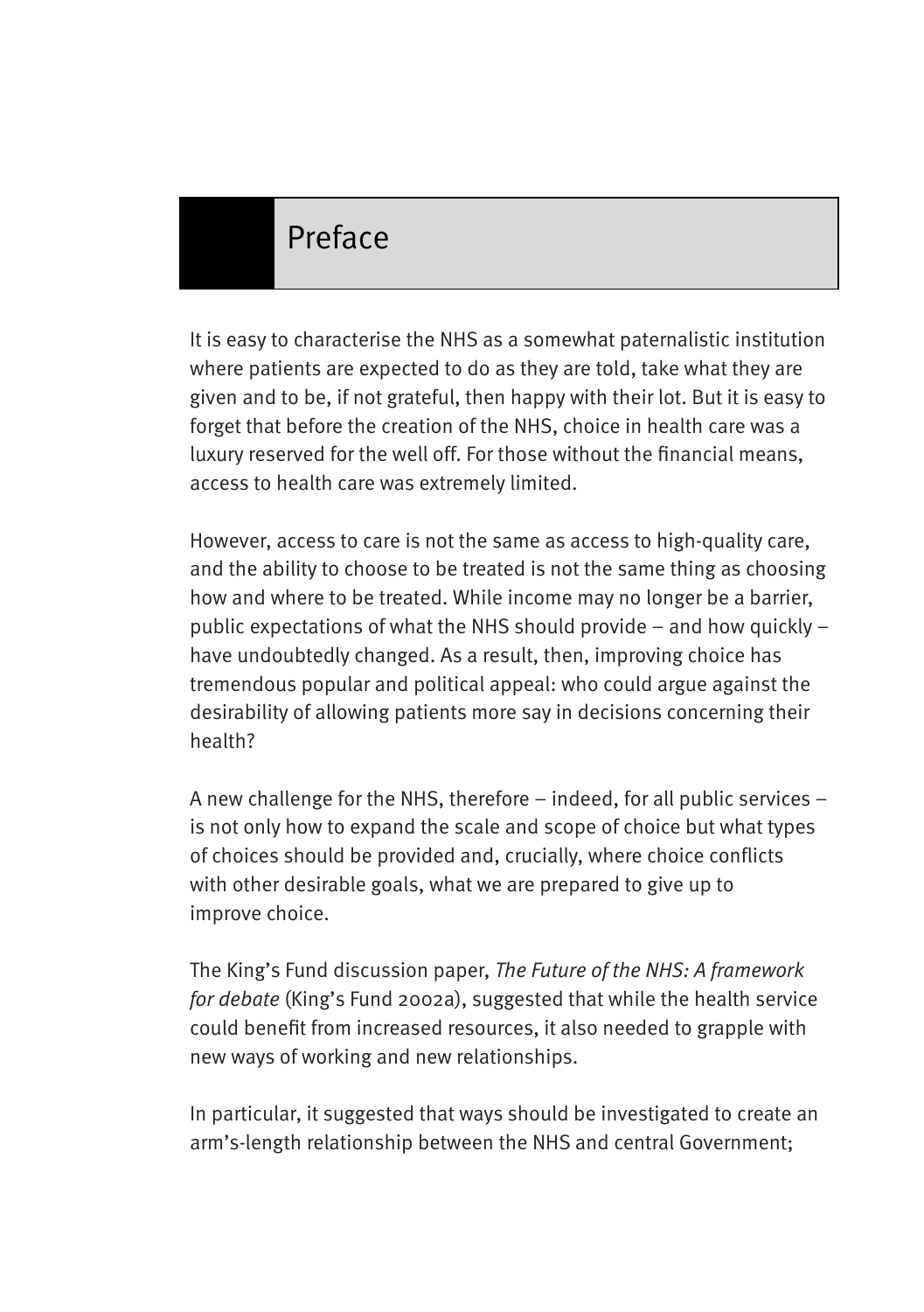# Preface

It is easy to characterise the NHS as a somewhat paternalistic institution where patients are expected to do as they are told, take what they are given and to be, if not grateful, then happy with their lot. But it is easy to forget that before the creation of the NHS, choice in health care was a luxury reserved for the well off. For those without the financial means, access to health care was extremely limited.

However, access to care is not the same as access to high-quality care, and the ability to choose to be treated is not the same thing as choosing how and where to be treated. While income may no longer be a barrier, public expectations of what the NHS should provide – and how quickly – have undoubtedly changed. As a result, then, improving choice has tremendous popular and political appeal: who could argue against the desirability of allowing patients more say in decisions concerning their health?

A new challenge for the NHS, therefore – indeed, for all public services – is not only how to expand the scale and scope of choice but what types of choices should be provided and, crucially, where choice conflicts with other desirable goals, what we are prepared to give up to improve choice.

The King's Fund discussion paper, *The Future of the NHS: A framework for debate* (King's Fund 2002a), suggested that while the health service could benefit from increased resources, it also needed to grapple with new ways of working and new relationships.

In particular, it suggested that ways should be investigated to create an arm's-length relationship between the NHS and central Government;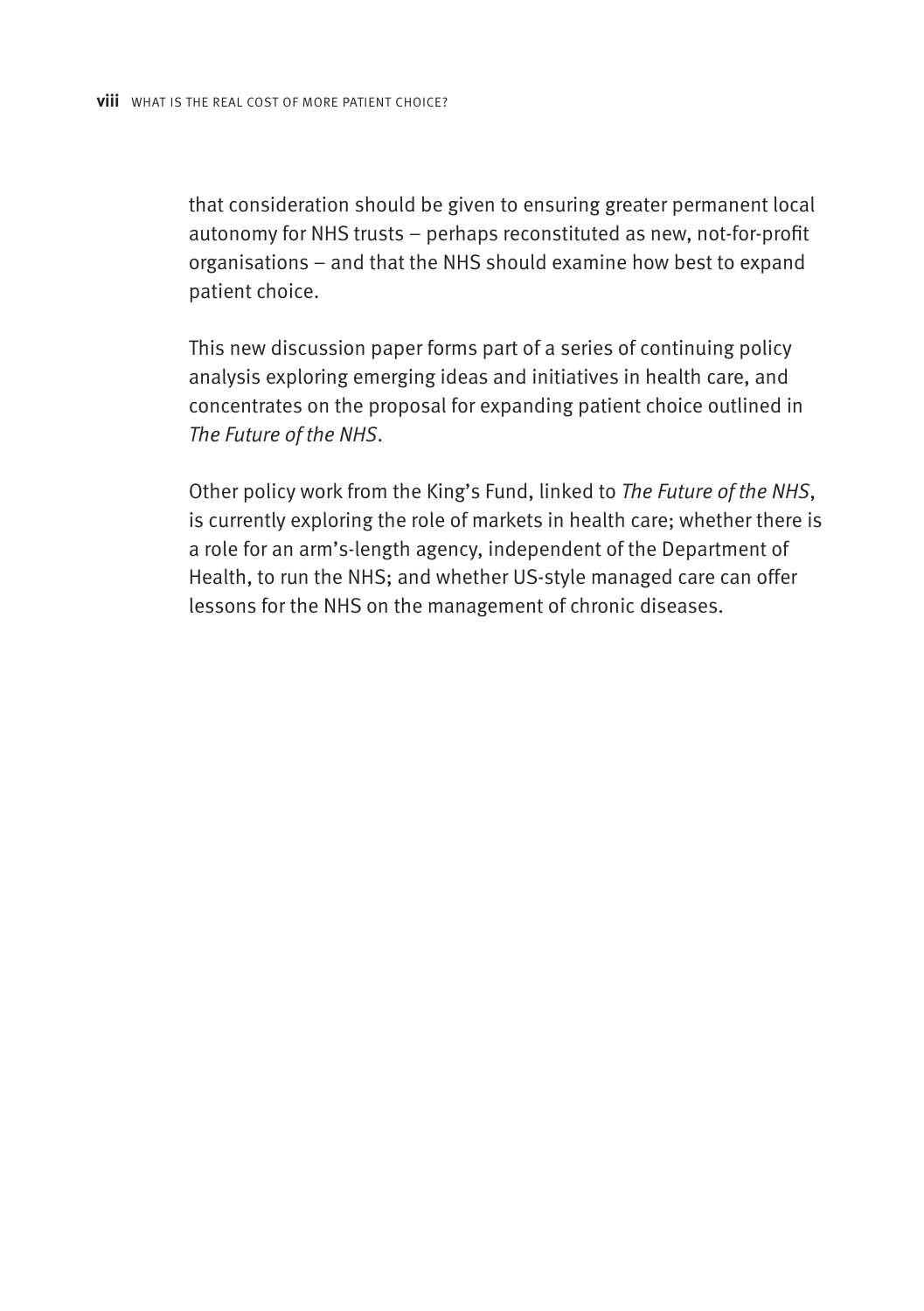that consideration should be given to ensuring greater permanent local autonomy for NHS trusts – perhaps reconstituted as new, not-for-profit organisations – and that the NHS should examine how best to expand patient choice.

This new discussion paper forms part of a series of continuing policy analysis exploring emerging ideas and initiatives in health care, and concentrates on the proposal for expanding patient choice outlined in *The Future of the NHS*.

Other policy work from the King's Fund, linked to *The Future of the NHS*, is currently exploring the role of markets in health care; whether there is a role for an arm's-length agency, independent of the Department of Health, to run the NHS; and whether US-style managed care can offer lessons for the NHS on the management of chronic diseases.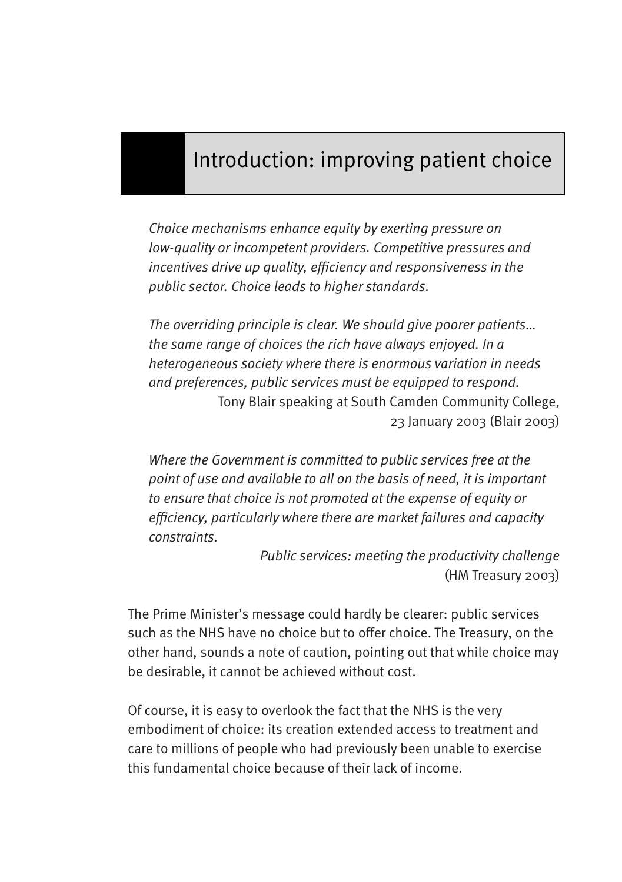# Introduction: improving patient choice

> *Choice mechanisms enhance equity by exerting pressure on low-quality or incompetent providers. Competitive pressures and incentives drive up quality, efficiency and responsiveness in the public sector. Choice leads to higher standards.*
>
> *The overriding principle is clear. We should give poorer patients… the same range of choices the rich have always enjoyed. In a heterogeneous society where there is enormous variation in needs and preferences, public services must be equipped to respond.*
>
> Tony Blair speaking at South Camden Community College, 23 January 2003 (Blair 2003)

> *Where the Government is committed to public services free at the point of use and available to all on the basis of need, it is important to ensure that choice is not promoted at the expense of equity or efficiency, particularly where there are market failures and capacity constraints.*
>
> *Public services: meeting the productivity challenge* (HM Treasury 2003)

The Prime Minister's message could hardly be clearer: public services such as the NHS have no choice but to offer choice. The Treasury, on the other hand, sounds a note of caution, pointing out that while choice may be desirable, it cannot be achieved without cost.

Of course, it is easy to overlook the fact that the NHS is the very embodiment of choice: its creation extended access to treatment and care to millions of people who had previously been unable to exercise this fundamental choice because of their lack of income.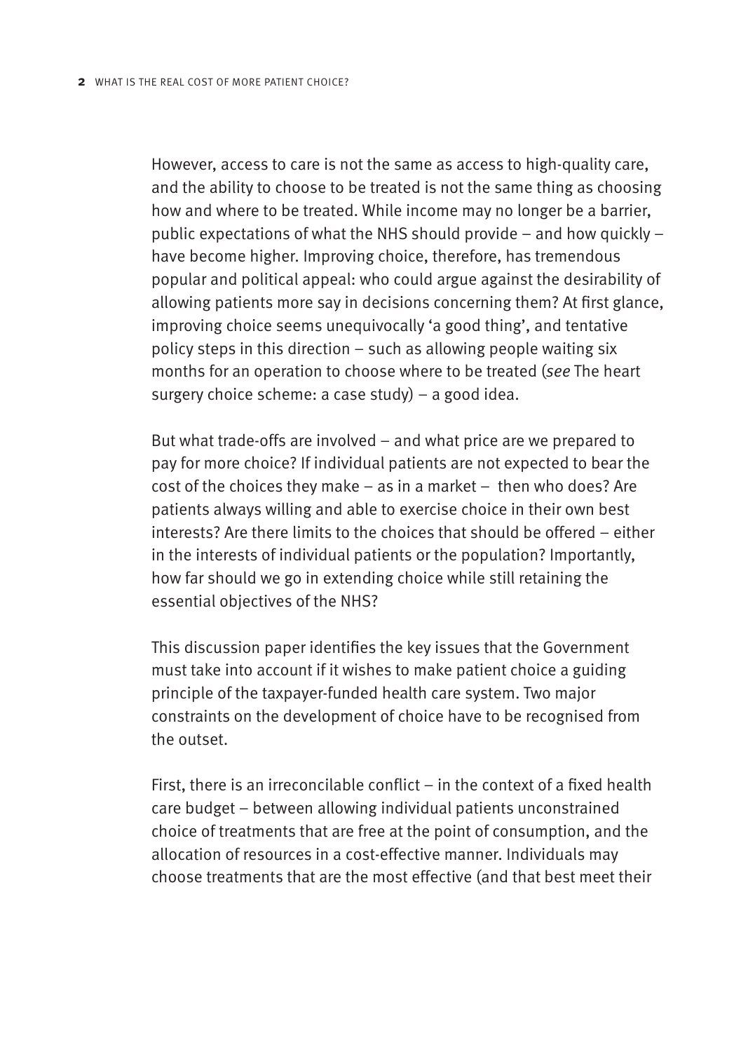However, access to care is not the same as access to high-quality care, and the ability to choose to be treated is not the same thing as choosing how and where to be treated. While income may no longer be a barrier, public expectations of what the NHS should provide – and how quickly – have become higher. Improving choice, therefore, has tremendous popular and political appeal: who could argue against the desirability of allowing patients more say in decisions concerning them? At first glance, improving choice seems unequivocally 'a good thing', and tentative policy steps in this direction – such as allowing people waiting six months for an operation to choose where to be treated (*see* The heart surgery choice scheme: a case study) – a good idea.

But what trade-offs are involved – and what price are we prepared to pay for more choice? If individual patients are not expected to bear the cost of the choices they make – as in a market – then who does? Are patients always willing and able to exercise choice in their own best interests? Are there limits to the choices that should be offered – either in the interests of individual patients or the population? Importantly, how far should we go in extending choice while still retaining the essential objectives of the NHS?

This discussion paper identifies the key issues that the Government must take into account if it wishes to make patient choice a guiding principle of the taxpayer-funded health care system. Two major constraints on the development of choice have to be recognised from the outset.

First, there is an irreconcilable conflict – in the context of a fixed health care budget – between allowing individual patients unconstrained choice of treatments that are free at the point of consumption, and the allocation of resources in a cost-effective manner. Individuals may choose treatments that are the most effective (and that best meet their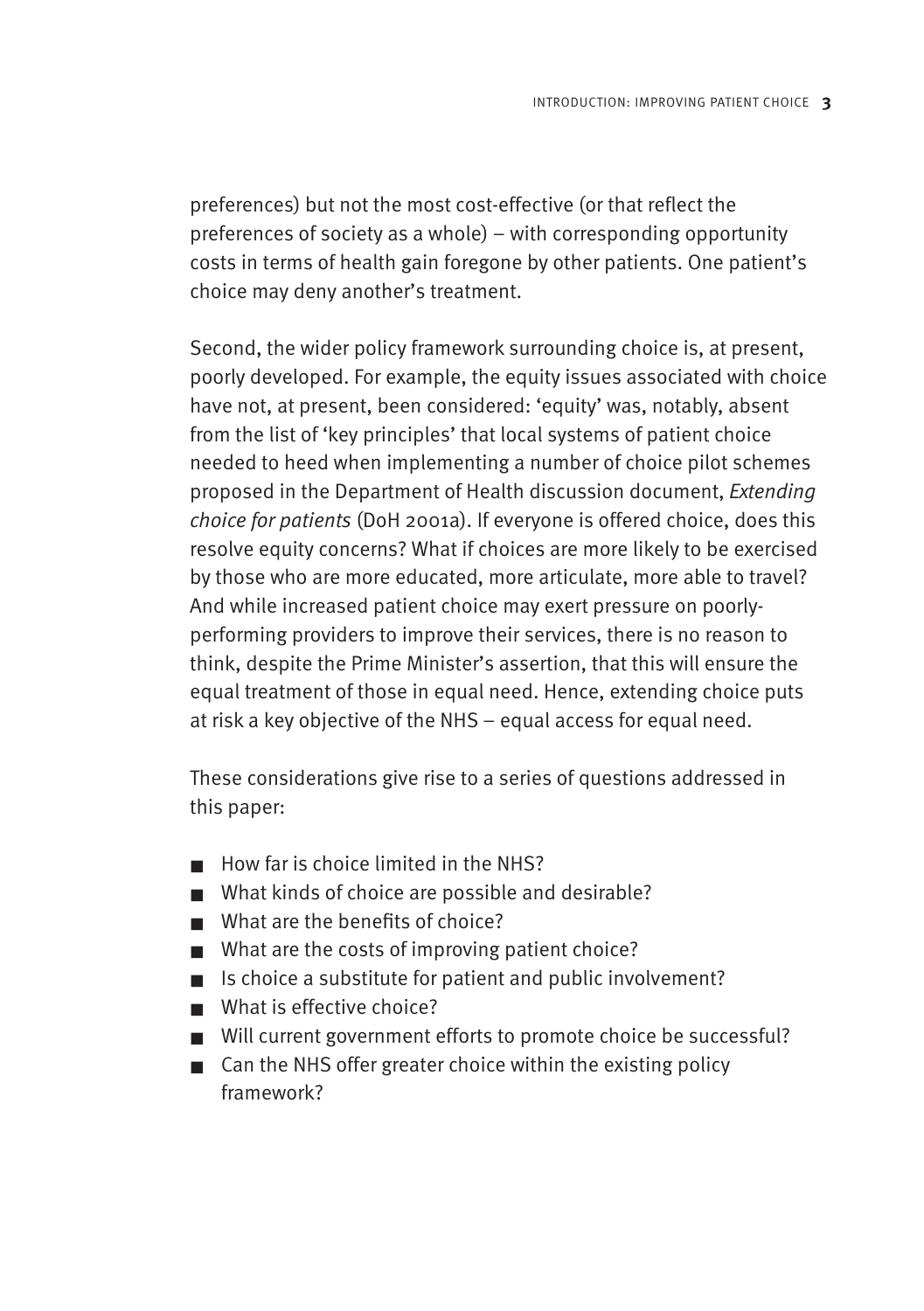preferences) but not the most cost-effective (or that reflect the preferences of society as a whole) – with corresponding opportunity costs in terms of health gain foregone by other patients. One patient's choice may deny another's treatment.

Second, the wider policy framework surrounding choice is, at present, poorly developed. For example, the equity issues associated with choice have not, at present, been considered: 'equity' was, notably, absent from the list of 'key principles' that local systems of patient choice needed to heed when implementing a number of choice pilot schemes proposed in the Department of Health discussion document, *Extending choice for patients* (DoH 2001a). If everyone is offered choice, does this resolve equity concerns? What if choices are more likely to be exercised by those who are more educated, more articulate, more able to travel? And while increased patient choice may exert pressure on poorly-performing providers to improve their services, there is no reason to think, despite the Prime Minister's assertion, that this will ensure the equal treatment of those in equal need. Hence, extending choice puts at risk a key objective of the NHS – equal access for equal need.

These considerations give rise to a series of questions addressed in this paper:

- How far is choice limited in the NHS?
- What kinds of choice are possible and desirable?
- What are the benefits of choice?
- What are the costs of improving patient choice?
- Is choice a substitute for patient and public involvement?
- What is effective choice?
- Will current government efforts to promote choice be successful?
- Can the NHS offer greater choice within the existing policy framework?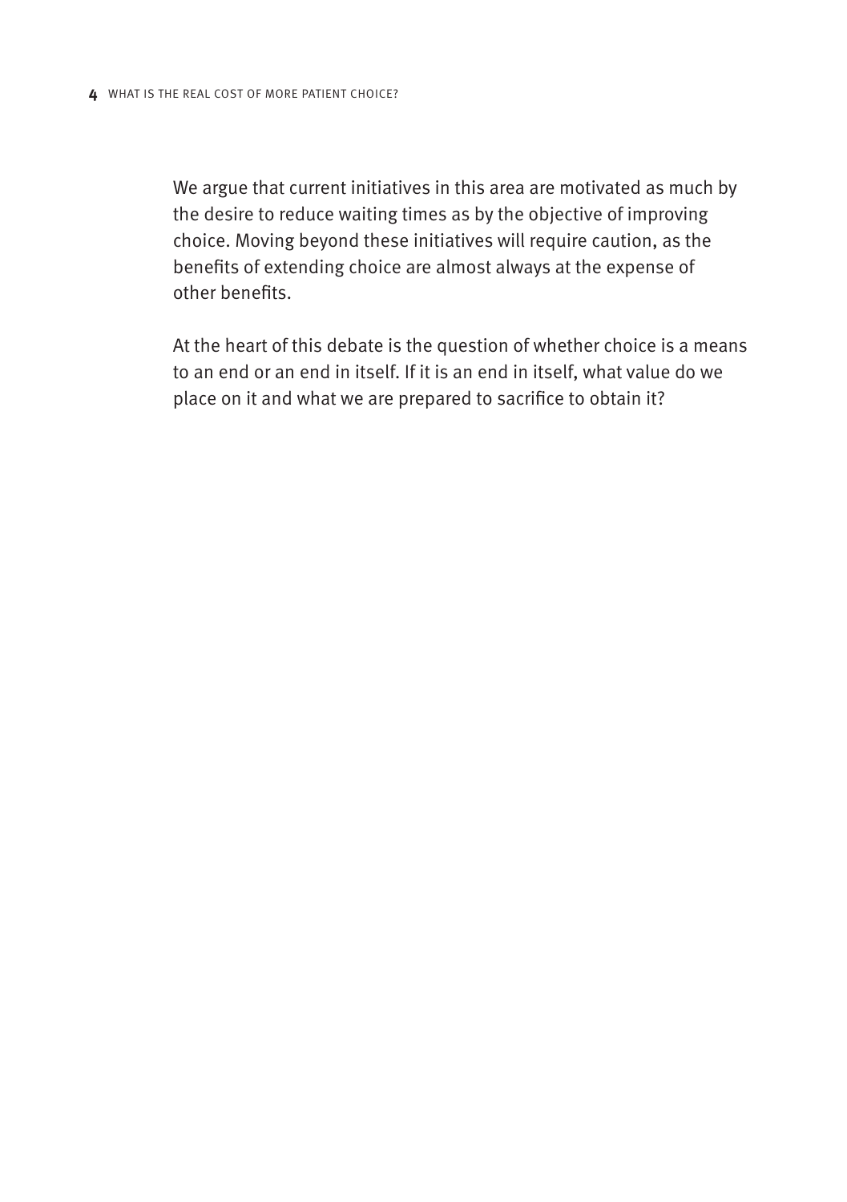We argue that current initiatives in this area are motivated as much by the desire to reduce waiting times as by the objective of improving choice. Moving beyond these initiatives will require caution, as the benefits of extending choice are almost always at the expense of other benefits.

At the heart of this debate is the question of whether choice is a means to an end or an end in itself. If it is an end in itself, what value do we place on it and what we are prepared to sacrifice to obtain it?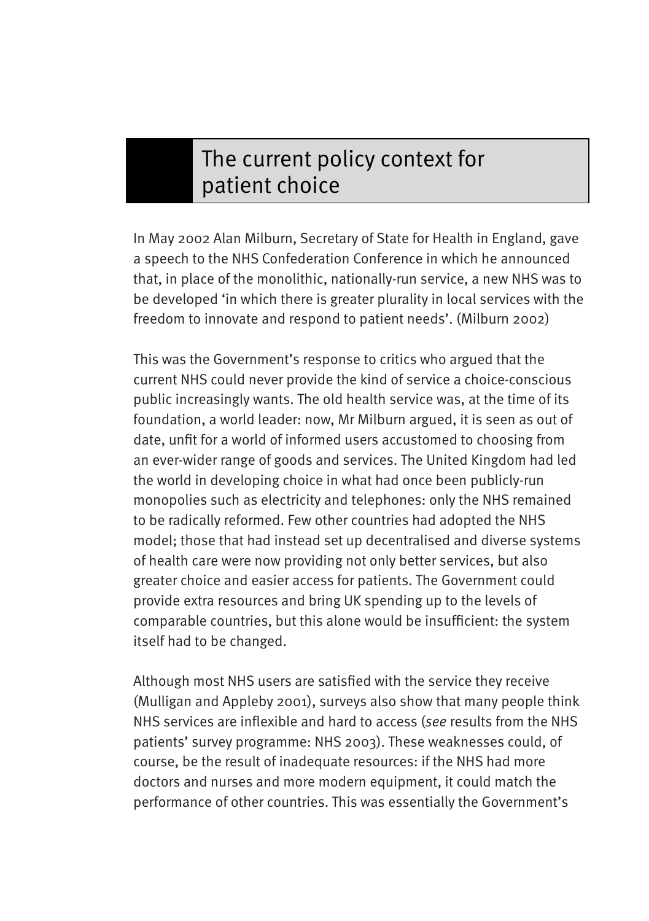# The current policy context for patient choice

In May 2002 Alan Milburn, Secretary of State for Health in England, gave a speech to the NHS Confederation Conference in which he announced that, in place of the monolithic, nationally-run service, a new NHS was to be developed 'in which there is greater plurality in local services with the freedom to innovate and respond to patient needs'. (Milburn 2002)

This was the Government's response to critics who argued that the current NHS could never provide the kind of service a choice-conscious public increasingly wants. The old health service was, at the time of its foundation, a world leader: now, Mr Milburn argued, it is seen as out of date, unfit for a world of informed users accustomed to choosing from an ever-wider range of goods and services. The United Kingdom had led the world in developing choice in what had once been publicly-run monopolies such as electricity and telephones: only the NHS remained to be radically reformed. Few other countries had adopted the NHS model; those that had instead set up decentralised and diverse systems of health care were now providing not only better services, but also greater choice and easier access for patients. The Government could provide extra resources and bring UK spending up to the levels of comparable countries, but this alone would be insufficient: the system itself had to be changed.

Although most NHS users are satisfied with the service they receive (Mulligan and Appleby 2001), surveys also show that many people think NHS services are inflexible and hard to access (*see* results from the NHS patients' survey programme: NHS 2003). These weaknesses could, of course, be the result of inadequate resources: if the NHS had more doctors and nurses and more modern equipment, it could match the performance of other countries. This was essentially the Government's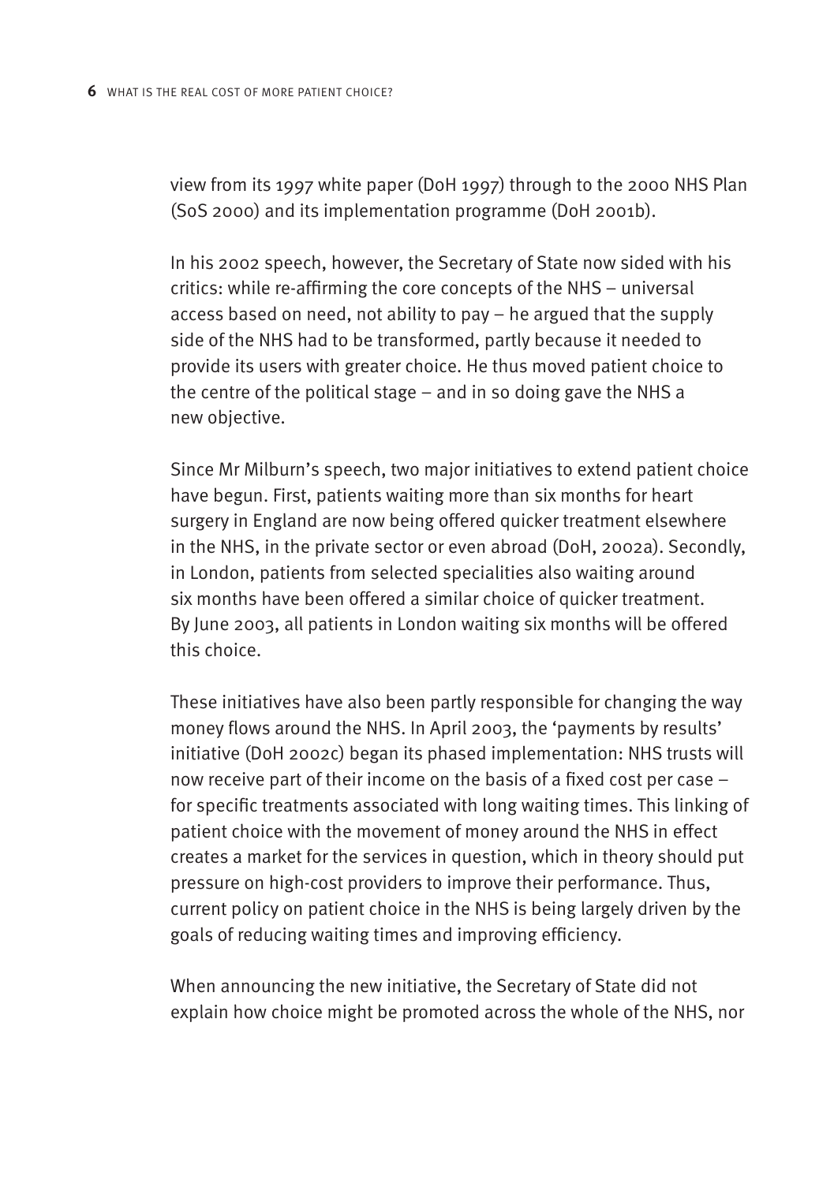view from its 1997 white paper (DoH 1997) through to the 2000 NHS Plan (SoS 2000) and its implementation programme (DoH 2001b).

In his 2002 speech, however, the Secretary of State now sided with his critics: while re-affirming the core concepts of the NHS – universal access based on need, not ability to pay – he argued that the supply side of the NHS had to be transformed, partly because it needed to provide its users with greater choice. He thus moved patient choice to the centre of the political stage – and in so doing gave the NHS a new objective.

Since Mr Milburn's speech, two major initiatives to extend patient choice have begun. First, patients waiting more than six months for heart surgery in England are now being offered quicker treatment elsewhere in the NHS, in the private sector or even abroad (DoH, 2002a). Secondly, in London, patients from selected specialities also waiting around six months have been offered a similar choice of quicker treatment. By June 2003, all patients in London waiting six months will be offered this choice.

These initiatives have also been partly responsible for changing the way money flows around the NHS. In April 2003, the 'payments by results' initiative (DoH 2002c) began its phased implementation: NHS trusts will now receive part of their income on the basis of a fixed cost per case – for specific treatments associated with long waiting times. This linking of patient choice with the movement of money around the NHS in effect creates a market for the services in question, which in theory should put pressure on high-cost providers to improve their performance. Thus, current policy on patient choice in the NHS is being largely driven by the goals of reducing waiting times and improving efficiency.

When announcing the new initiative, the Secretary of State did not explain how choice might be promoted across the whole of the NHS, nor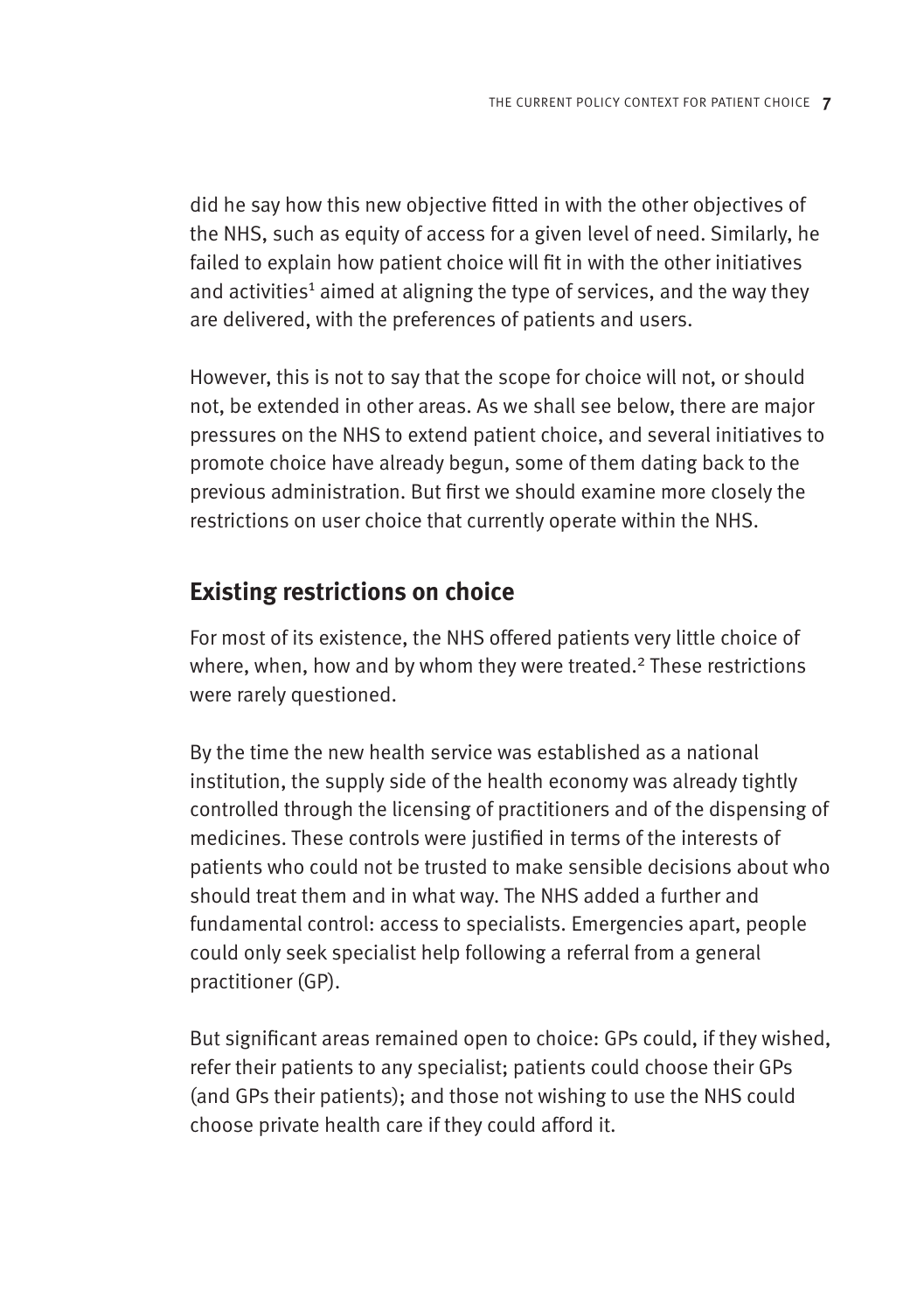did he say how this new objective fitted in with the other objectives of the NHS, such as equity of access for a given level of need. Similarly, he failed to explain how patient choice will fit in with the other initiatives and activities[1] aimed at aligning the type of services, and the way they are delivered, with the preferences of patients and users.

However, this is not to say that the scope for choice will not, or should not, be extended in other areas. As we shall see below, there are major pressures on the NHS to extend patient choice, and several initiatives to promote choice have already begun, some of them dating back to the previous administration. But first we should examine more closely the restrictions on user choice that currently operate within the NHS.

## Existing restrictions on choice

For most of its existence, the NHS offered patients very little choice of where, when, how and by whom they were treated.[2] These restrictions were rarely questioned.

By the time the new health service was established as a national institution, the supply side of the health economy was already tightly controlled through the licensing of practitioners and of the dispensing of medicines. These controls were justified in terms of the interests of patients who could not be trusted to make sensible decisions about who should treat them and in what way. The NHS added a further and fundamental control: access to specialists. Emergencies apart, people could only seek specialist help following a referral from a general practitioner (GP).

But significant areas remained open to choice: GPs could, if they wished, refer their patients to any specialist; patients could choose their GPs (and GPs their patients); and those not wishing to use the NHS could choose private health care if they could afford it.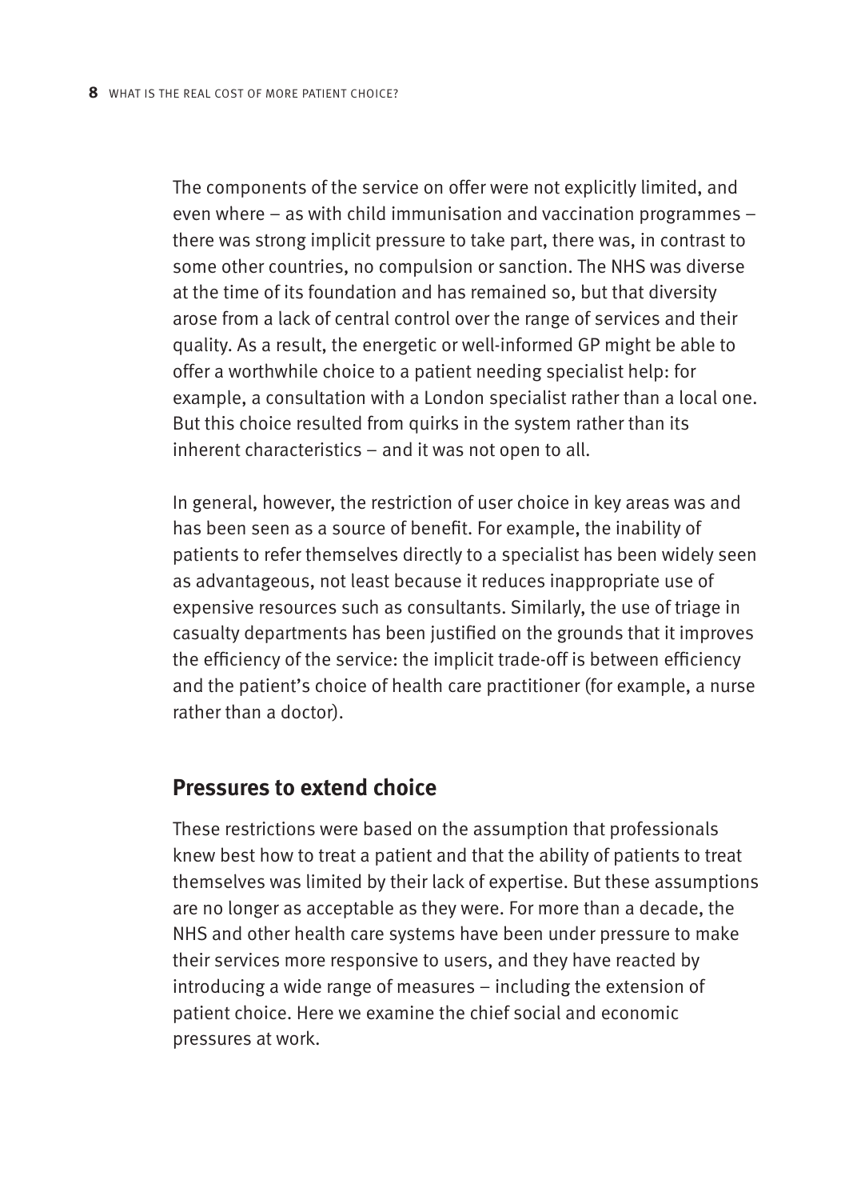The components of the service on offer were not explicitly limited, and even where – as with child immunisation and vaccination programmes – there was strong implicit pressure to take part, there was, in contrast to some other countries, no compulsion or sanction. The NHS was diverse at the time of its foundation and has remained so, but that diversity arose from a lack of central control over the range of services and their quality. As a result, the energetic or well-informed GP might be able to offer a worthwhile choice to a patient needing specialist help: for example, a consultation with a London specialist rather than a local one. But this choice resulted from quirks in the system rather than its inherent characteristics – and it was not open to all.

In general, however, the restriction of user choice in key areas was and has been seen as a source of benefit. For example, the inability of patients to refer themselves directly to a specialist has been widely seen as advantageous, not least because it reduces inappropriate use of expensive resources such as consultants. Similarly, the use of triage in casualty departments has been justified on the grounds that it improves the efficiency of the service: the implicit trade-off is between efficiency and the patient's choice of health care practitioner (for example, a nurse rather than a doctor).

## Pressures to extend choice

These restrictions were based on the assumption that professionals knew best how to treat a patient and that the ability of patients to treat themselves was limited by their lack of expertise. But these assumptions are no longer as acceptable as they were. For more than a decade, the NHS and other health care systems have been under pressure to make their services more responsive to users, and they have reacted by introducing a wide range of measures – including the extension of patient choice. Here we examine the chief social and economic pressures at work.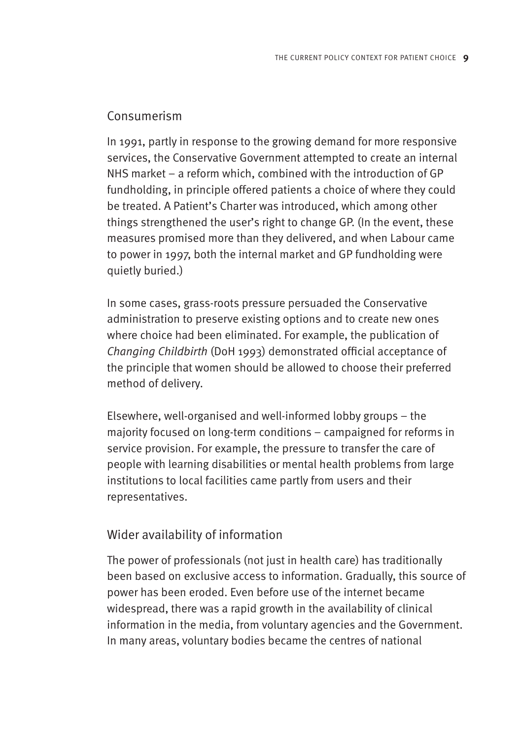## Consumerism

In 1991, partly in response to the growing demand for more responsive services, the Conservative Government attempted to create an internal NHS market – a reform which, combined with the introduction of GP fundholding, in principle offered patients a choice of where they could be treated. A Patient's Charter was introduced, which among other things strengthened the user's right to change GP. (In the event, these measures promised more than they delivered, and when Labour came to power in 1997, both the internal market and GP fundholding were quietly buried.)

In some cases, grass-roots pressure persuaded the Conservative administration to preserve existing options and to create new ones where choice had been eliminated. For example, the publication of *Changing Childbirth* (DoH 1993) demonstrated official acceptance of the principle that women should be allowed to choose their preferred method of delivery.

Elsewhere, well-organised and well-informed lobby groups – the majority focused on long-term conditions – campaigned for reforms in service provision. For example, the pressure to transfer the care of people with learning disabilities or mental health problems from large institutions to local facilities came partly from users and their representatives.

## Wider availability of information

The power of professionals (not just in health care) has traditionally been based on exclusive access to information. Gradually, this source of power has been eroded. Even before use of the internet became widespread, there was a rapid growth in the availability of clinical information in the media, from voluntary agencies and the Government. In many areas, voluntary bodies became the centres of national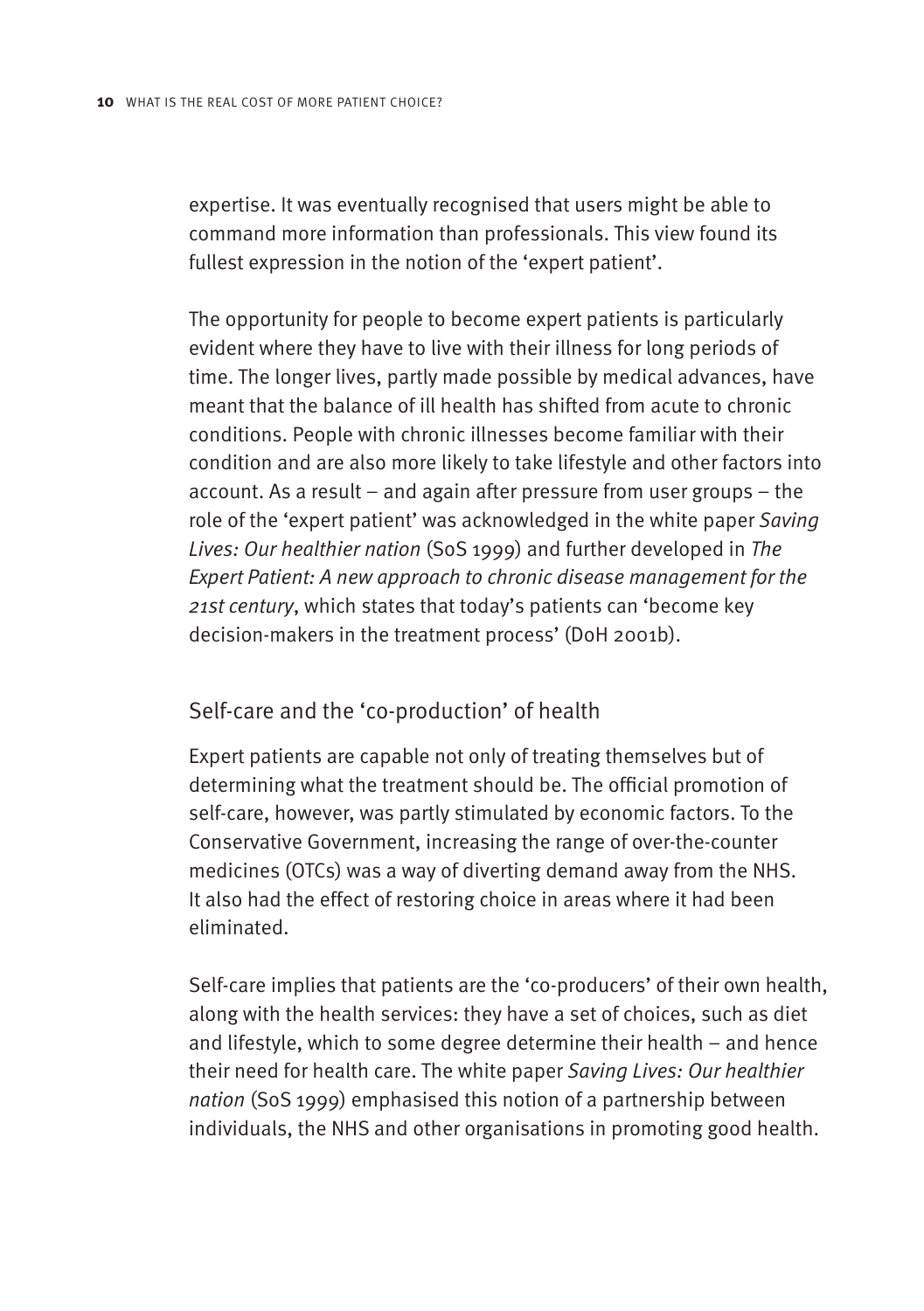expertise. It was eventually recognised that users might be able to command more information than professionals. This view found its fullest expression in the notion of the 'expert patient'.

The opportunity for people to become expert patients is particularly evident where they have to live with their illness for long periods of time. The longer lives, partly made possible by medical advances, have meant that the balance of ill health has shifted from acute to chronic conditions. People with chronic illnesses become familiar with their condition and are also more likely to take lifestyle and other factors into account. As a result – and again after pressure from user groups – the role of the 'expert patient' was acknowledged in the white paper *Saving Lives: Our healthier nation* (SoS 1999) and further developed in *The Expert Patient: A new approach to chronic disease management for the 21st century*, which states that today's patients can 'become key decision-makers in the treatment process' (DoH 2001b).

## Self-care and the 'co-production' of health

Expert patients are capable not only of treating themselves but of determining what the treatment should be. The official promotion of self-care, however, was partly stimulated by economic factors. To the Conservative Government, increasing the range of over-the-counter medicines (OTCs) was a way of diverting demand away from the NHS. It also had the effect of restoring choice in areas where it had been eliminated.

Self-care implies that patients are the 'co-producers' of their own health, along with the health services: they have a set of choices, such as diet and lifestyle, which to some degree determine their health – and hence their need for health care. The white paper *Saving Lives: Our healthier nation* (SoS 1999) emphasised this notion of a partnership between individuals, the NHS and other organisations in promoting good health.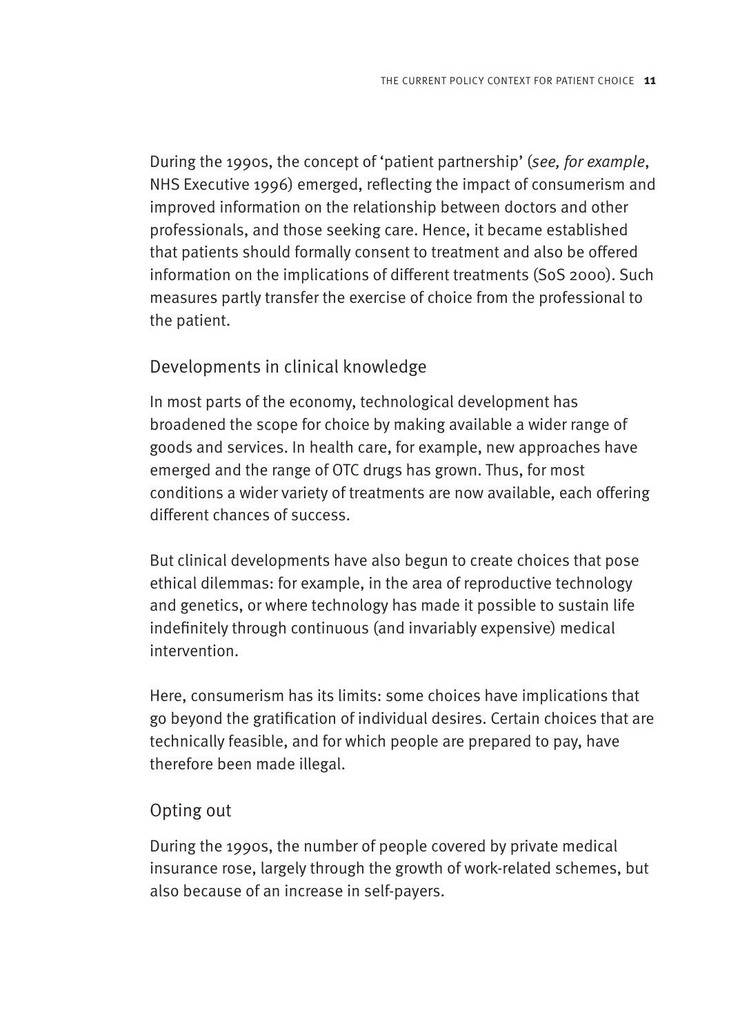During the 1990s, the concept of 'patient partnership' (*see, for example*, NHS Executive 1996) emerged, reflecting the impact of consumerism and improved information on the relationship between doctors and other professionals, and those seeking care. Hence, it became established that patients should formally consent to treatment and also be offered information on the implications of different treatments (SoS 2000). Such measures partly transfer the exercise of choice from the professional to the patient.

## Developments in clinical knowledge

In most parts of the economy, technological development has broadened the scope for choice by making available a wider range of goods and services. In health care, for example, new approaches have emerged and the range of OTC drugs has grown. Thus, for most conditions a wider variety of treatments are now available, each offering different chances of success.

But clinical developments have also begun to create choices that pose ethical dilemmas: for example, in the area of reproductive technology and genetics, or where technology has made it possible to sustain life indefinitely through continuous (and invariably expensive) medical intervention.

Here, consumerism has its limits: some choices have implications that go beyond the gratification of individual desires. Certain choices that are technically feasible, and for which people are prepared to pay, have therefore been made illegal.

## Opting out

During the 1990s, the number of people covered by private medical insurance rose, largely through the growth of work-related schemes, but also because of an increase in self-payers.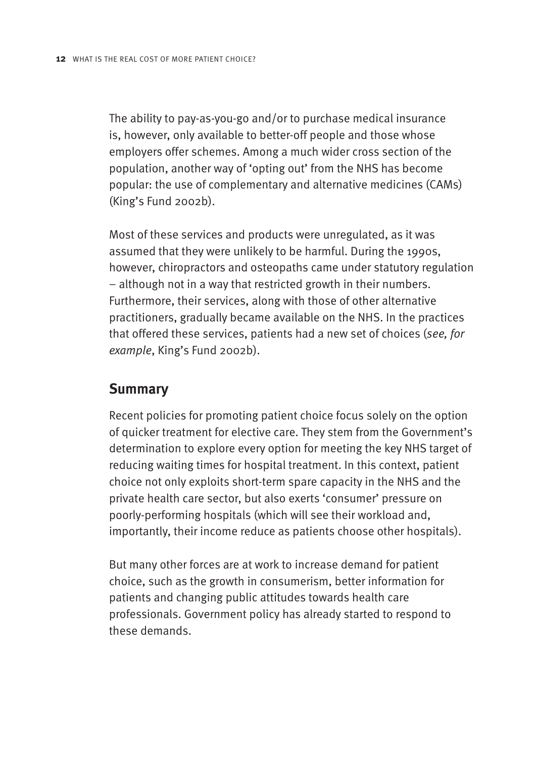The ability to pay-as-you-go and/or to purchase medical insurance is, however, only available to better-off people and those whose employers offer schemes. Among a much wider cross section of the population, another way of 'opting out' from the NHS has become popular: the use of complementary and alternative medicines (CAMs) (King's Fund 2002b).

Most of these services and products were unregulated, as it was assumed that they were unlikely to be harmful. During the 1990s, however, chiropractors and osteopaths came under statutory regulation – although not in a way that restricted growth in their numbers. Furthermore, their services, along with those of other alternative practitioners, gradually became available on the NHS. In the practices that offered these services, patients had a new set of choices (*see, for example*, King's Fund 2002b).

## Summary

Recent policies for promoting patient choice focus solely on the option of quicker treatment for elective care. They stem from the Government's determination to explore every option for meeting the key NHS target of reducing waiting times for hospital treatment. In this context, patient choice not only exploits short-term spare capacity in the NHS and the private health care sector, but also exerts 'consumer' pressure on poorly-performing hospitals (which will see their workload and, importantly, their income reduce as patients choose other hospitals).

But many other forces are at work to increase demand for patient choice, such as the growth in consumerism, better information for patients and changing public attitudes towards health care professionals. Government policy has already started to respond to these demands.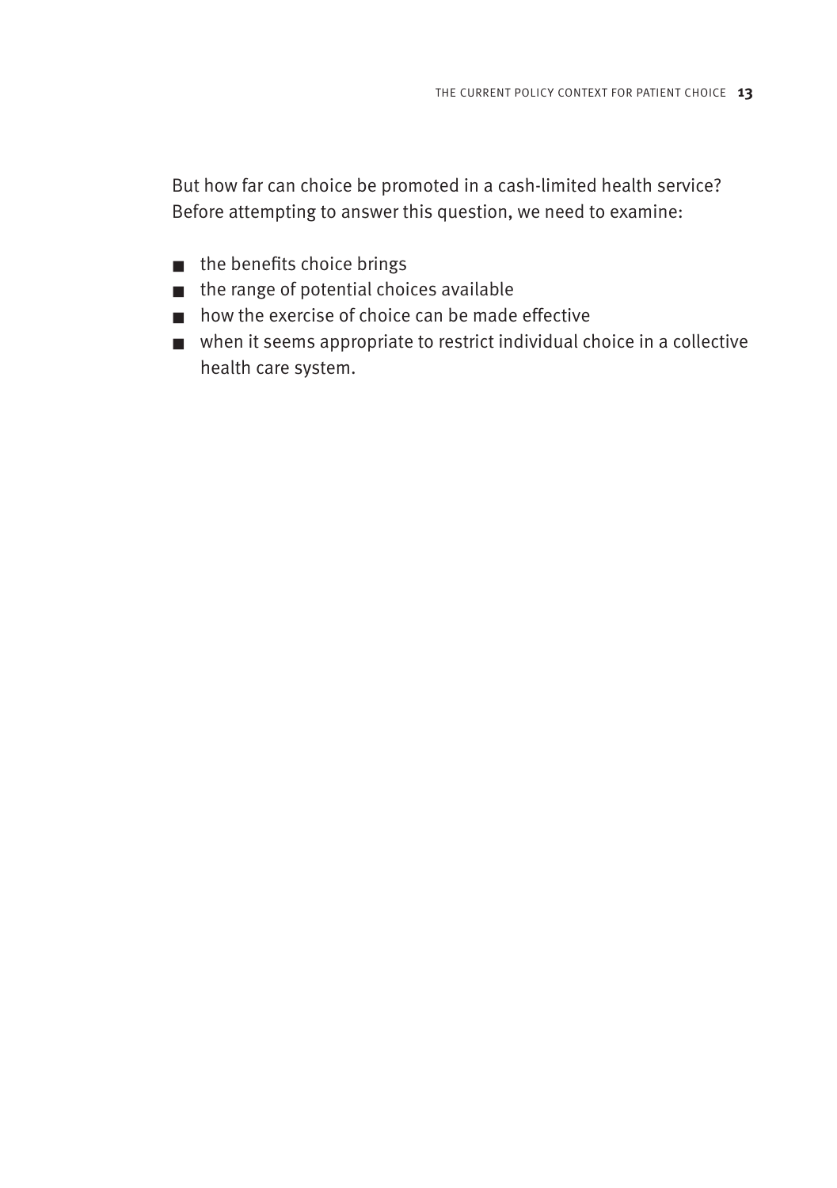But how far can choice be promoted in a cash-limited health service? Before attempting to answer this question, we need to examine:

- the benefits choice brings
- the range of potential choices available
- how the exercise of choice can be made effective
- when it seems appropriate to restrict individual choice in a collective health care system.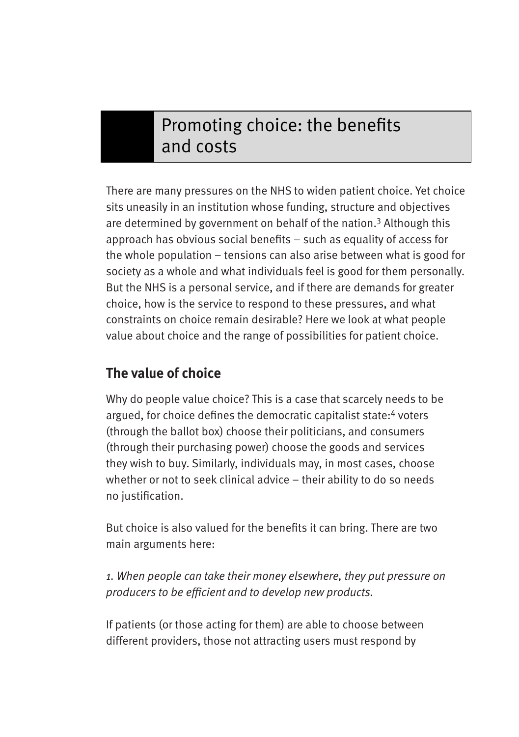# Promoting choice: the benefits and costs

There are many pressures on the NHS to widen patient choice. Yet choice sits uneasily in an institution whose funding, structure and objectives are determined by government on behalf of the nation.[3] Although this approach has obvious social benefits – such as equality of access for the whole population – tensions can also arise between what is good for society as a whole and what individuals feel is good for them personally. But the NHS is a personal service, and if there are demands for greater choice, how is the service to respond to these pressures, and what constraints on choice remain desirable? Here we look at what people value about choice and the range of possibilities for patient choice.

## The value of choice

Why do people value choice? This is a case that scarcely needs to be argued, for choice defines the democratic capitalist state:[4] voters (through the ballot box) choose their politicians, and consumers (through their purchasing power) choose the goods and services they wish to buy. Similarly, individuals may, in most cases, choose whether or not to seek clinical advice – their ability to do so needs no justification.

But choice is also valued for the benefits it can bring. There are two main arguments here:

*1. When people can take their money elsewhere, they put pressure on producers to be efficient and to develop new products.*

If patients (or those acting for them) are able to choose between different providers, those not attracting users must respond by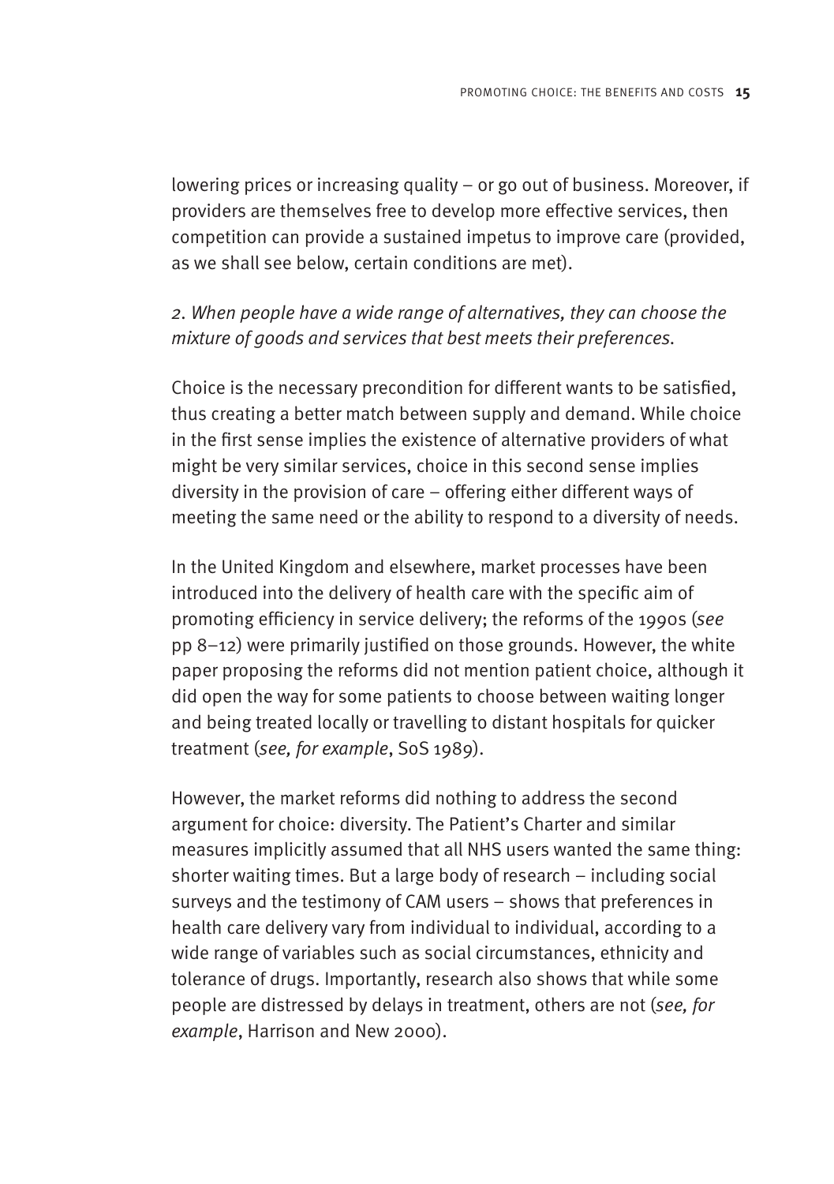lowering prices or increasing quality – or go out of business. Moreover, if providers are themselves free to develop more effective services, then competition can provide a sustained impetus to improve care (provided, as we shall see below, certain conditions are met).

*2. When people have a wide range of alternatives, they can choose the mixture of goods and services that best meets their preferences.*

Choice is the necessary precondition for different wants to be satisfied, thus creating a better match between supply and demand. While choice in the first sense implies the existence of alternative providers of what might be very similar services, choice in this second sense implies diversity in the provision of care – offering either different ways of meeting the same need or the ability to respond to a diversity of needs.

In the United Kingdom and elsewhere, market processes have been introduced into the delivery of health care with the specific aim of promoting efficiency in service delivery; the reforms of the 1990s (*see* pp 8–12) were primarily justified on those grounds. However, the white paper proposing the reforms did not mention patient choice, although it did open the way for some patients to choose between waiting longer and being treated locally or travelling to distant hospitals for quicker treatment (*see, for example*, SoS 1989).

However, the market reforms did nothing to address the second argument for choice: diversity. The Patient's Charter and similar measures implicitly assumed that all NHS users wanted the same thing: shorter waiting times. But a large body of research – including social surveys and the testimony of CAM users – shows that preferences in health care delivery vary from individual to individual, according to a wide range of variables such as social circumstances, ethnicity and tolerance of drugs. Importantly, research also shows that while some people are distressed by delays in treatment, others are not (*see, for example*, Harrison and New 2000).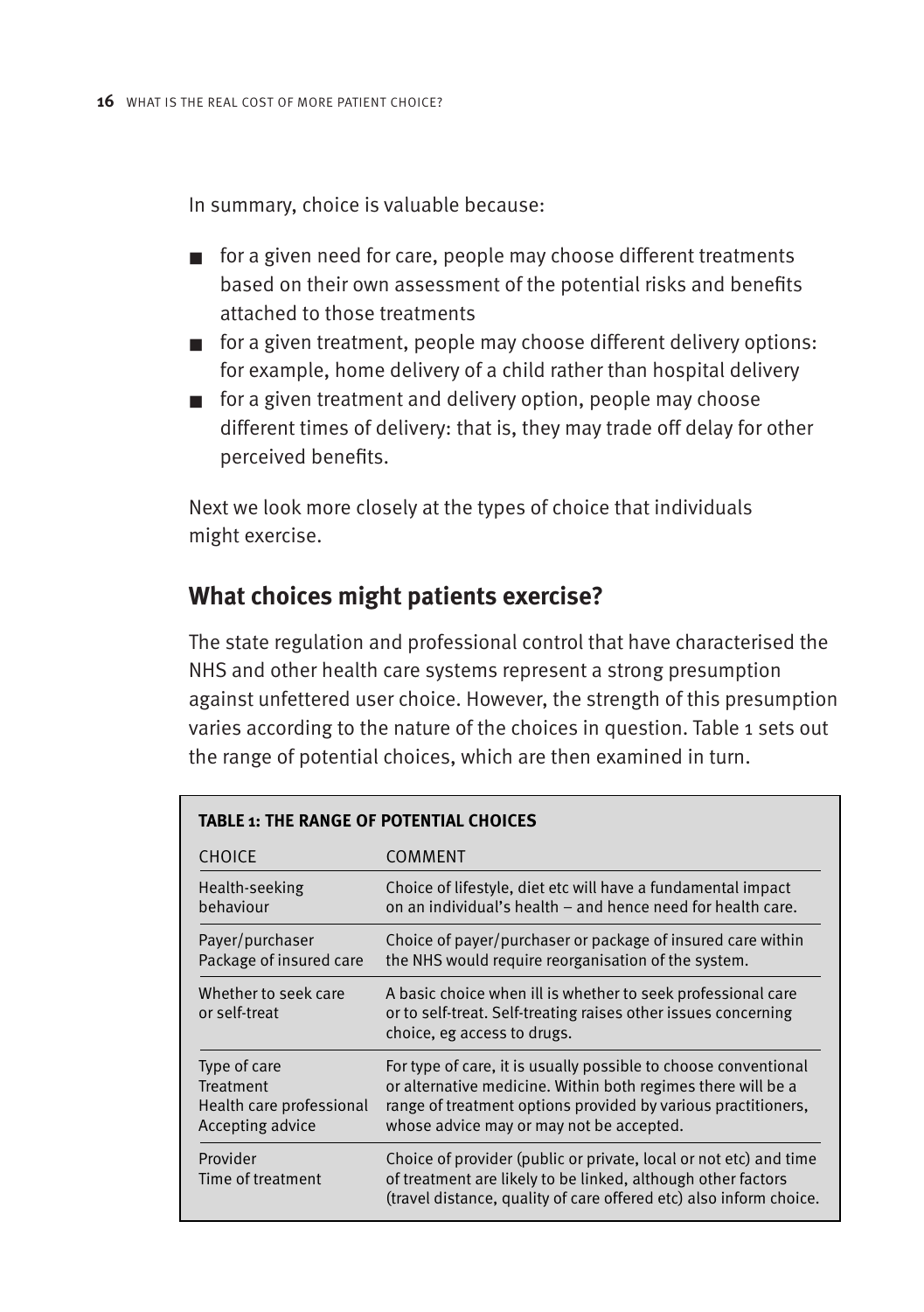In summary, choice is valuable because:

- for a given need for care, people may choose different treatments based on their own assessment of the potential risks and benefits attached to those treatments
- for a given treatment, people may choose different delivery options: for example, home delivery of a child rather than hospital delivery
- for a given treatment and delivery option, people may choose different times of delivery: that is, they may trade off delay for other perceived benefits.

Next we look more closely at the types of choice that individuals might exercise.

## What choices might patients exercise?

The state regulation and professional control that have characterised the NHS and other health care systems represent a strong presumption against unfettered user choice. However, the strength of this presumption varies according to the nature of the choices in question. Table 1 sets out the range of potential choices, which are then examined in turn.

**TABLE 1: THE RANGE OF POTENTIAL CHOICES**

| CHOICE | COMMENT |
|---|---|
| Health-seeking behaviour | Choice of lifestyle, diet etc will have a fundamental impact on an individual's health – and hence need for health care. |
| Payer/purchaser<br>Package of insured care | Choice of payer/purchaser or package of insured care within the NHS would require reorganisation of the system. |
| Whether to seek care or self-treat | A basic choice when ill is whether to seek professional care or to self-treat. Self-treating raises other issues concerning choice, eg access to drugs. |
| Type of care<br>Treatment<br>Health care professional<br>Accepting advice | For type of care, it is usually possible to choose conventional or alternative medicine. Within both regimes there will be a range of treatment options provided by various practitioners, whose advice may or may not be accepted. |
| Provider<br>Time of treatment | Choice of provider (public or private, local or not etc) and time of treatment are likely to be linked, although other factors (travel distance, quality of care offered etc) also inform choice. |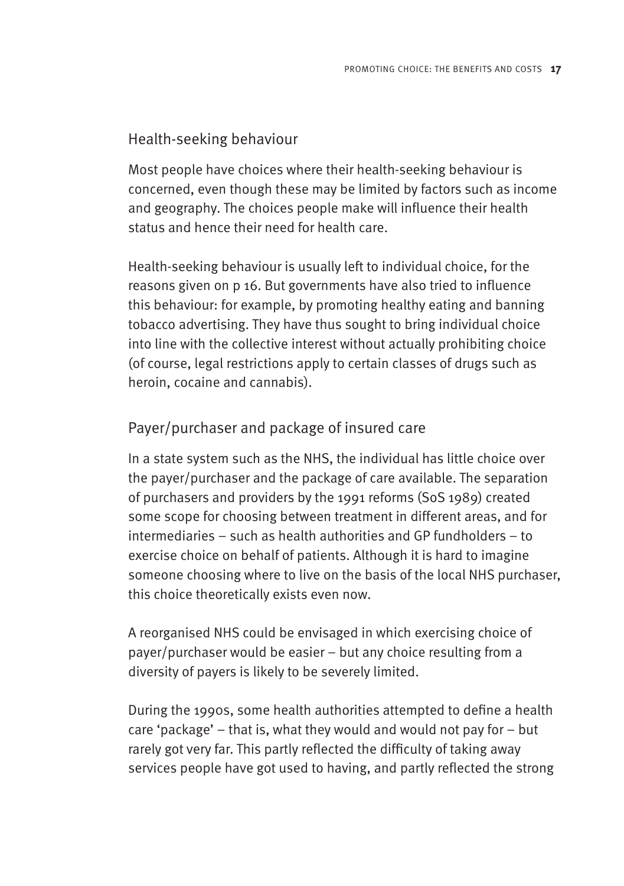## Health-seeking behaviour

Most people have choices where their health-seeking behaviour is concerned, even though these may be limited by factors such as income and geography. The choices people make will influence their health status and hence their need for health care.

Health-seeking behaviour is usually left to individual choice, for the reasons given on p 16. But governments have also tried to influence this behaviour: for example, by promoting healthy eating and banning tobacco advertising. They have thus sought to bring individual choice into line with the collective interest without actually prohibiting choice (of course, legal restrictions apply to certain classes of drugs such as heroin, cocaine and cannabis).

## Payer/purchaser and package of insured care

In a state system such as the NHS, the individual has little choice over the payer/purchaser and the package of care available. The separation of purchasers and providers by the 1991 reforms (SoS 1989) created some scope for choosing between treatment in different areas, and for intermediaries – such as health authorities and GP fundholders – to exercise choice on behalf of patients. Although it is hard to imagine someone choosing where to live on the basis of the local NHS purchaser, this choice theoretically exists even now.

A reorganised NHS could be envisaged in which exercising choice of payer/purchaser would be easier – but any choice resulting from a diversity of payers is likely to be severely limited.

During the 1990s, some health authorities attempted to define a health care 'package' – that is, what they would and would not pay for – but rarely got very far. This partly reflected the difficulty of taking away services people have got used to having, and partly reflected the strong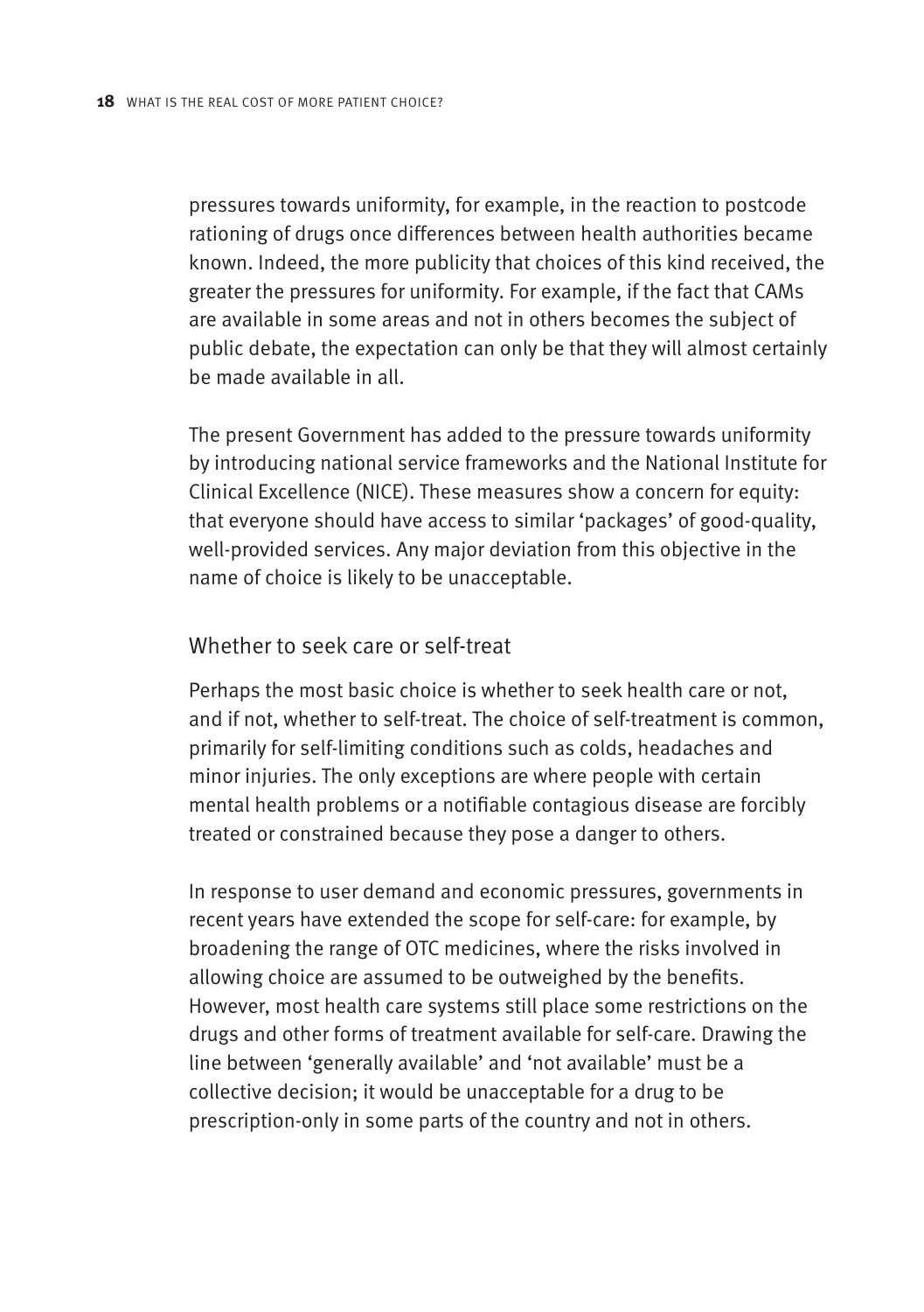pressures towards uniformity, for example, in the reaction to postcode rationing of drugs once differences between health authorities became known. Indeed, the more publicity that choices of this kind received, the greater the pressures for uniformity. For example, if the fact that CAMs are available in some areas and not in others becomes the subject of public debate, the expectation can only be that they will almost certainly be made available in all.

The present Government has added to the pressure towards uniformity by introducing national service frameworks and the National Institute for Clinical Excellence (NICE). These measures show a concern for equity: that everyone should have access to similar 'packages' of good-quality, well-provided services. Any major deviation from this objective in the name of choice is likely to be unacceptable.

## Whether to seek care or self-treat

Perhaps the most basic choice is whether to seek health care or not, and if not, whether to self-treat. The choice of self-treatment is common, primarily for self-limiting conditions such as colds, headaches and minor injuries. The only exceptions are where people with certain mental health problems or a notifiable contagious disease are forcibly treated or constrained because they pose a danger to others.

In response to user demand and economic pressures, governments in recent years have extended the scope for self-care: for example, by broadening the range of OTC medicines, where the risks involved in allowing choice are assumed to be outweighed by the benefits. However, most health care systems still place some restrictions on the drugs and other forms of treatment available for self-care. Drawing the line between 'generally available' and 'not available' must be a collective decision; it would be unacceptable for a drug to be prescription-only in some parts of the country and not in others.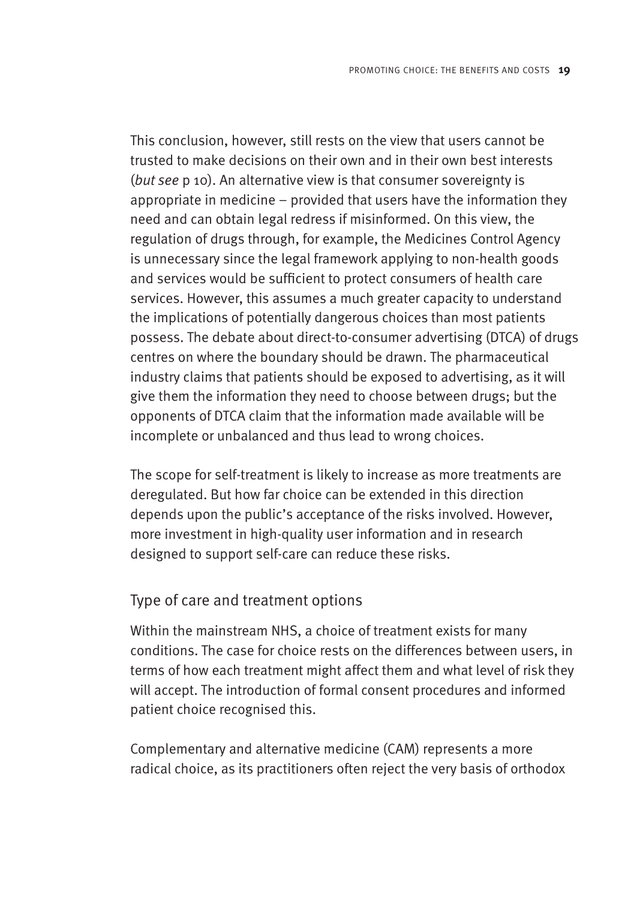This conclusion, however, still rests on the view that users cannot be trusted to make decisions on their own and in their own best interests (*but see* p 10). An alternative view is that consumer sovereignty is appropriate in medicine – provided that users have the information they need and can obtain legal redress if misinformed. On this view, the regulation of drugs through, for example, the Medicines Control Agency is unnecessary since the legal framework applying to non-health goods and services would be sufficient to protect consumers of health care services. However, this assumes a much greater capacity to understand the implications of potentially dangerous choices than most patients possess. The debate about direct-to-consumer advertising (DTCA) of drugs centres on where the boundary should be drawn. The pharmaceutical industry claims that patients should be exposed to advertising, as it will give them the information they need to choose between drugs; but the opponents of DTCA claim that the information made available will be incomplete or unbalanced and thus lead to wrong choices.

The scope for self-treatment is likely to increase as more treatments are deregulated. But how far choice can be extended in this direction depends upon the public's acceptance of the risks involved. However, more investment in high-quality user information and in research designed to support self-care can reduce these risks.

## Type of care and treatment options

Within the mainstream NHS, a choice of treatment exists for many conditions. The case for choice rests on the differences between users, in terms of how each treatment might affect them and what level of risk they will accept. The introduction of formal consent procedures and informed patient choice recognised this.

Complementary and alternative medicine (CAM) represents a more radical choice, as its practitioners often reject the very basis of orthodox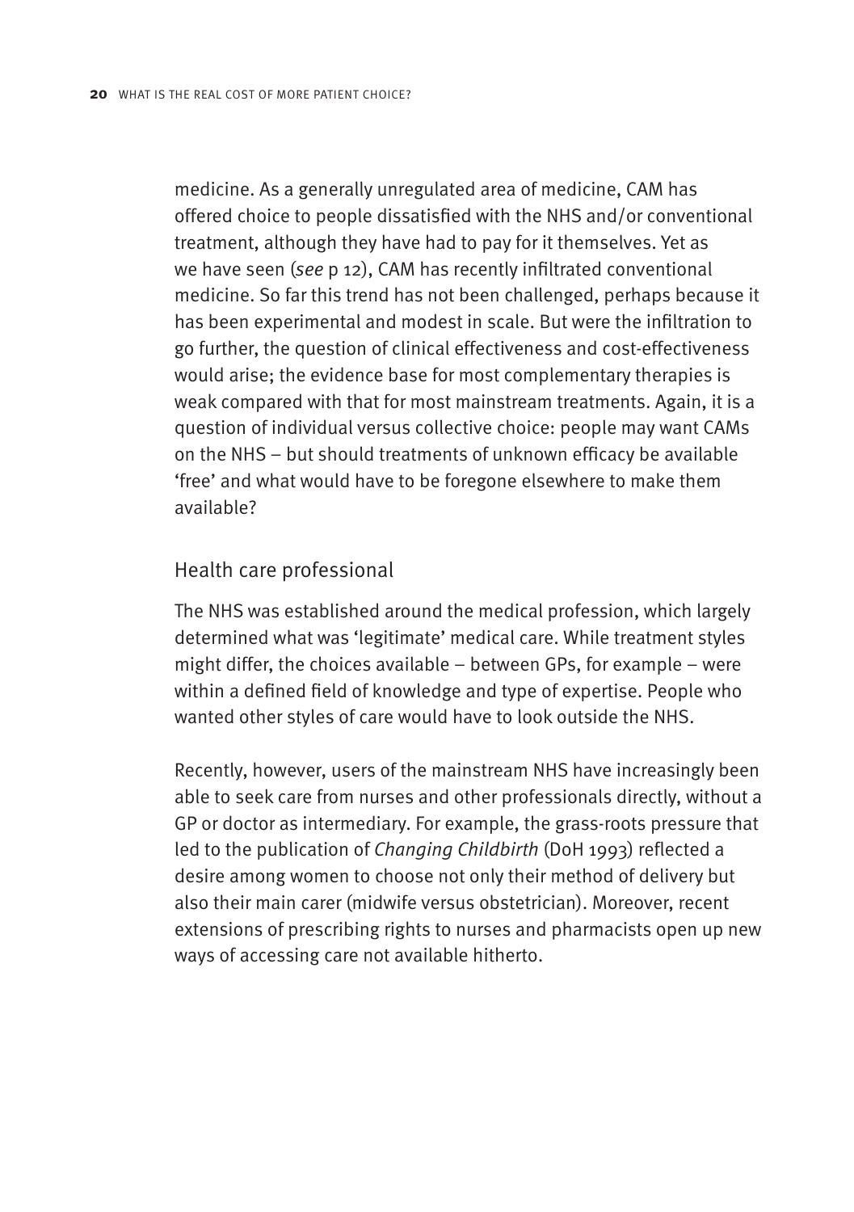medicine. As a generally unregulated area of medicine, CAM has offered choice to people dissatisfied with the NHS and/or conventional treatment, although they have had to pay for it themselves. Yet as we have seen (*see* p 12), CAM has recently infiltrated conventional medicine. So far this trend has not been challenged, perhaps because it has been experimental and modest in scale. But were the infiltration to go further, the question of clinical effectiveness and cost-effectiveness would arise; the evidence base for most complementary therapies is weak compared with that for most mainstream treatments. Again, it is a question of individual versus collective choice: people may want CAMs on the NHS – but should treatments of unknown efficacy be available 'free' and what would have to be foregone elsewhere to make them available?

## Health care professional

The NHS was established around the medical profession, which largely determined what was 'legitimate' medical care. While treatment styles might differ, the choices available – between GPs, for example – were within a defined field of knowledge and type of expertise. People who wanted other styles of care would have to look outside the NHS.

Recently, however, users of the mainstream NHS have increasingly been able to seek care from nurses and other professionals directly, without a GP or doctor as intermediary. For example, the grass-roots pressure that led to the publication of *Changing Childbirth* (DoH 1993) reflected a desire among women to choose not only their method of delivery but also their main carer (midwife versus obstetrician). Moreover, recent extensions of prescribing rights to nurses and pharmacists open up new ways of accessing care not available hitherto.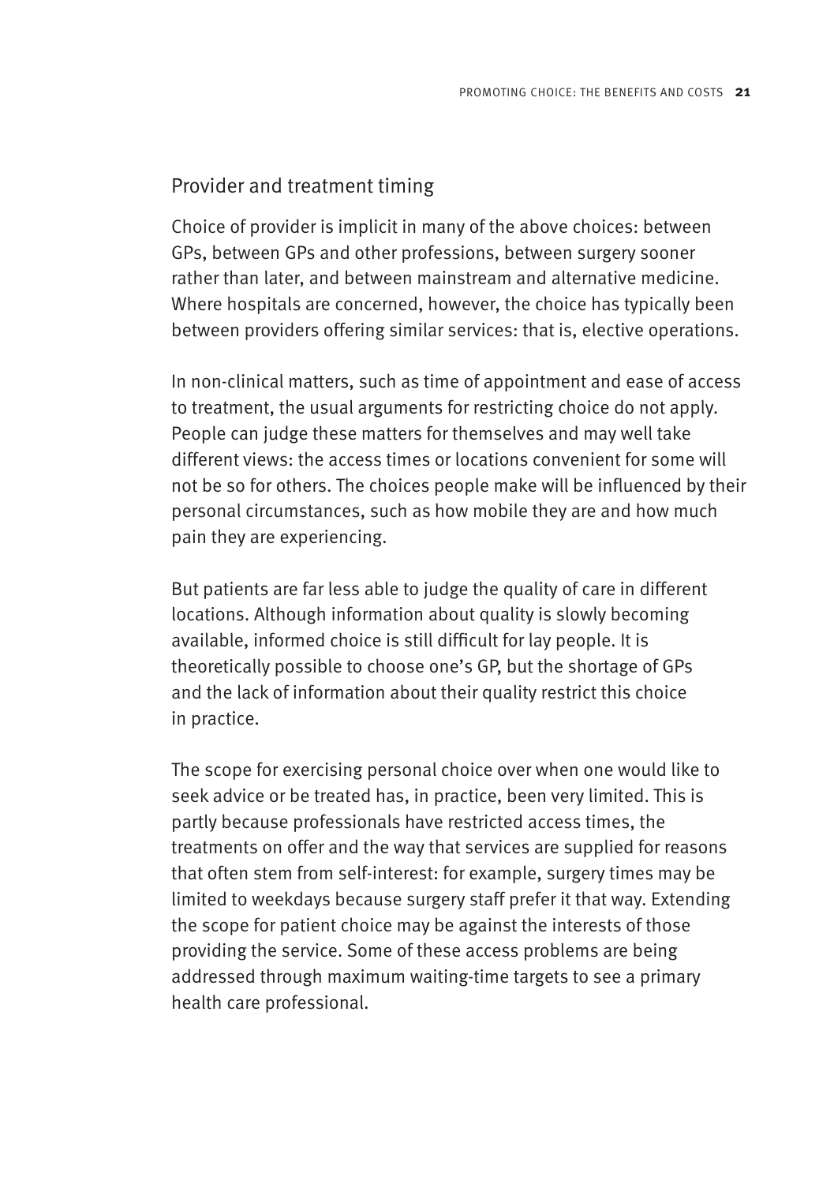## Provider and treatment timing

Choice of provider is implicit in many of the above choices: between GPs, between GPs and other professions, between surgery sooner rather than later, and between mainstream and alternative medicine. Where hospitals are concerned, however, the choice has typically been between providers offering similar services: that is, elective operations.

In non-clinical matters, such as time of appointment and ease of access to treatment, the usual arguments for restricting choice do not apply. People can judge these matters for themselves and may well take different views: the access times or locations convenient for some will not be so for others. The choices people make will be influenced by their personal circumstances, such as how mobile they are and how much pain they are experiencing.

But patients are far less able to judge the quality of care in different locations. Although information about quality is slowly becoming available, informed choice is still difficult for lay people. It is theoretically possible to choose one's GP, but the shortage of GPs and the lack of information about their quality restrict this choice in practice.

The scope for exercising personal choice over when one would like to seek advice or be treated has, in practice, been very limited. This is partly because professionals have restricted access times, the treatments on offer and the way that services are supplied for reasons that often stem from self-interest: for example, surgery times may be limited to weekdays because surgery staff prefer it that way. Extending the scope for patient choice may be against the interests of those providing the service. Some of these access problems are being addressed through maximum waiting-time targets to see a primary health care professional.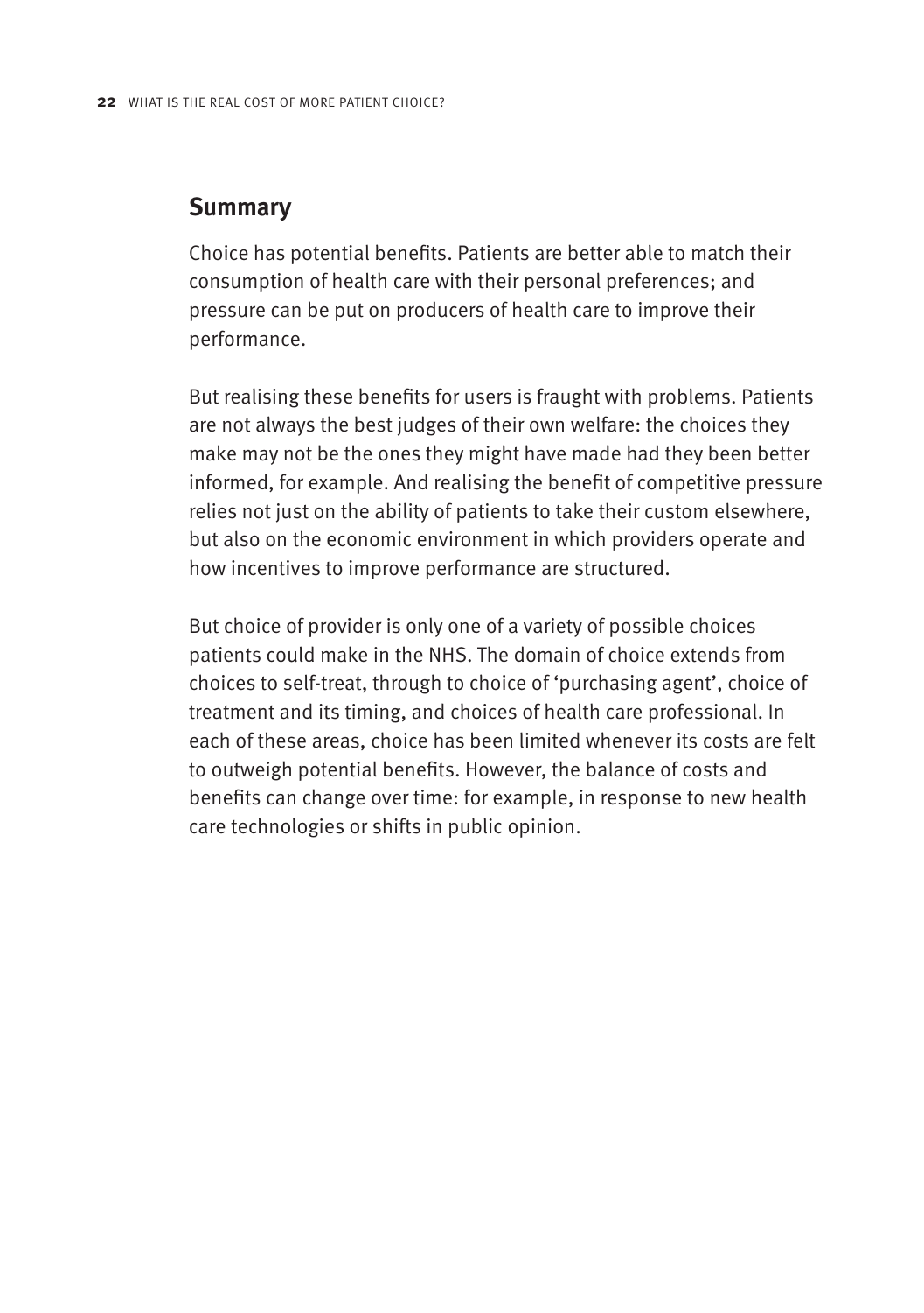## Summary

Choice has potential benefits. Patients are better able to match their consumption of health care with their personal preferences; and pressure can be put on producers of health care to improve their performance.

But realising these benefits for users is fraught with problems. Patients are not always the best judges of their own welfare: the choices they make may not be the ones they might have made had they been better informed, for example. And realising the benefit of competitive pressure relies not just on the ability of patients to take their custom elsewhere, but also on the economic environment in which providers operate and how incentives to improve performance are structured.

But choice of provider is only one of a variety of possible choices patients could make in the NHS. The domain of choice extends from choices to self-treat, through to choice of 'purchasing agent', choice of treatment and its timing, and choices of health care professional. In each of these areas, choice has been limited whenever its costs are felt to outweigh potential benefits. However, the balance of costs and benefits can change over time: for example, in response to new health care technologies or shifts in public opinion.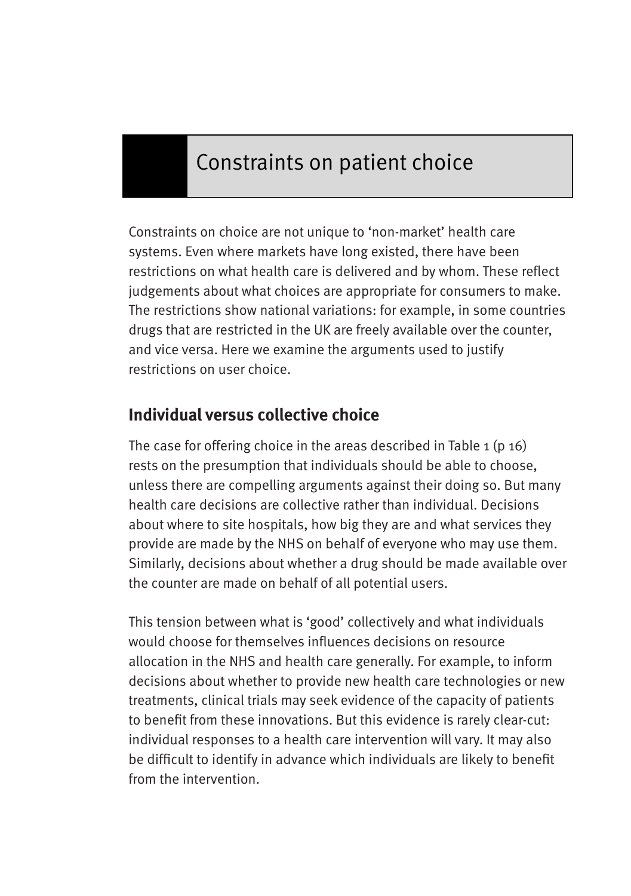# Constraints on patient choice

Constraints on choice are not unique to 'non-market' health care systems. Even where markets have long existed, there have been restrictions on what health care is delivered and by whom. These reflect judgements about what choices are appropriate for consumers to make. The restrictions show national variations: for example, in some countries drugs that are restricted in the UK are freely available over the counter, and vice versa. Here we examine the arguments used to justify restrictions on user choice.

## Individual versus collective choice

The case for offering choice in the areas described in Table 1 (p 16) rests on the presumption that individuals should be able to choose, unless there are compelling arguments against their doing so. But many health care decisions are collective rather than individual. Decisions about where to site hospitals, how big they are and what services they provide are made by the NHS on behalf of everyone who may use them. Similarly, decisions about whether a drug should be made available over the counter are made on behalf of all potential users.

This tension between what is 'good' collectively and what individuals would choose for themselves influences decisions on resource allocation in the NHS and health care generally. For example, to inform decisions about whether to provide new health care technologies or new treatments, clinical trials may seek evidence of the capacity of patients to benefit from these innovations. But this evidence is rarely clear-cut: individual responses to a health care intervention will vary. It may also be difficult to identify in advance which individuals are likely to benefit from the intervention.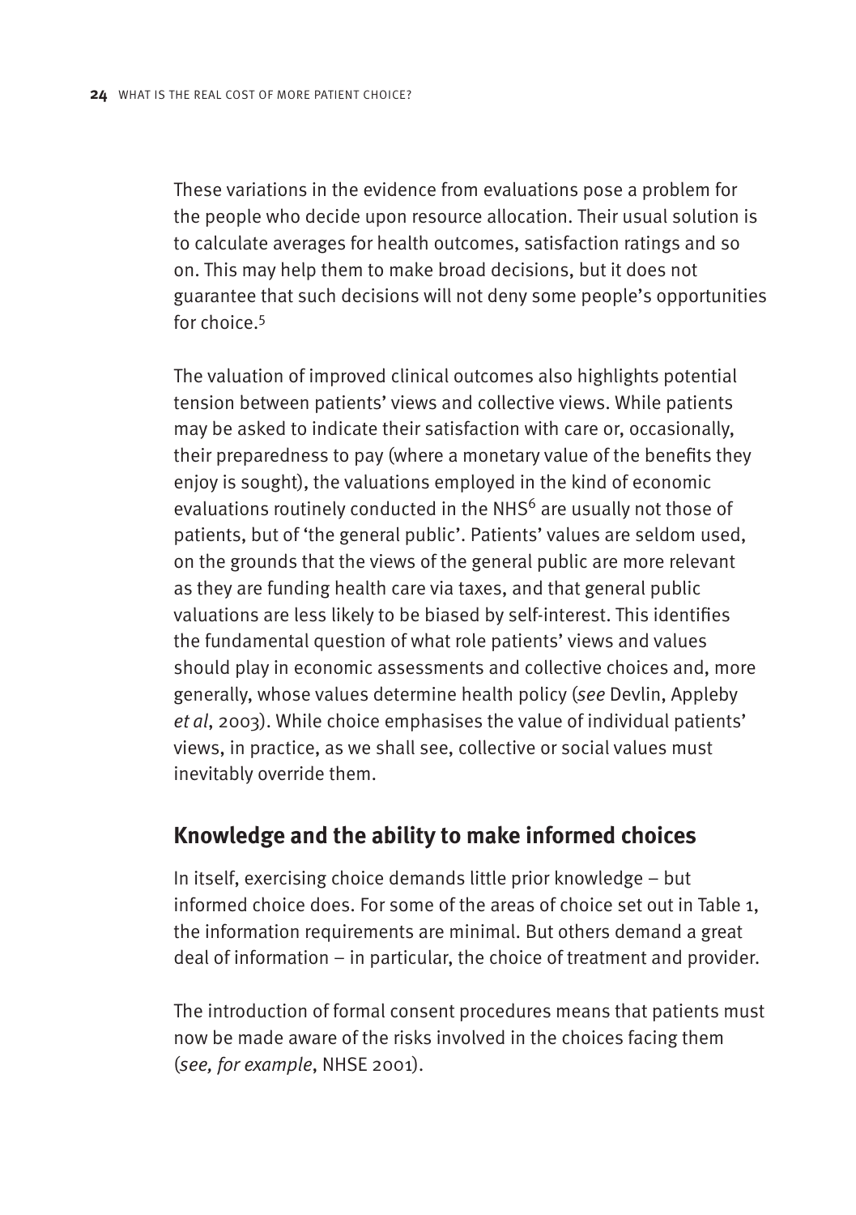These variations in the evidence from evaluations pose a problem for the people who decide upon resource allocation. Their usual solution is to calculate averages for health outcomes, satisfaction ratings and so on. This may help them to make broad decisions, but it does not guarantee that such decisions will not deny some people's opportunities for choice.[5]

The valuation of improved clinical outcomes also highlights potential tension between patients' views and collective views. While patients may be asked to indicate their satisfaction with care or, occasionally, their preparedness to pay (where a monetary value of the benefits they enjoy is sought), the valuations employed in the kind of economic evaluations routinely conducted in the NHS[6] are usually not those of patients, but of 'the general public'. Patients' values are seldom used, on the grounds that the views of the general public are more relevant as they are funding health care via taxes, and that general public valuations are less likely to be biased by self-interest. This identifies the fundamental question of what role patients' views and values should play in economic assessments and collective choices and, more generally, whose values determine health policy (*see* Devlin, Appleby *et al*, 2003). While choice emphasises the value of individual patients' views, in practice, as we shall see, collective or social values must inevitably override them.

## Knowledge and the ability to make informed choices

In itself, exercising choice demands little prior knowledge – but informed choice does. For some of the areas of choice set out in Table 1, the information requirements are minimal. But others demand a great deal of information – in particular, the choice of treatment and provider.

The introduction of formal consent procedures means that patients must now be made aware of the risks involved in the choices facing them (*see, for example*, NHSE 2001).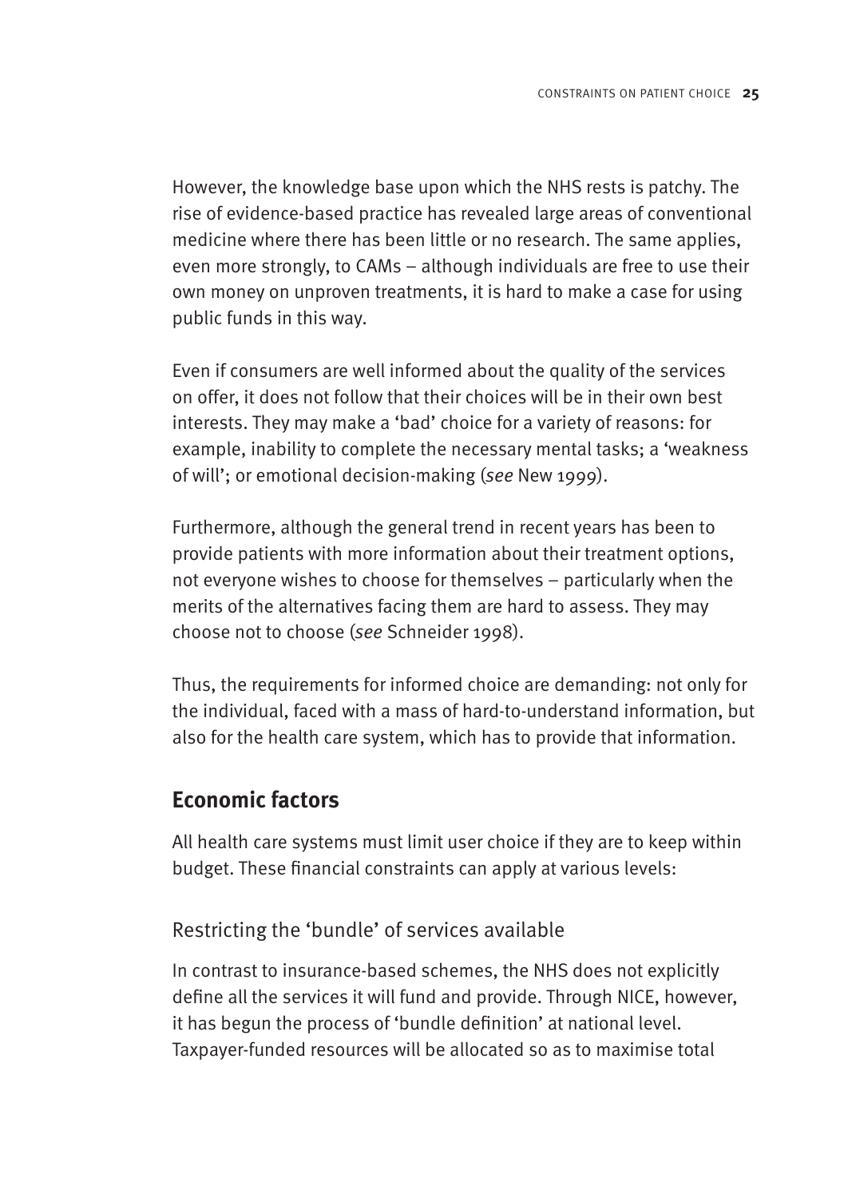However, the knowledge base upon which the NHS rests is patchy. The rise of evidence-based practice has revealed large areas of conventional medicine where there has been little or no research. The same applies, even more strongly, to CAMs – although individuals are free to use their own money on unproven treatments, it is hard to make a case for using public funds in this way.

Even if consumers are well informed about the quality of the services on offer, it does not follow that their choices will be in their own best interests. They may make a 'bad' choice for a variety of reasons: for example, inability to complete the necessary mental tasks; a 'weakness of will'; or emotional decision-making (*see* New 1999).

Furthermore, although the general trend in recent years has been to provide patients with more information about their treatment options, not everyone wishes to choose for themselves – particularly when the merits of the alternatives facing them are hard to assess. They may choose not to choose (*see* Schneider 1998).

Thus, the requirements for informed choice are demanding: not only for the individual, faced with a mass of hard-to-understand information, but also for the health care system, which has to provide that information.

## Economic factors

All health care systems must limit user choice if they are to keep within budget. These financial constraints can apply at various levels:

### Restricting the 'bundle' of services available

In contrast to insurance-based schemes, the NHS does not explicitly define all the services it will fund and provide. Through NICE, however, it has begun the process of 'bundle definition' at national level. Taxpayer-funded resources will be allocated so as to maximise total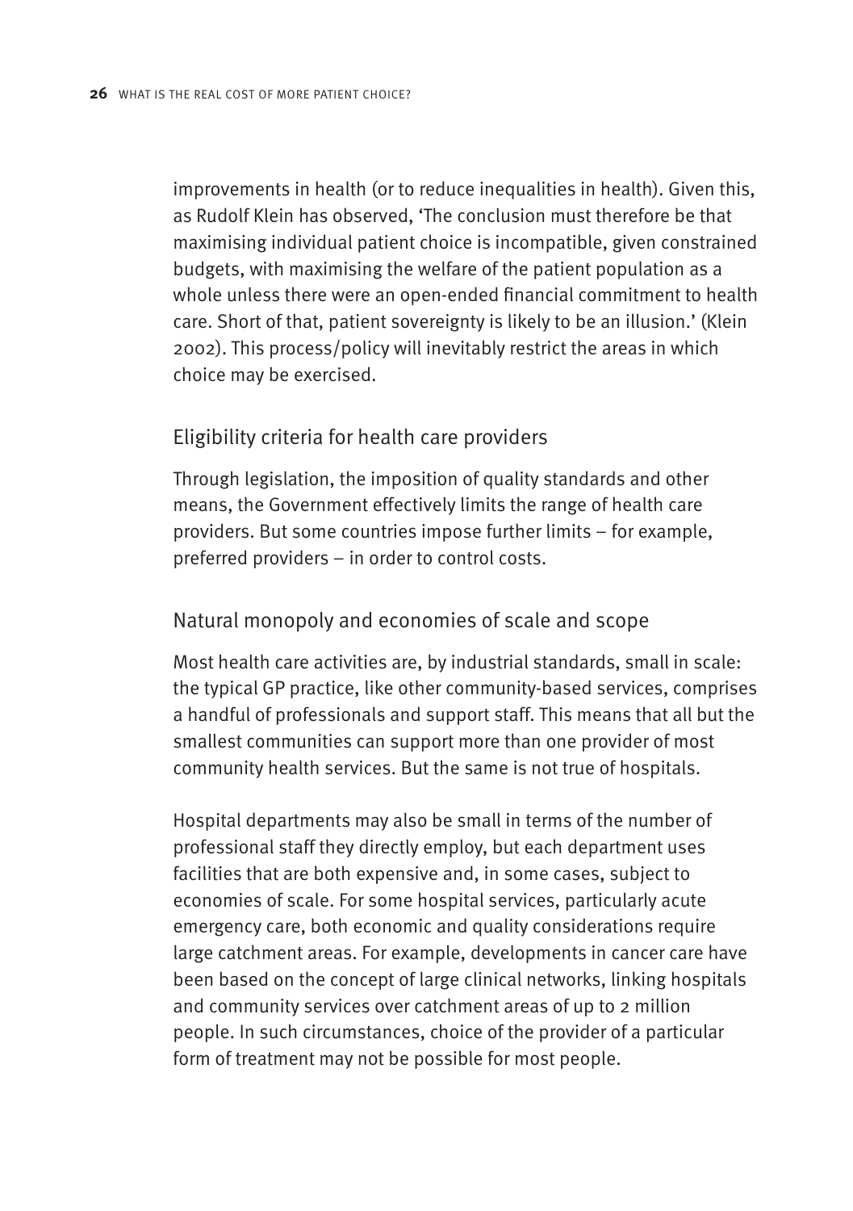improvements in health (or to reduce inequalities in health). Given this, as Rudolf Klein has observed, 'The conclusion must therefore be that maximising individual patient choice is incompatible, given constrained budgets, with maximising the welfare of the patient population as a whole unless there were an open-ended financial commitment to health care. Short of that, patient sovereignty is likely to be an illusion.' (Klein 2002). This process/policy will inevitably restrict the areas in which choice may be exercised.

### Eligibility criteria for health care providers

Through legislation, the imposition of quality standards and other means, the Government effectively limits the range of health care providers. But some countries impose further limits – for example, preferred providers – in order to control costs.

### Natural monopoly and economies of scale and scope

Most health care activities are, by industrial standards, small in scale: the typical GP practice, like other community-based services, comprises a handful of professionals and support staff. This means that all but the smallest communities can support more than one provider of most community health services. But the same is not true of hospitals.

Hospital departments may also be small in terms of the number of professional staff they directly employ, but each department uses facilities that are both expensive and, in some cases, subject to economies of scale. For some hospital services, particularly acute emergency care, both economic and quality considerations require large catchment areas. For example, developments in cancer care have been based on the concept of large clinical networks, linking hospitals and community services over catchment areas of up to 2 million people. In such circumstances, choice of the provider of a particular form of treatment may not be possible for most people.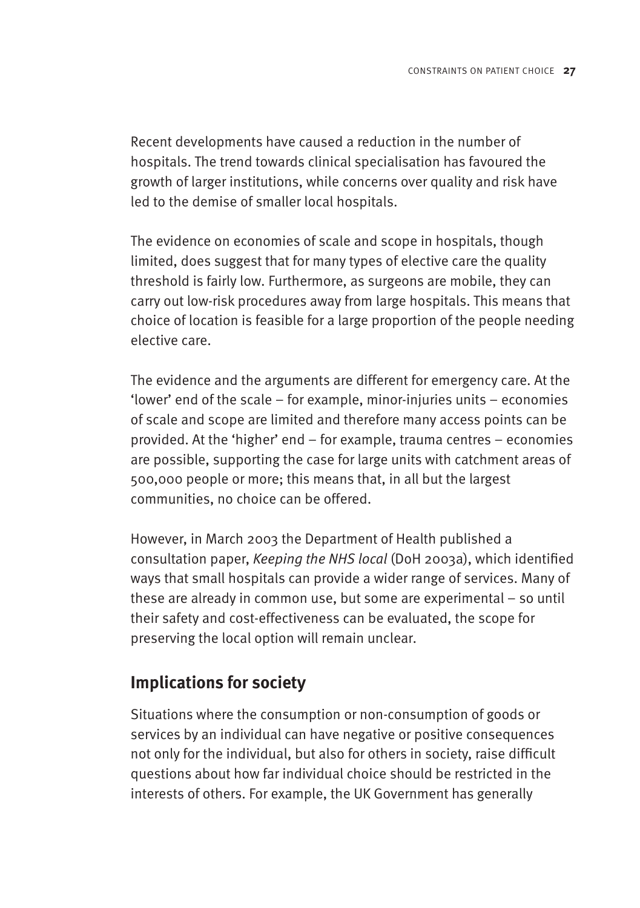Recent developments have caused a reduction in the number of hospitals. The trend towards clinical specialisation has favoured the growth of larger institutions, while concerns over quality and risk have led to the demise of smaller local hospitals.

The evidence on economies of scale and scope in hospitals, though limited, does suggest that for many types of elective care the quality threshold is fairly low. Furthermore, as surgeons are mobile, they can carry out low-risk procedures away from large hospitals. This means that choice of location is feasible for a large proportion of the people needing elective care.

The evidence and the arguments are different for emergency care. At the 'lower' end of the scale – for example, minor-injuries units – economies of scale and scope are limited and therefore many access points can be provided. At the 'higher' end – for example, trauma centres – economies are possible, supporting the case for large units with catchment areas of 500,000 people or more; this means that, in all but the largest communities, no choice can be offered.

However, in March 2003 the Department of Health published a consultation paper, *Keeping the NHS local* (DoH 2003a), which identified ways that small hospitals can provide a wider range of services. Many of these are already in common use, but some are experimental – so until their safety and cost-effectiveness can be evaluated, the scope for preserving the local option will remain unclear.

## Implications for society

Situations where the consumption or non-consumption of goods or services by an individual can have negative or positive consequences not only for the individual, but also for others in society, raise difficult questions about how far individual choice should be restricted in the interests of others. For example, the UK Government has generally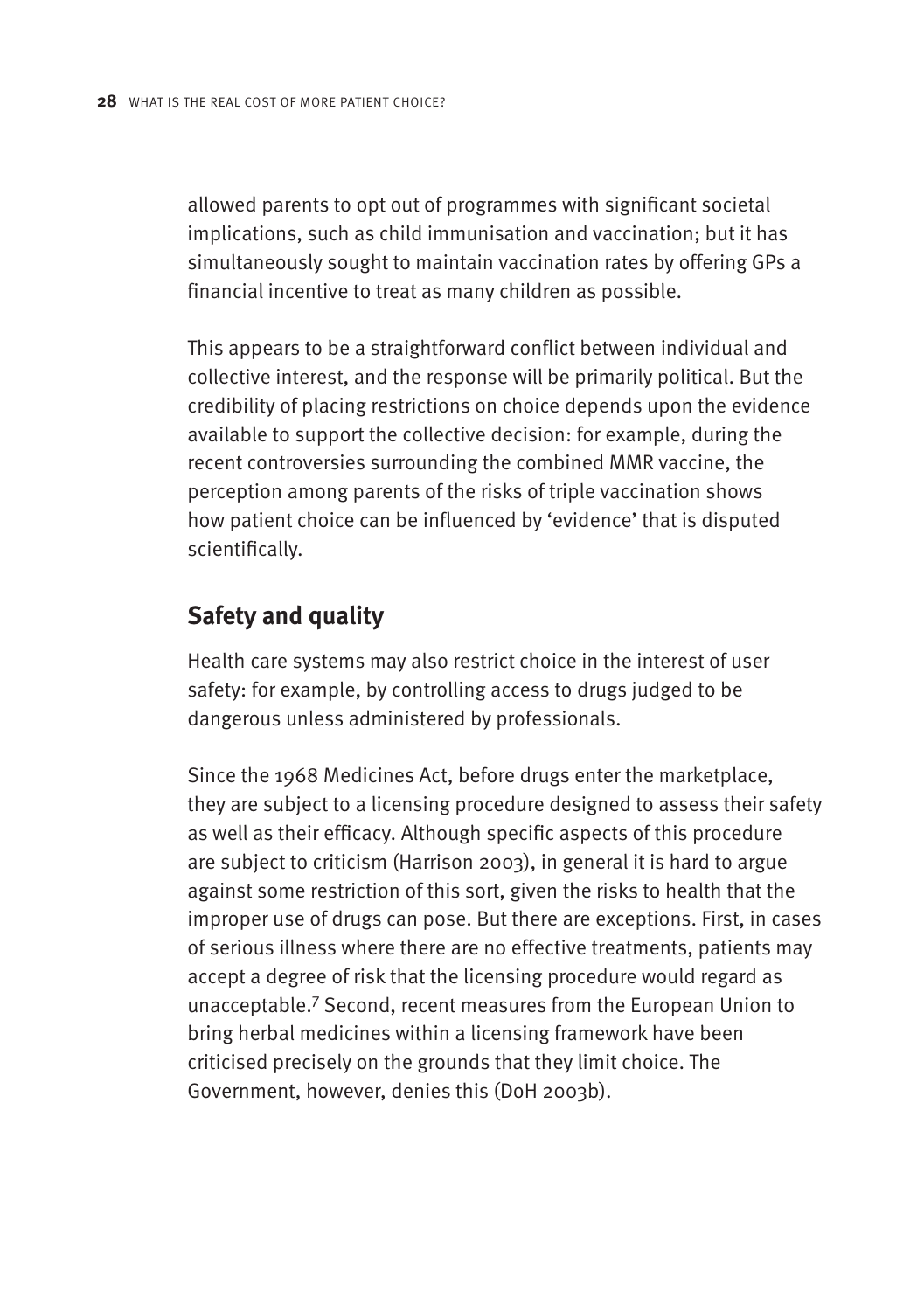allowed parents to opt out of programmes with significant societal implications, such as child immunisation and vaccination; but it has simultaneously sought to maintain vaccination rates by offering GPs a financial incentive to treat as many children as possible.

This appears to be a straightforward conflict between individual and collective interest, and the response will be primarily political. But the credibility of placing restrictions on choice depends upon the evidence available to support the collective decision: for example, during the recent controversies surrounding the combined MMR vaccine, the perception among parents of the risks of triple vaccination shows how patient choice can be influenced by 'evidence' that is disputed scientifically.

## Safety and quality

Health care systems may also restrict choice in the interest of user safety: for example, by controlling access to drugs judged to be dangerous unless administered by professionals.

Since the 1968 Medicines Act, before drugs enter the marketplace, they are subject to a licensing procedure designed to assess their safety as well as their efficacy. Although specific aspects of this procedure are subject to criticism (Harrison 2003), in general it is hard to argue against some restriction of this sort, given the risks to health that the improper use of drugs can pose. But there are exceptions. First, in cases of serious illness where there are no effective treatments, patients may accept a degree of risk that the licensing procedure would regard as unacceptable.[7] Second, recent measures from the European Union to bring herbal medicines within a licensing framework have been criticised precisely on the grounds that they limit choice. The Government, however, denies this (DoH 2003b).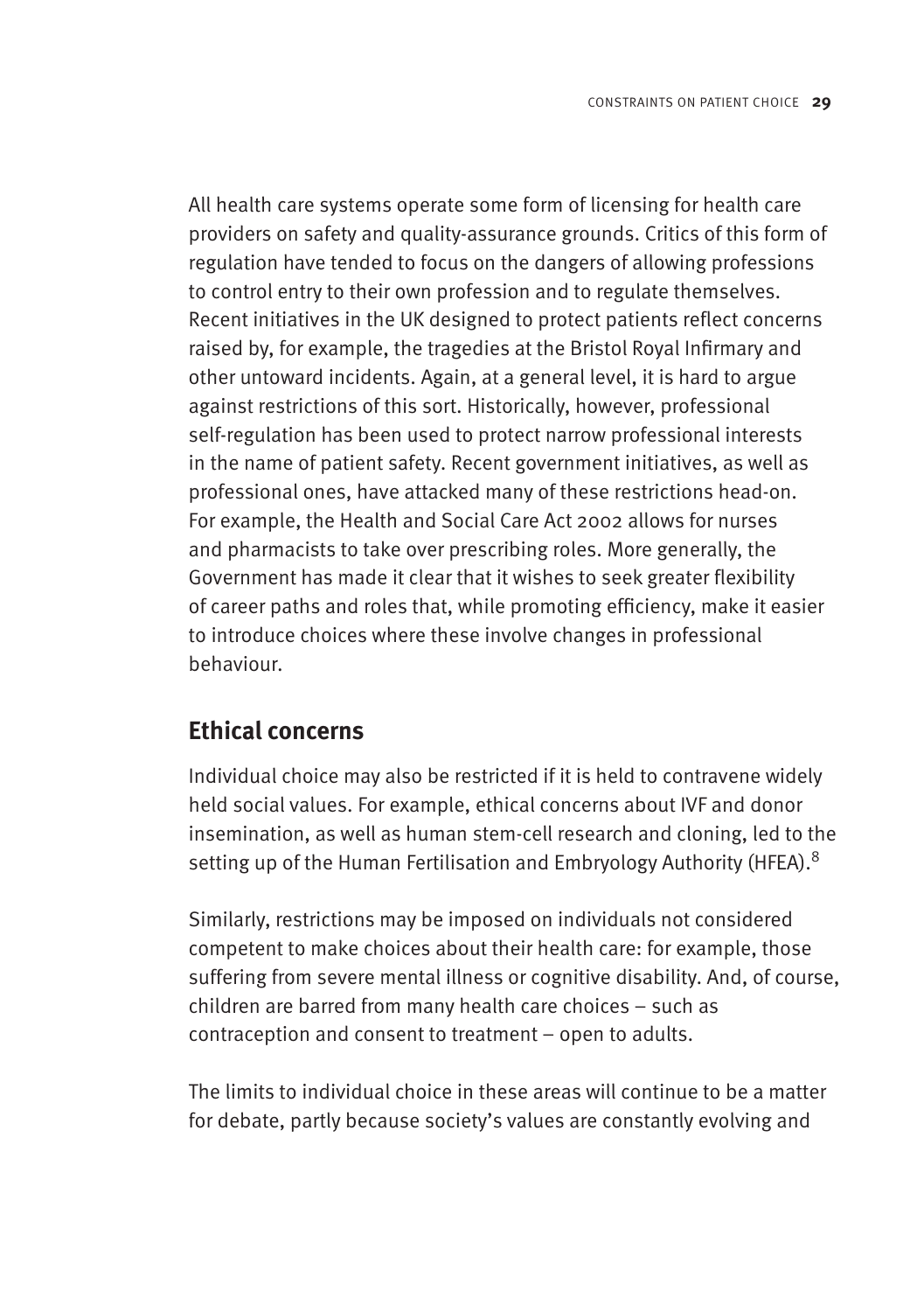All health care systems operate some form of licensing for health care providers on safety and quality-assurance grounds. Critics of this form of regulation have tended to focus on the dangers of allowing professions to control entry to their own profession and to regulate themselves. Recent initiatives in the UK designed to protect patients reflect concerns raised by, for example, the tragedies at the Bristol Royal Infirmary and other untoward incidents. Again, at a general level, it is hard to argue against restrictions of this sort. Historically, however, professional self-regulation has been used to protect narrow professional interests in the name of patient safety. Recent government initiatives, as well as professional ones, have attacked many of these restrictions head-on. For example, the Health and Social Care Act 2002 allows for nurses and pharmacists to take over prescribing roles. More generally, the Government has made it clear that it wishes to seek greater flexibility of career paths and roles that, while promoting efficiency, make it easier to introduce choices where these involve changes in professional behaviour.

## Ethical concerns

Individual choice may also be restricted if it is held to contravene widely held social values. For example, ethical concerns about IVF and donor insemination, as well as human stem-cell research and cloning, led to the setting up of the Human Fertilisation and Embryology Authority (HFEA).[8]

Similarly, restrictions may be imposed on individuals not considered competent to make choices about their health care: for example, those suffering from severe mental illness or cognitive disability. And, of course, children are barred from many health care choices – such as contraception and consent to treatment – open to adults.

The limits to individual choice in these areas will continue to be a matter for debate, partly because society's values are constantly evolving and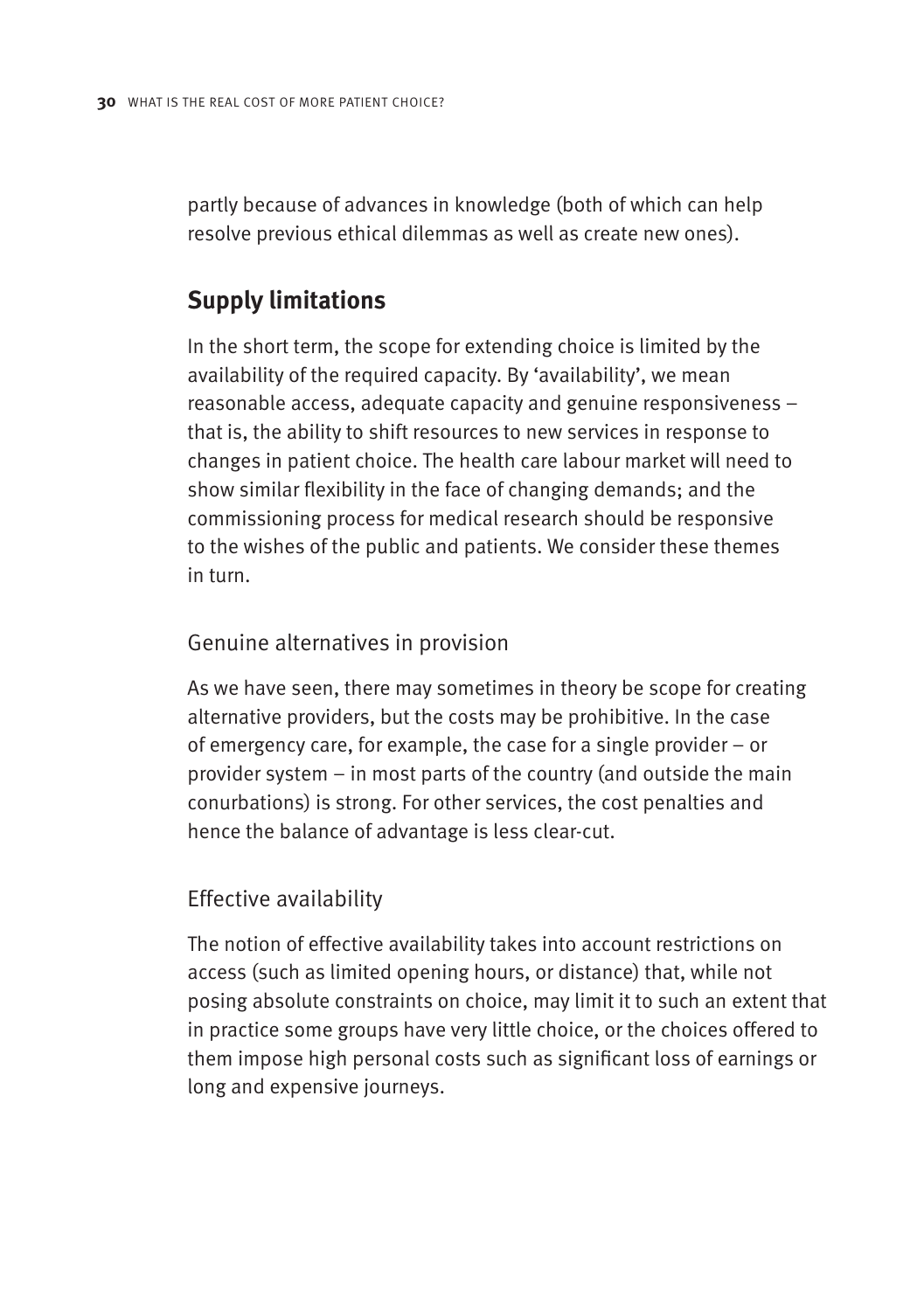partly because of advances in knowledge (both of which can help resolve previous ethical dilemmas as well as create new ones).

## Supply limitations

In the short term, the scope for extending choice is limited by the availability of the required capacity. By 'availability', we mean reasonable access, adequate capacity and genuine responsiveness – that is, the ability to shift resources to new services in response to changes in patient choice. The health care labour market will need to show similar flexibility in the face of changing demands; and the commissioning process for medical research should be responsive to the wishes of the public and patients. We consider these themes in turn.

### Genuine alternatives in provision

As we have seen, there may sometimes in theory be scope for creating alternative providers, but the costs may be prohibitive. In the case of emergency care, for example, the case for a single provider – or provider system – in most parts of the country (and outside the main conurbations) is strong. For other services, the cost penalties and hence the balance of advantage is less clear-cut.

### Effective availability

The notion of effective availability takes into account restrictions on access (such as limited opening hours, or distance) that, while not posing absolute constraints on choice, may limit it to such an extent that in practice some groups have very little choice, or the choices offered to them impose high personal costs such as significant loss of earnings or long and expensive journeys.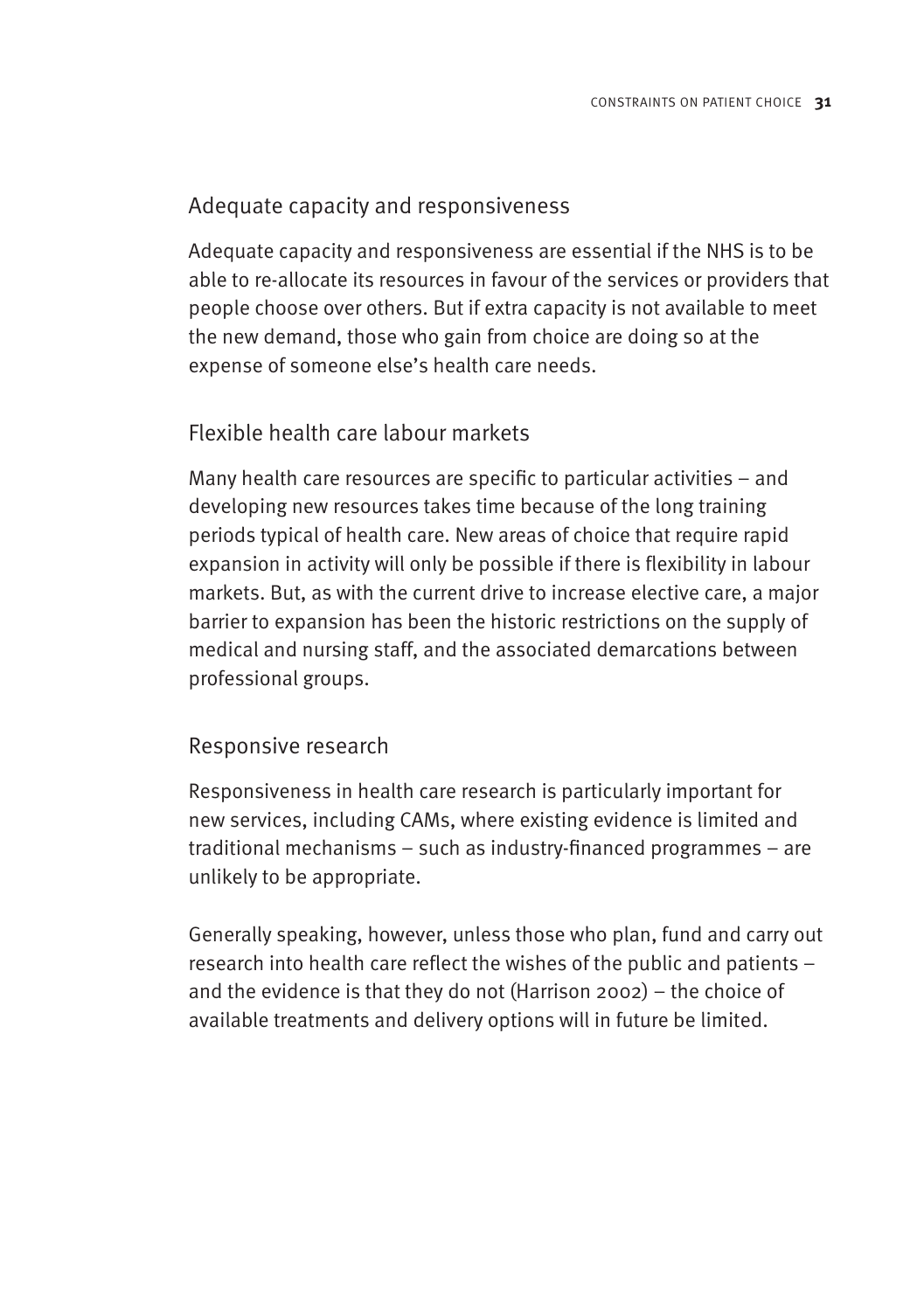### Adequate capacity and responsiveness

Adequate capacity and responsiveness are essential if the NHS is to be able to re-allocate its resources in favour of the services or providers that people choose over others. But if extra capacity is not available to meet the new demand, those who gain from choice are doing so at the expense of someone else's health care needs.

### Flexible health care labour markets

Many health care resources are specific to particular activities – and developing new resources takes time because of the long training periods typical of health care. New areas of choice that require rapid expansion in activity will only be possible if there is flexibility in labour markets. But, as with the current drive to increase elective care, a major barrier to expansion has been the historic restrictions on the supply of medical and nursing staff, and the associated demarcations between professional groups.

### Responsive research

Responsiveness in health care research is particularly important for new services, including CAMs, where existing evidence is limited and traditional mechanisms – such as industry-financed programmes – are unlikely to be appropriate.

Generally speaking, however, unless those who plan, fund and carry out research into health care reflect the wishes of the public and patients – and the evidence is that they do not (Harrison 2002) – the choice of available treatments and delivery options will in future be limited.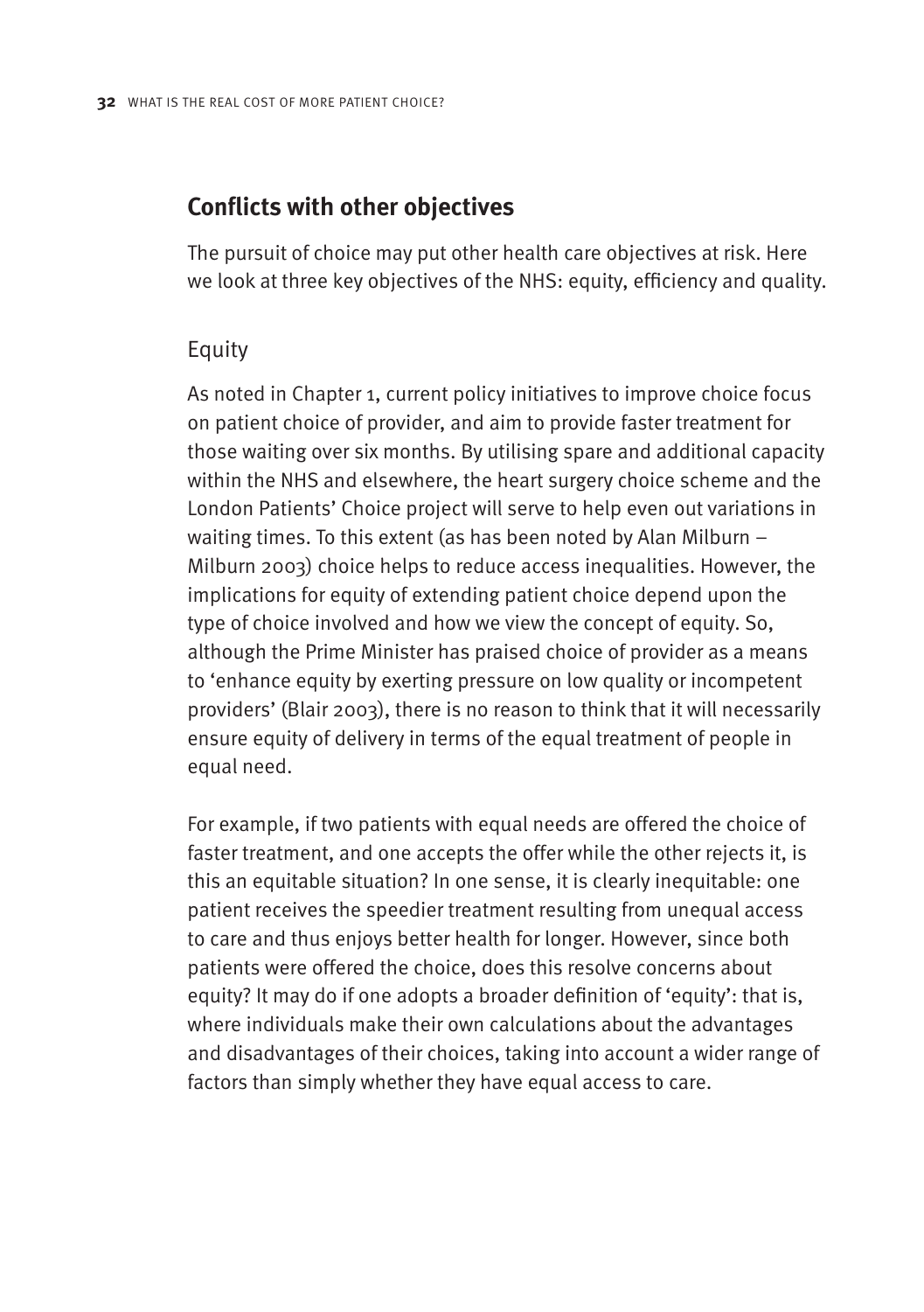## Conflicts with other objectives

The pursuit of choice may put other health care objectives at risk. Here we look at three key objectives of the NHS: equity, efficiency and quality.

### Equity

As noted in Chapter 1, current policy initiatives to improve choice focus on patient choice of provider, and aim to provide faster treatment for those waiting over six months. By utilising spare and additional capacity within the NHS and elsewhere, the heart surgery choice scheme and the London Patients' Choice project will serve to help even out variations in waiting times. To this extent (as has been noted by Alan Milburn – Milburn 2003) choice helps to reduce access inequalities. However, the implications for equity of extending patient choice depend upon the type of choice involved and how we view the concept of equity. So, although the Prime Minister has praised choice of provider as a means to 'enhance equity by exerting pressure on low quality or incompetent providers' (Blair 2003), there is no reason to think that it will necessarily ensure equity of delivery in terms of the equal treatment of people in equal need.

For example, if two patients with equal needs are offered the choice of faster treatment, and one accepts the offer while the other rejects it, is this an equitable situation? In one sense, it is clearly inequitable: one patient receives the speedier treatment resulting from unequal access to care and thus enjoys better health for longer. However, since both patients were offered the choice, does this resolve concerns about equity? It may do if one adopts a broader definition of 'equity': that is, where individuals make their own calculations about the advantages and disadvantages of their choices, taking into account a wider range of factors than simply whether they have equal access to care.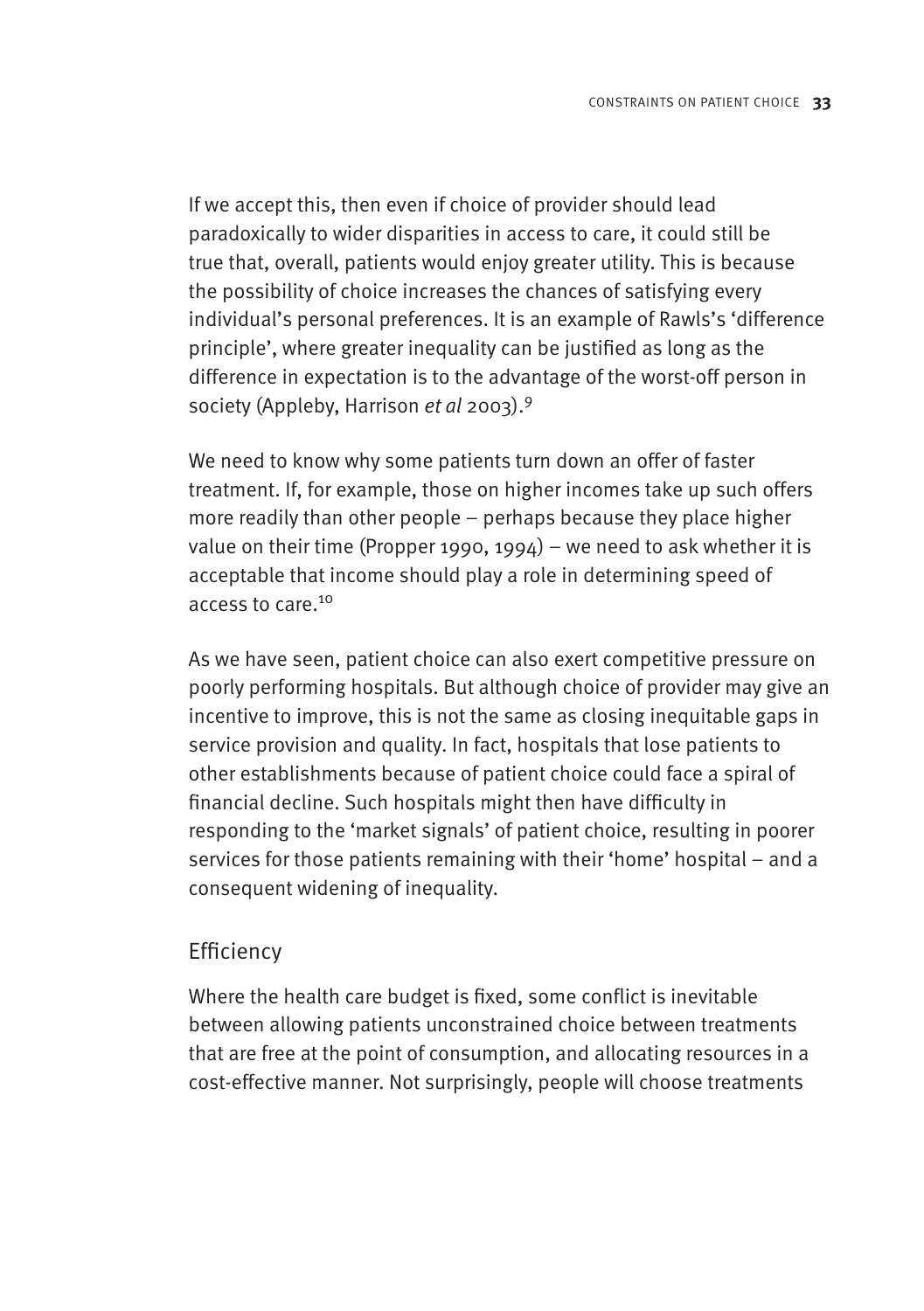If we accept this, then even if choice of provider should lead paradoxically to wider disparities in access to care, it could still be true that, overall, patients would enjoy greater utility. This is because the possibility of choice increases the chances of satisfying every individual's personal preferences. It is an example of Rawls's 'difference principle', where greater inequality can be justified as long as the difference in expectation is to the advantage of the worst-off person in society (Appleby, Harrison *et al* 2003).[9]

We need to know why some patients turn down an offer of faster treatment. If, for example, those on higher incomes take up such offers more readily than other people – perhaps because they place higher value on their time (Propper 1990, 1994) – we need to ask whether it is acceptable that income should play a role in determining speed of access to care.[10]

As we have seen, patient choice can also exert competitive pressure on poorly performing hospitals. But although choice of provider may give an incentive to improve, this is not the same as closing inequitable gaps in service provision and quality. In fact, hospitals that lose patients to other establishments because of patient choice could face a spiral of financial decline. Such hospitals might then have difficulty in responding to the 'market signals' of patient choice, resulting in poorer services for those patients remaining with their 'home' hospital – and a consequent widening of inequality.

## Efficiency

Where the health care budget is fixed, some conflict is inevitable between allowing patients unconstrained choice between treatments that are free at the point of consumption, and allocating resources in a cost-effective manner. Not surprisingly, people will choose treatments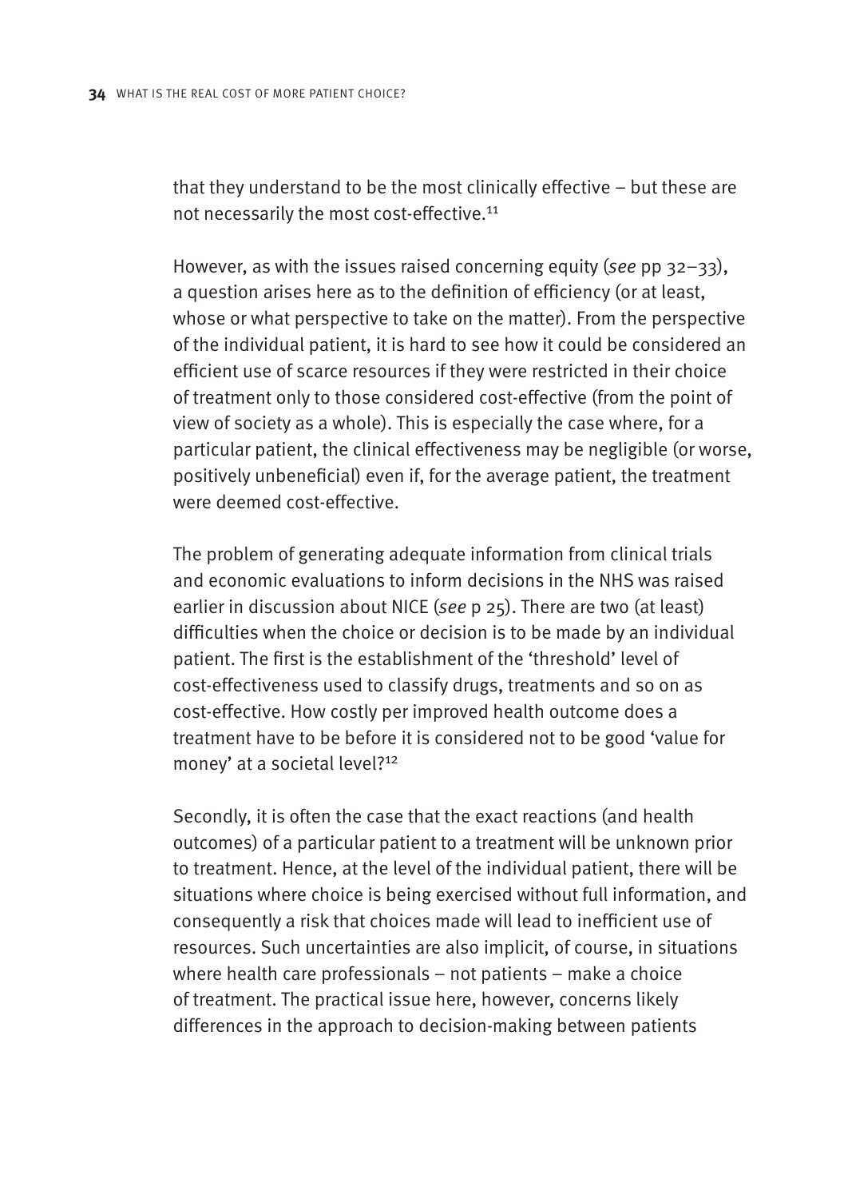that they understand to be the most clinically effective – but these are not necessarily the most cost-effective.[11]

However, as with the issues raised concerning equity (*see* pp 32–33), a question arises here as to the definition of efficiency (or at least, whose or what perspective to take on the matter). From the perspective of the individual patient, it is hard to see how it could be considered an efficient use of scarce resources if they were restricted in their choice of treatment only to those considered cost-effective (from the point of view of society as a whole). This is especially the case where, for a particular patient, the clinical effectiveness may be negligible (or worse, positively unbeneficial) even if, for the average patient, the treatment were deemed cost-effective.

The problem of generating adequate information from clinical trials and economic evaluations to inform decisions in the NHS was raised earlier in discussion about NICE (*see* p 25). There are two (at least) difficulties when the choice or decision is to be made by an individual patient. The first is the establishment of the 'threshold' level of cost-effectiveness used to classify drugs, treatments and so on as cost-effective. How costly per improved health outcome does a treatment have to be before it is considered not to be good 'value for money' at a societal level?[12]

Secondly, it is often the case that the exact reactions (and health outcomes) of a particular patient to a treatment will be unknown prior to treatment. Hence, at the level of the individual patient, there will be situations where choice is being exercised without full information, and consequently a risk that choices made will lead to inefficient use of resources. Such uncertainties are also implicit, of course, in situations where health care professionals – not patients – make a choice of treatment. The practical issue here, however, concerns likely differences in the approach to decision-making between patients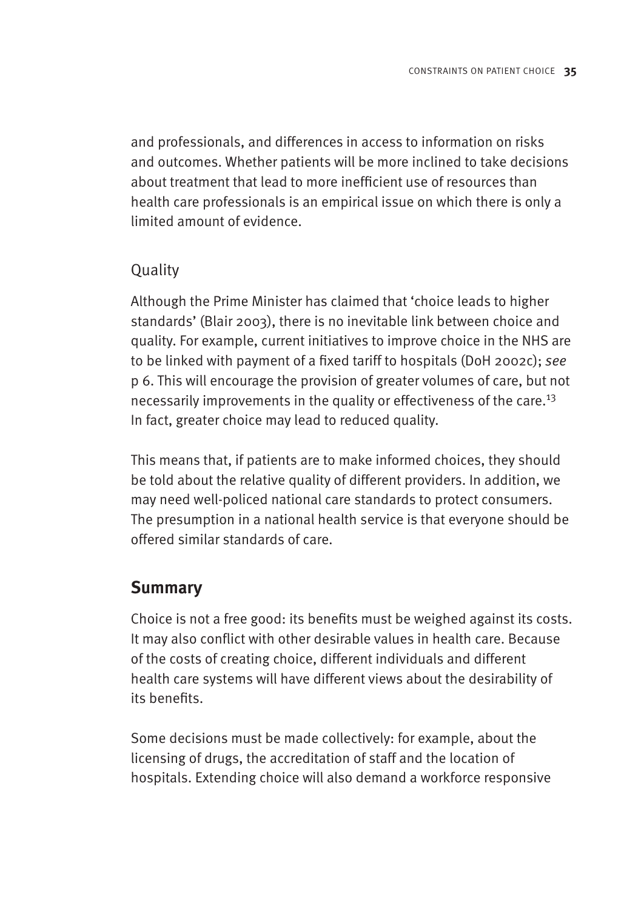and professionals, and differences in access to information on risks and outcomes. Whether patients will be more inclined to take decisions about treatment that lead to more inefficient use of resources than health care professionals is an empirical issue on which there is only a limited amount of evidence.

### Quality

Although the Prime Minister has claimed that 'choice leads to higher standards' (Blair 2003), there is no inevitable link between choice and quality. For example, current initiatives to improve choice in the NHS are to be linked with payment of a fixed tariff to hospitals (DoH 2002c); *see* p 6. This will encourage the provision of greater volumes of care, but not necessarily improvements in the quality or effectiveness of the care.[13] In fact, greater choice may lead to reduced quality.

This means that, if patients are to make informed choices, they should be told about the relative quality of different providers. In addition, we may need well-policed national care standards to protect consumers. The presumption in a national health service is that everyone should be offered similar standards of care.

## Summary

Choice is not a free good: its benefits must be weighed against its costs. It may also conflict with other desirable values in health care. Because of the costs of creating choice, different individuals and different health care systems will have different views about the desirability of its benefits.

Some decisions must be made collectively: for example, about the licensing of drugs, the accreditation of staff and the location of hospitals. Extending choice will also demand a workforce responsive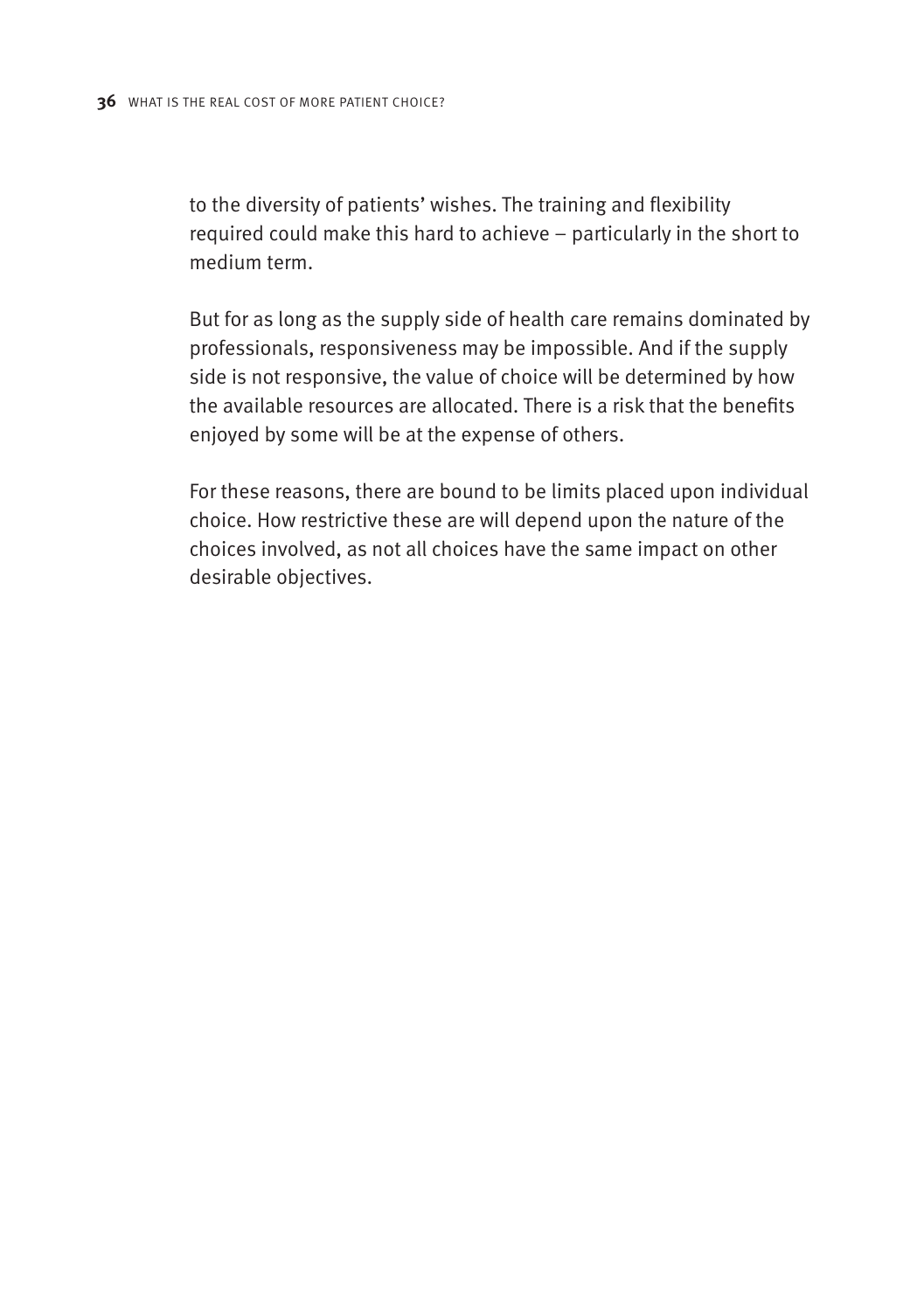to the diversity of patients' wishes. The training and flexibility required could make this hard to achieve – particularly in the short to medium term.

But for as long as the supply side of health care remains dominated by professionals, responsiveness may be impossible. And if the supply side is not responsive, the value of choice will be determined by how the available resources are allocated. There is a risk that the benefits enjoyed by some will be at the expense of others.

For these reasons, there are bound to be limits placed upon individual choice. How restrictive these are will depend upon the nature of the choices involved, as not all choices have the same impact on other desirable objectives.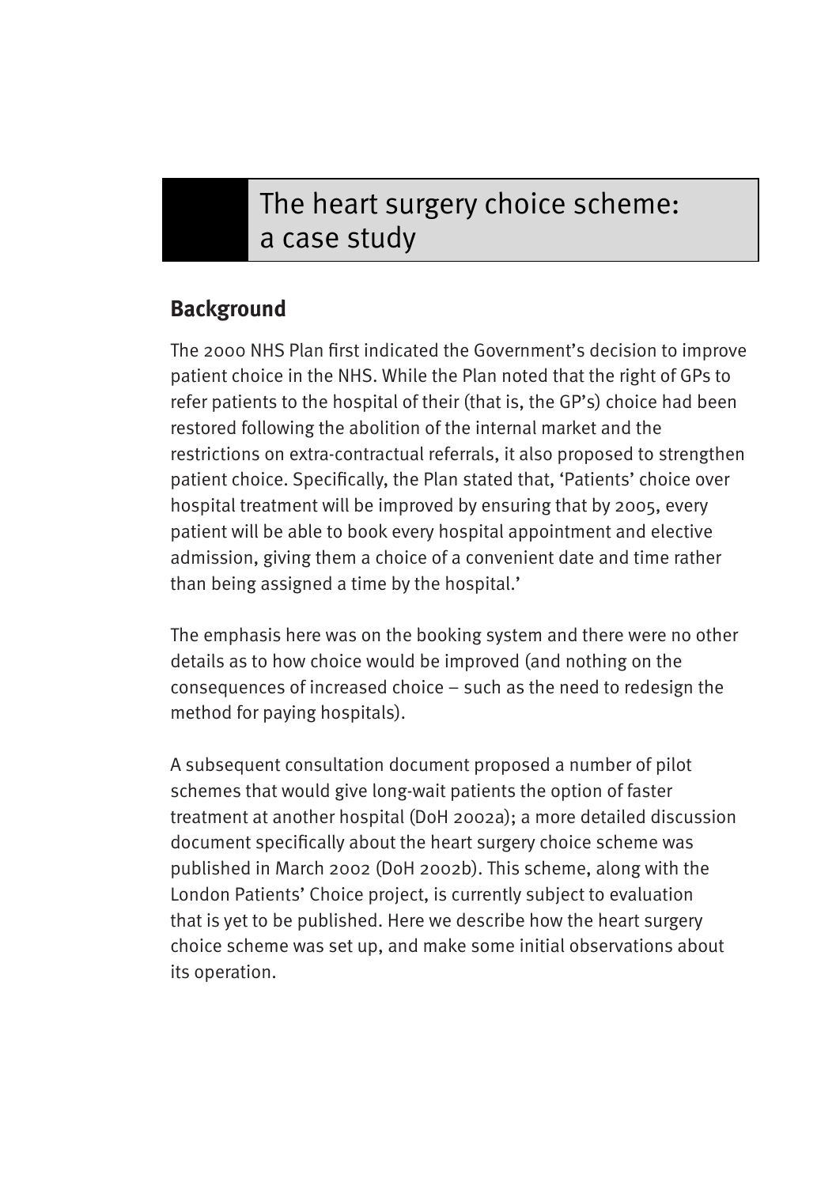# The heart surgery choice scheme: a case study

## Background

The 2000 NHS Plan first indicated the Government's decision to improve patient choice in the NHS. While the Plan noted that the right of GPs to refer patients to the hospital of their (that is, the GP's) choice had been restored following the abolition of the internal market and the restrictions on extra-contractual referrals, it also proposed to strengthen patient choice. Specifically, the Plan stated that, 'Patients' choice over hospital treatment will be improved by ensuring that by 2005, every patient will be able to book every hospital appointment and elective admission, giving them a choice of a convenient date and time rather than being assigned a time by the hospital.'

The emphasis here was on the booking system and there were no other details as to how choice would be improved (and nothing on the consequences of increased choice – such as the need to redesign the method for paying hospitals).

A subsequent consultation document proposed a number of pilot schemes that would give long-wait patients the option of faster treatment at another hospital (DoH 2002a); a more detailed discussion document specifically about the heart surgery choice scheme was published in March 2002 (DoH 2002b). This scheme, along with the London Patients' Choice project, is currently subject to evaluation that is yet to be published. Here we describe how the heart surgery choice scheme was set up, and make some initial observations about its operation.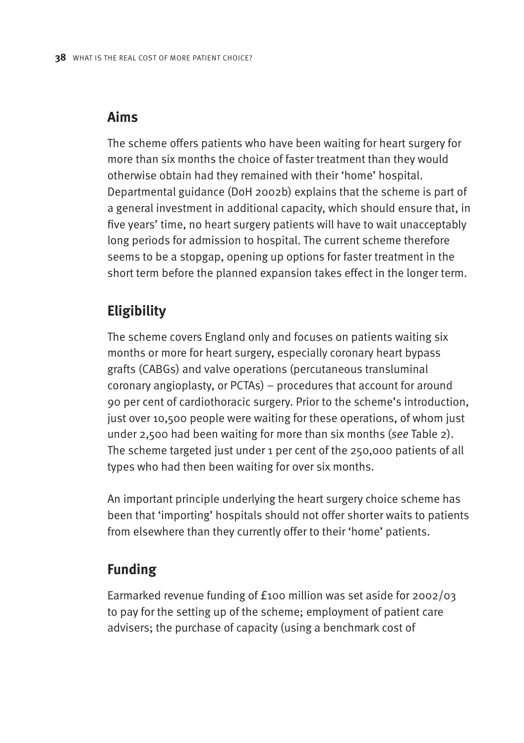## Aims

The scheme offers patients who have been waiting for heart surgery for more than six months the choice of faster treatment than they would otherwise obtain had they remained with their 'home' hospital. Departmental guidance (DoH 2002b) explains that the scheme is part of a general investment in additional capacity, which should ensure that, in five years' time, no heart surgery patients will have to wait unacceptably long periods for admission to hospital. The current scheme therefore seems to be a stopgap, opening up options for faster treatment in the short term before the planned expansion takes effect in the longer term.

## Eligibility

The scheme covers England only and focuses on patients waiting six months or more for heart surgery, especially coronary heart bypass grafts (CABGs) and valve operations (percutaneous transluminal coronary angioplasty, or PCTAs) – procedures that account for around 90 per cent of cardiothoracic surgery. Prior to the scheme's introduction, just over 10,500 people were waiting for these operations, of whom just under 2,500 had been waiting for more than six months (*see* Table 2). The scheme targeted just under 1 per cent of the 250,000 patients of all types who had then been waiting for over six months.

An important principle underlying the heart surgery choice scheme has been that 'importing' hospitals should not offer shorter waits to patients from elsewhere than they currently offer to their 'home' patients.

## Funding

Earmarked revenue funding of £100 million was set aside for 2002/03 to pay for the setting up of the scheme; employment of patient care advisers; the purchase of capacity (using a benchmark cost of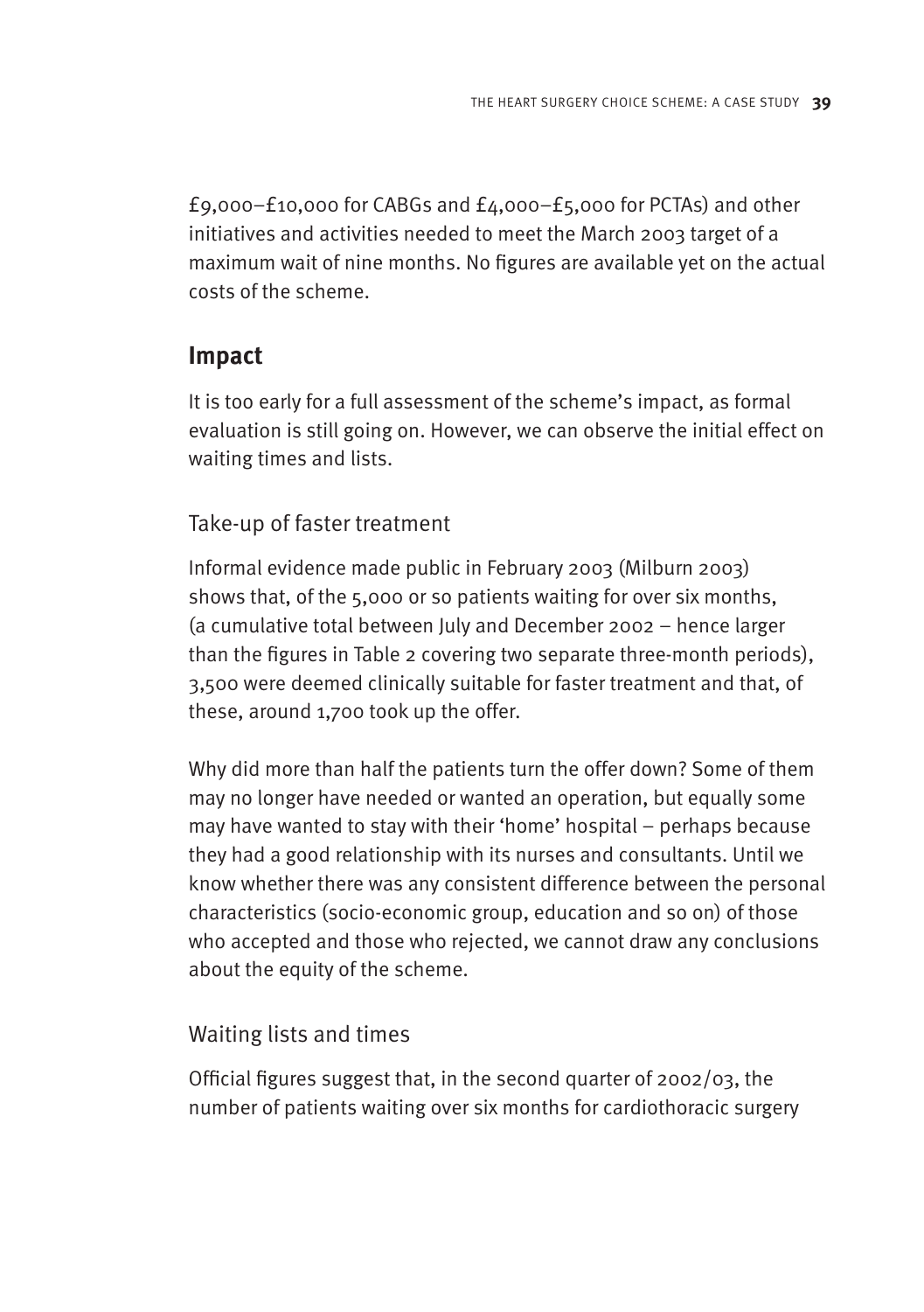£9,000–£10,000 for CABGs and £4,000–£5,000 for PCTAs) and other initiatives and activities needed to meet the March 2003 target of a maximum wait of nine months. No figures are available yet on the actual costs of the scheme.

## Impact

It is too early for a full assessment of the scheme's impact, as formal evaluation is still going on. However, we can observe the initial effect on waiting times and lists.

### Take-up of faster treatment

Informal evidence made public in February 2003 (Milburn 2003) shows that, of the 5,000 or so patients waiting for over six months, (a cumulative total between July and December 2002 – hence larger than the figures in Table 2 covering two separate three-month periods), 3,500 were deemed clinically suitable for faster treatment and that, of these, around 1,700 took up the offer.

Why did more than half the patients turn the offer down? Some of them may no longer have needed or wanted an operation, but equally some may have wanted to stay with their 'home' hospital – perhaps because they had a good relationship with its nurses and consultants. Until we know whether there was any consistent difference between the personal characteristics (socio-economic group, education and so on) of those who accepted and those who rejected, we cannot draw any conclusions about the equity of the scheme.

### Waiting lists and times

Official figures suggest that, in the second quarter of 2002/03, the number of patients waiting over six months for cardiothoracic surgery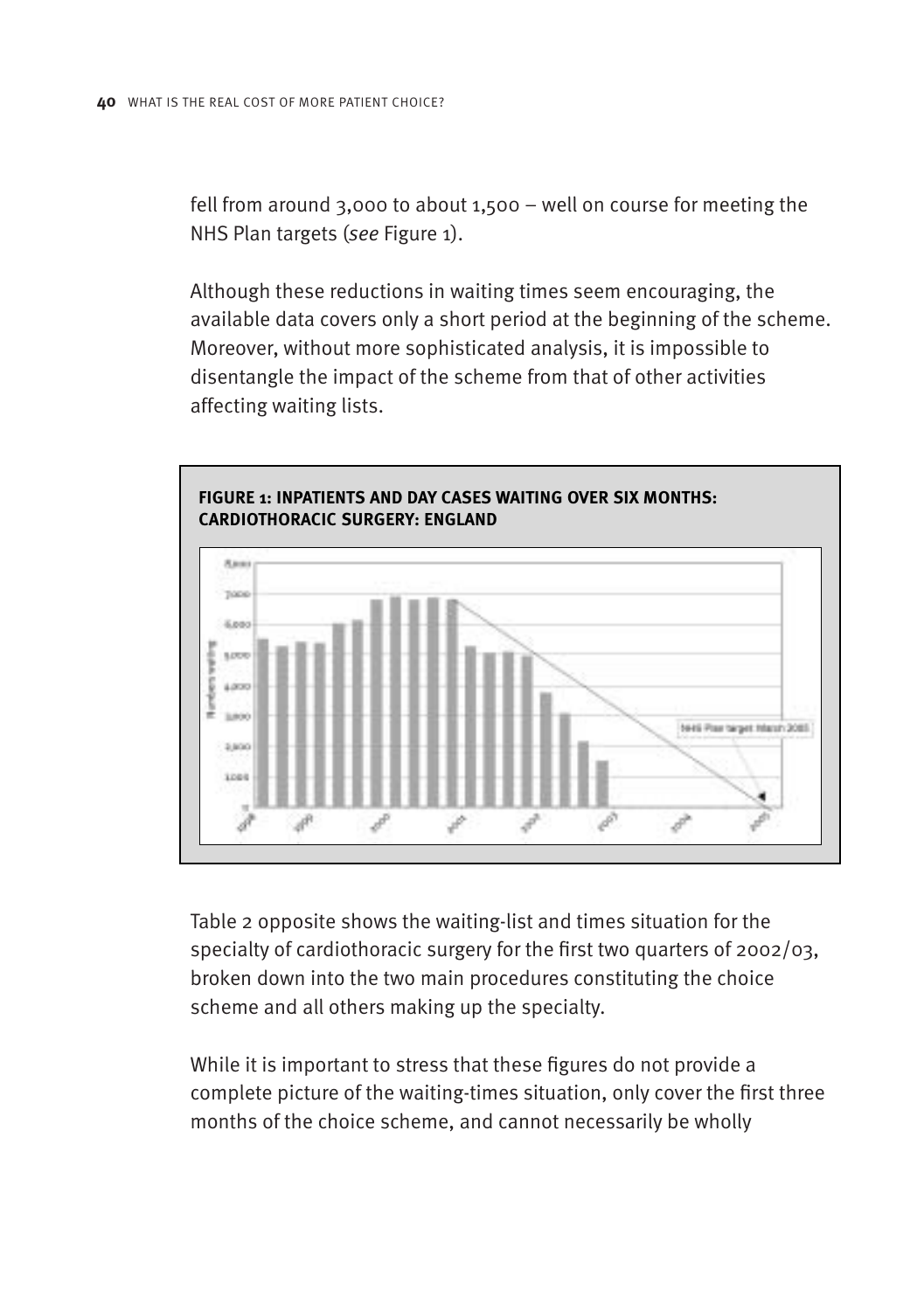fell from around 3,000 to about 1,500 – well on course for meeting the NHS Plan targets (*see* Figure 1).

Although these reductions in waiting times seem encouraging, the available data covers only a short period at the beginning of the scheme. Moreover, without more sophisticated analysis, it is impossible to disentangle the impact of the scheme from that of other activities affecting waiting lists.

**FIGURE 1: INPATIENTS AND DAY CASES WAITING OVER SIX MONTHS: CARDIOTHORACIC SURGERY: ENGLAND**

Table 2 opposite shows the waiting-list and times situation for the specialty of cardiothoracic surgery for the first two quarters of 2002/03, broken down into the two main procedures constituting the choice scheme and all others making up the specialty.

While it is important to stress that these figures do not provide a complete picture of the waiting-times situation, only cover the first three months of the choice scheme, and cannot necessarily be wholly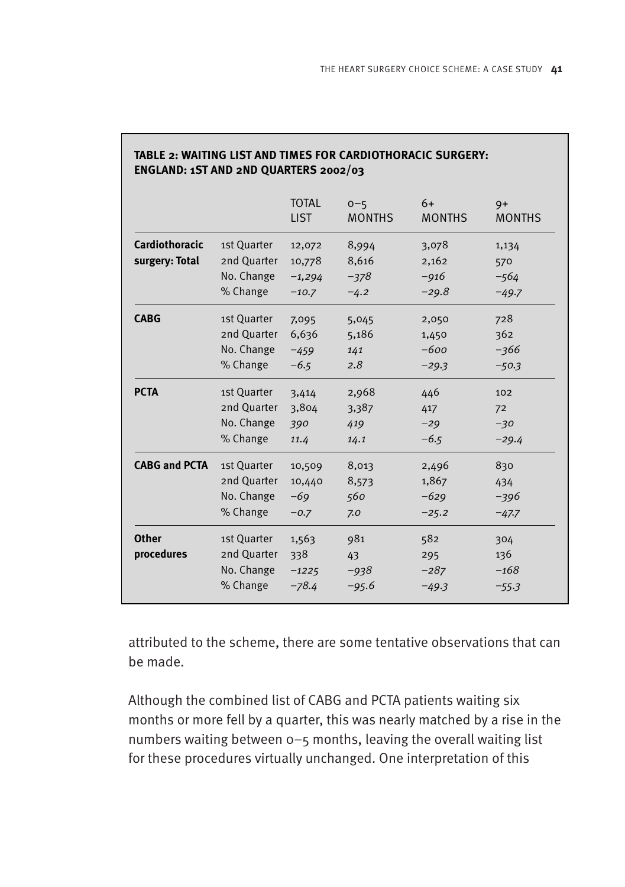**TABLE 2: WAITING LIST AND TIMES FOR CARDIOTHORACIC SURGERY: ENGLAND: 1ST AND 2ND QUARTERS 2002/03**

| | | TOTAL LIST | 0–5 MONTHS | 6+ MONTHS | 9+ MONTHS |
|---|---|---|---|---|---|
| **Cardiothoracic surgery: Total** | 1st Quarter | 12,072 | 8,994 | 3,078 | 1,134 |
| | 2nd Quarter | 10,778 | 8,616 | 2,162 | 570 |
| | No. Change | *−1,294* | *−378* | *−916* | *−564* |
| | % Change | *−10.7* | *−4.2* | *−29.8* | *−49.7* |
| **CABG** | 1st Quarter | 7,095 | 5,045 | 2,050 | 728 |
| | 2nd Quarter | 6,636 | 5,186 | 1,450 | 362 |
| | No. Change | *−459* | *141* | *−600* | *−366* |
| | % Change | *−6.5* | *2.8* | *−29.3* | *−50.3* |
| **PCTA** | 1st Quarter | 3,414 | 2,968 | 446 | 102 |
| | 2nd Quarter | 3,804 | 3,387 | 417 | 72 |
| | No. Change | *390* | *419* | *−29* | *−30* |
| | % Change | *11.4* | *14.1* | *−6.5* | *−29.4* |
| **CABG and PCTA** | 1st Quarter | 10,509 | 8,013 | 2,496 | 830 |
| | 2nd Quarter | 10,440 | 8,573 | 1,867 | 434 |
| | No. Change | *−69* | *560* | *−629* | *−396* |
| | % Change | *−0.7* | *7.0* | *−25.2* | *−47.7* |
| **Other procedures** | 1st Quarter | 1,563 | 981 | 582 | 304 |
| | 2nd Quarter | 338 | 43 | 295 | 136 |
| | No. Change | *−1225* | *−938* | *−287* | *−168* |
| | % Change | *−78.4* | *−95.6* | *−49.3* | *−55.3* |

attributed to the scheme, there are some tentative observations that can be made.

Although the combined list of CABG and PCTA patients waiting six months or more fell by a quarter, this was nearly matched by a rise in the numbers waiting between 0–5 months, leaving the overall waiting list for these procedures virtually unchanged. One interpretation of this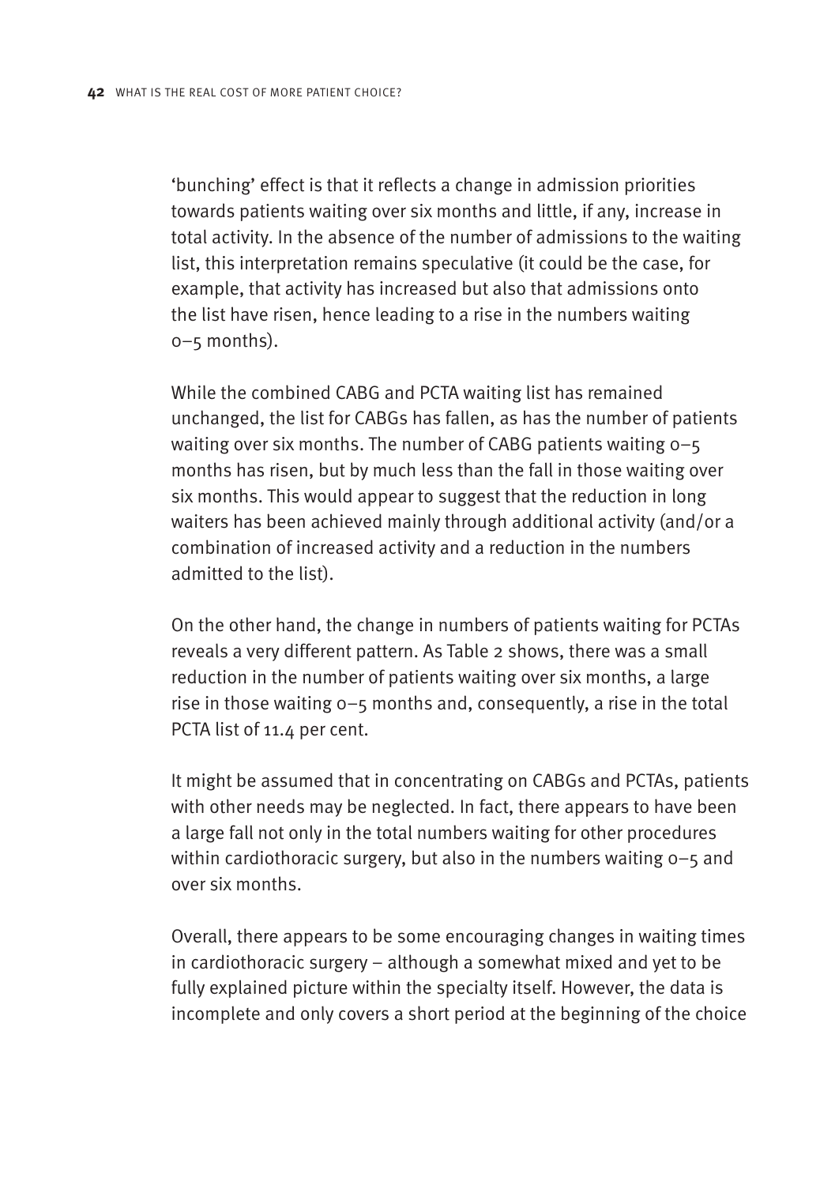'bunching' effect is that it reflects a change in admission priorities towards patients waiting over six months and little, if any, increase in total activity. In the absence of the number of admissions to the waiting list, this interpretation remains speculative (it could be the case, for example, that activity has increased but also that admissions onto the list have risen, hence leading to a rise in the numbers waiting 0–5 months).

While the combined CABG and PCTA waiting list has remained unchanged, the list for CABGs has fallen, as has the number of patients waiting over six months. The number of CABG patients waiting 0–5 months has risen, but by much less than the fall in those waiting over six months. This would appear to suggest that the reduction in long waiters has been achieved mainly through additional activity (and/or a combination of increased activity and a reduction in the numbers admitted to the list).

On the other hand, the change in numbers of patients waiting for PCTAs reveals a very different pattern. As Table 2 shows, there was a small reduction in the number of patients waiting over six months, a large rise in those waiting 0–5 months and, consequently, a rise in the total PCTA list of 11.4 per cent.

It might be assumed that in concentrating on CABGs and PCTAs, patients with other needs may be neglected. In fact, there appears to have been a large fall not only in the total numbers waiting for other procedures within cardiothoracic surgery, but also in the numbers waiting 0–5 and over six months.

Overall, there appears to be some encouraging changes in waiting times in cardiothoracic surgery – although a somewhat mixed and yet to be fully explained picture within the specialty itself. However, the data is incomplete and only covers a short period at the beginning of the choice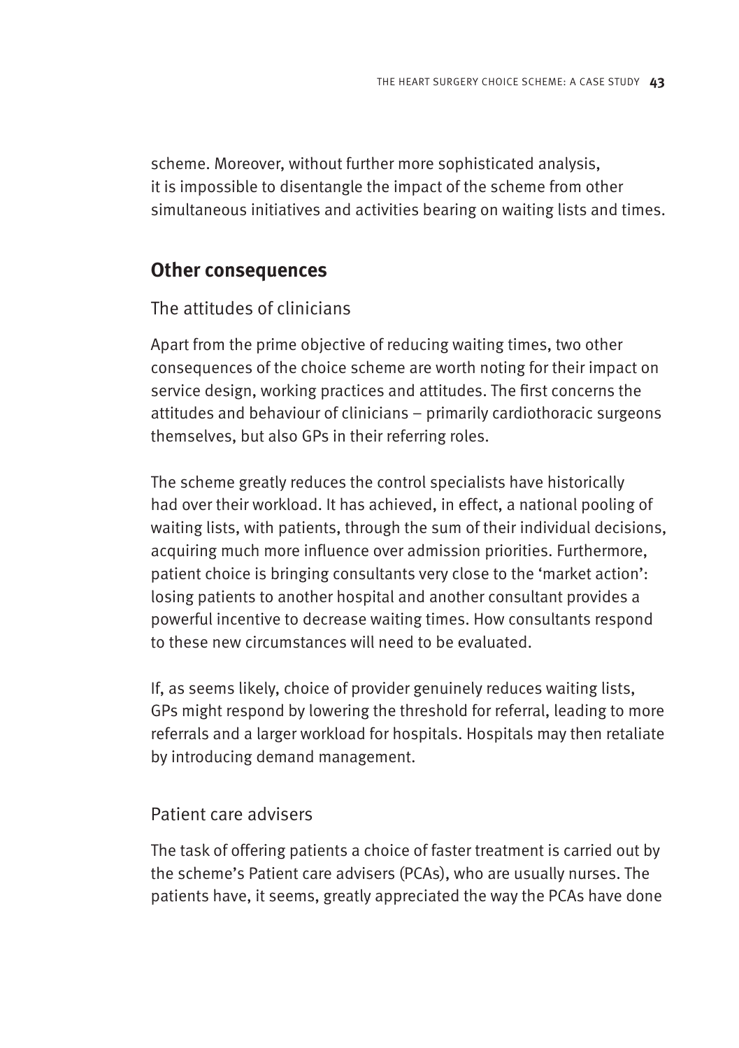scheme. Moreover, without further more sophisticated analysis, it is impossible to disentangle the impact of the scheme from other simultaneous initiatives and activities bearing on waiting lists and times.

## Other consequences

### The attitudes of clinicians

Apart from the prime objective of reducing waiting times, two other consequences of the choice scheme are worth noting for their impact on service design, working practices and attitudes. The first concerns the attitudes and behaviour of clinicians – primarily cardiothoracic surgeons themselves, but also GPs in their referring roles.

The scheme greatly reduces the control specialists have historically had over their workload. It has achieved, in effect, a national pooling of waiting lists, with patients, through the sum of their individual decisions, acquiring much more influence over admission priorities. Furthermore, patient choice is bringing consultants very close to the 'market action': losing patients to another hospital and another consultant provides a powerful incentive to decrease waiting times. How consultants respond to these new circumstances will need to be evaluated.

If, as seems likely, choice of provider genuinely reduces waiting lists, GPs might respond by lowering the threshold for referral, leading to more referrals and a larger workload for hospitals. Hospitals may then retaliate by introducing demand management.

### Patient care advisers

The task of offering patients a choice of faster treatment is carried out by the scheme's Patient care advisers (PCAs), who are usually nurses. The patients have, it seems, greatly appreciated the way the PCAs have done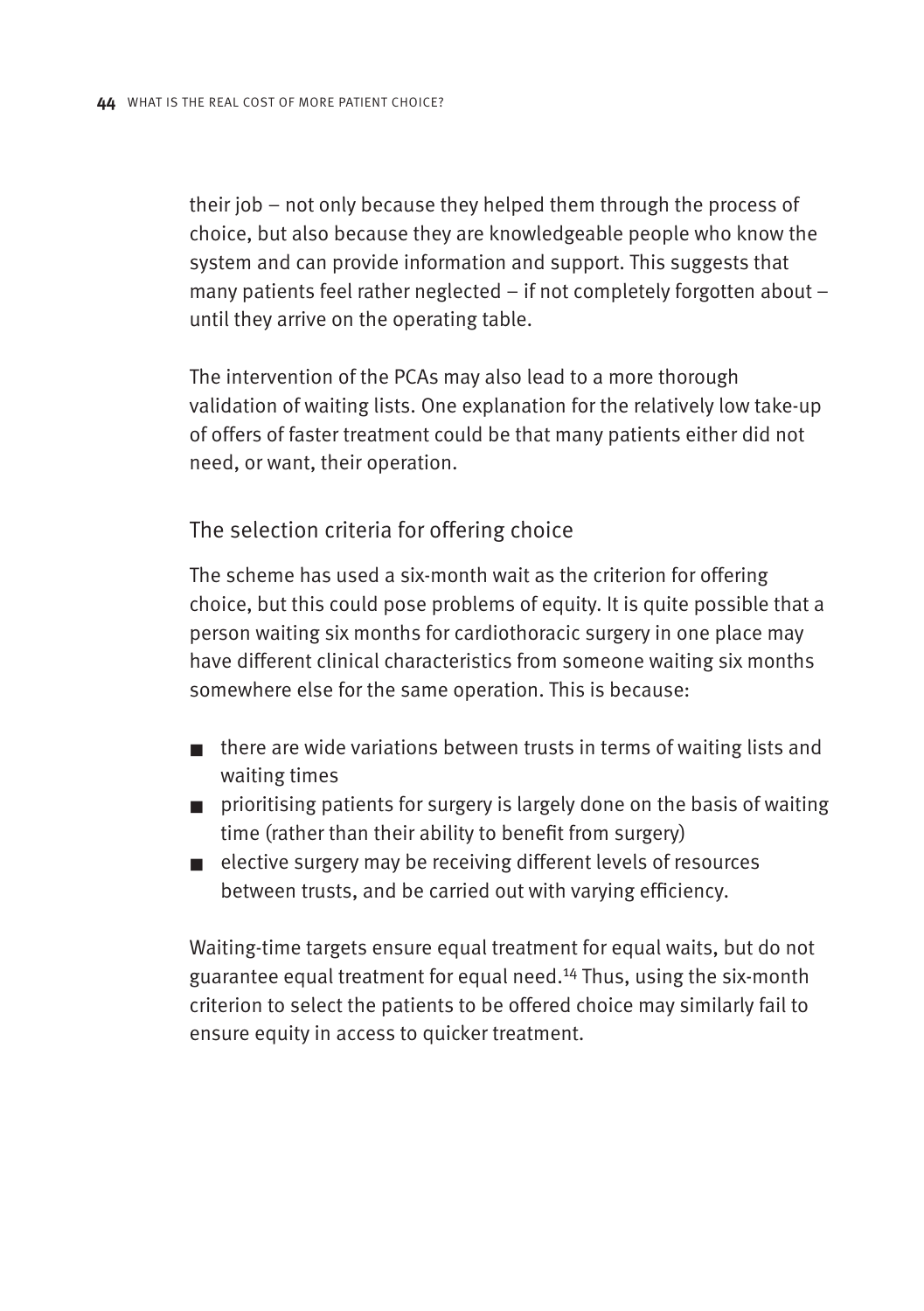their job – not only because they helped them through the process of choice, but also because they are knowledgeable people who know the system and can provide information and support. This suggests that many patients feel rather neglected – if not completely forgotten about – until they arrive on the operating table.

The intervention of the PCAs may also lead to a more thorough validation of waiting lists. One explanation for the relatively low take-up of offers of faster treatment could be that many patients either did not need, or want, their operation.

## The selection criteria for offering choice

The scheme has used a six-month wait as the criterion for offering choice, but this could pose problems of equity. It is quite possible that a person waiting six months for cardiothoracic surgery in one place may have different clinical characteristics from someone waiting six months somewhere else for the same operation. This is because:

- there are wide variations between trusts in terms of waiting lists and waiting times
- prioritising patients for surgery is largely done on the basis of waiting time (rather than their ability to benefit from surgery)
- elective surgery may be receiving different levels of resources between trusts, and be carried out with varying efficiency.

Waiting-time targets ensure equal treatment for equal waits, but do not guarantee equal treatment for equal need.[14] Thus, using the six-month criterion to select the patients to be offered choice may similarly fail to ensure equity in access to quicker treatment.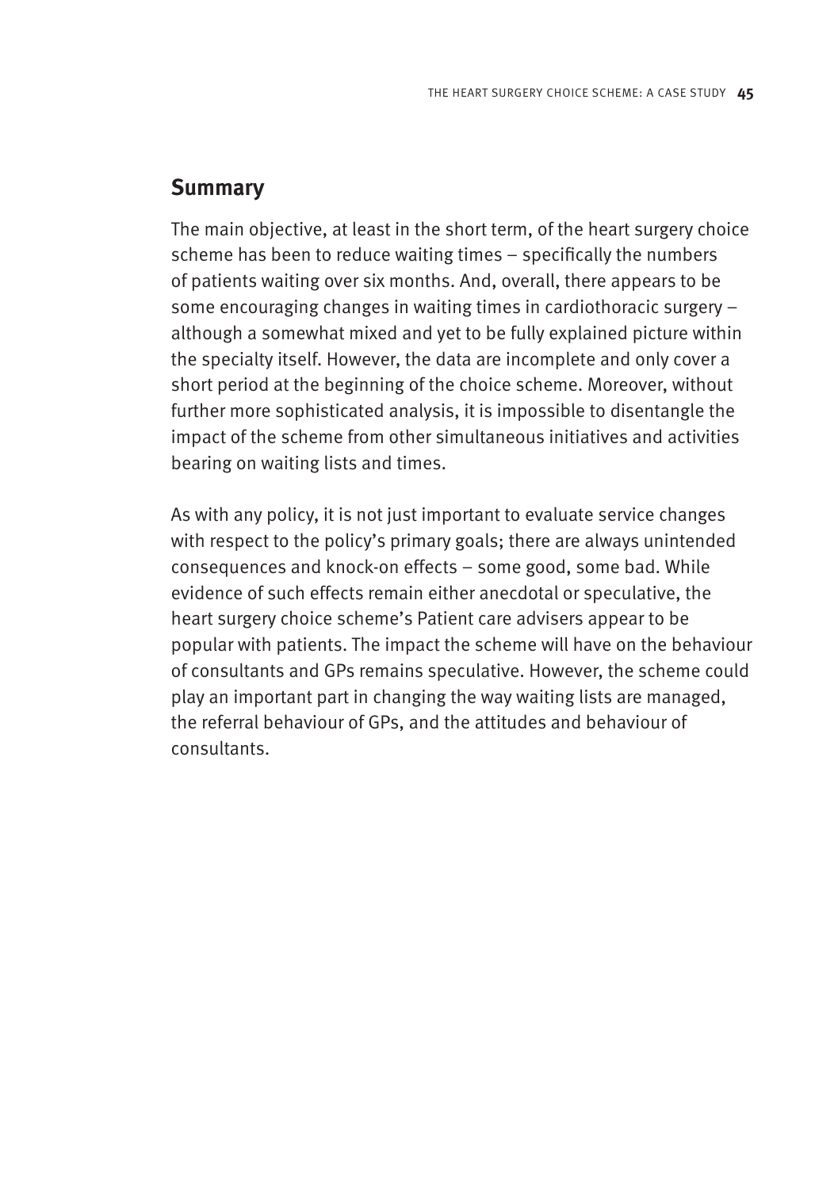## Summary

The main objective, at least in the short term, of the heart surgery choice scheme has been to reduce waiting times – specifically the numbers of patients waiting over six months. And, overall, there appears to be some encouraging changes in waiting times in cardiothoracic surgery – although a somewhat mixed and yet to be fully explained picture within the specialty itself. However, the data are incomplete and only cover a short period at the beginning of the choice scheme. Moreover, without further more sophisticated analysis, it is impossible to disentangle the impact of the scheme from other simultaneous initiatives and activities bearing on waiting lists and times.

As with any policy, it is not just important to evaluate service changes with respect to the policy's primary goals; there are always unintended consequences and knock-on effects – some good, some bad. While evidence of such effects remain either anecdotal or speculative, the heart surgery choice scheme's Patient care advisers appear to be popular with patients. The impact the scheme will have on the behaviour of consultants and GPs remains speculative. However, the scheme could play an important part in changing the way waiting lists are managed, the referral behaviour of GPs, and the attitudes and behaviour of consultants.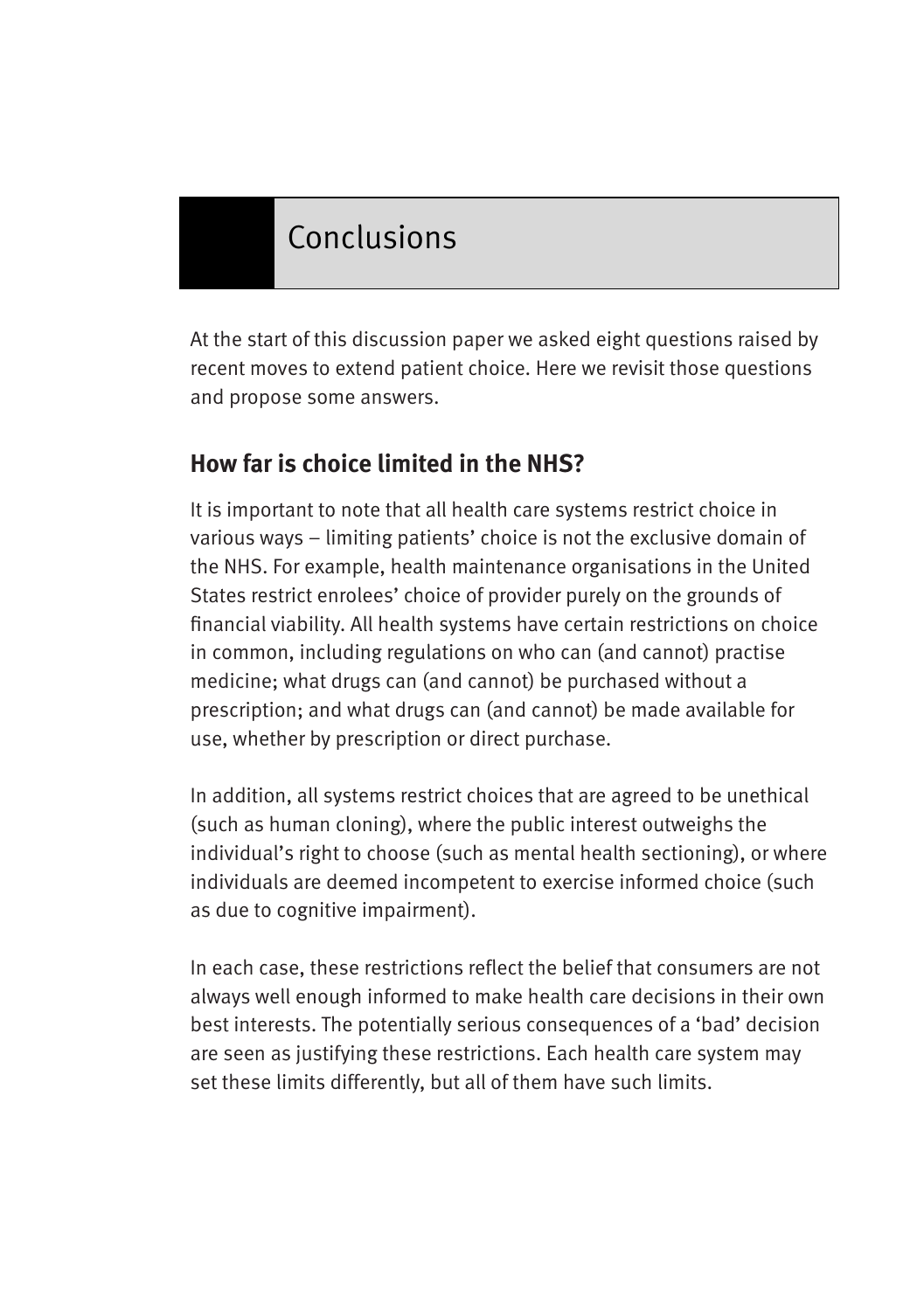# Conclusions

At the start of this discussion paper we asked eight questions raised by recent moves to extend patient choice. Here we revisit those questions and propose some answers.

## How far is choice limited in the NHS?

It is important to note that all health care systems restrict choice in various ways – limiting patients' choice is not the exclusive domain of the NHS. For example, health maintenance organisations in the United States restrict enrolees' choice of provider purely on the grounds of financial viability. All health systems have certain restrictions on choice in common, including regulations on who can (and cannot) practise medicine; what drugs can (and cannot) be purchased without a prescription; and what drugs can (and cannot) be made available for use, whether by prescription or direct purchase.

In addition, all systems restrict choices that are agreed to be unethical (such as human cloning), where the public interest outweighs the individual's right to choose (such as mental health sectioning), or where individuals are deemed incompetent to exercise informed choice (such as due to cognitive impairment).

In each case, these restrictions reflect the belief that consumers are not always well enough informed to make health care decisions in their own best interests. The potentially serious consequences of a 'bad' decision are seen as justifying these restrictions. Each health care system may set these limits differently, but all of them have such limits.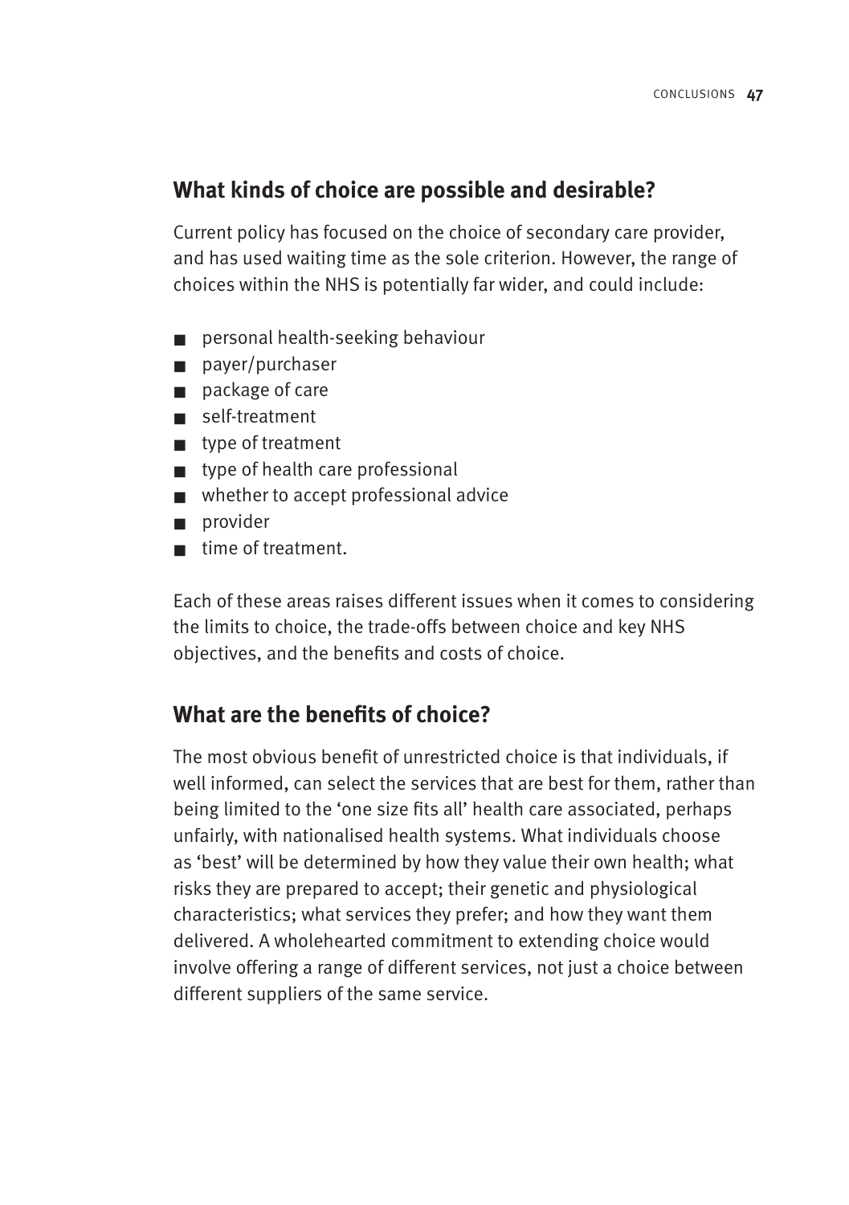## What kinds of choice are possible and desirable?

Current policy has focused on the choice of secondary care provider, and has used waiting time as the sole criterion. However, the range of choices within the NHS is potentially far wider, and could include:

- personal health-seeking behaviour
- payer/purchaser
- package of care
- self-treatment
- type of treatment
- type of health care professional
- whether to accept professional advice
- provider
- time of treatment.

Each of these areas raises different issues when it comes to considering the limits to choice, the trade-offs between choice and key NHS objectives, and the benefits and costs of choice.

## What are the benefits of choice?

The most obvious benefit of unrestricted choice is that individuals, if well informed, can select the services that are best for them, rather than being limited to the 'one size fits all' health care associated, perhaps unfairly, with nationalised health systems. What individuals choose as 'best' will be determined by how they value their own health; what risks they are prepared to accept; their genetic and physiological characteristics; what services they prefer; and how they want them delivered. A wholehearted commitment to extending choice would involve offering a range of different services, not just a choice between different suppliers of the same service.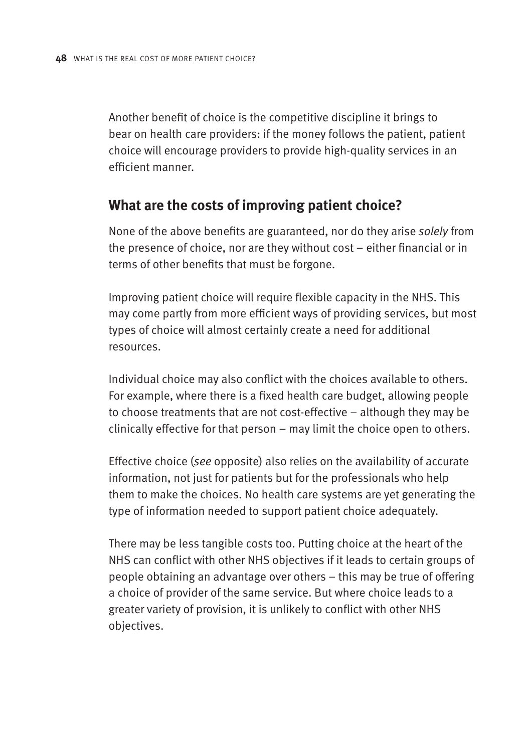Another benefit of choice is the competitive discipline it brings to bear on health care providers: if the money follows the patient, patient choice will encourage providers to provide high-quality services in an efficient manner.

## What are the costs of improving patient choice?

None of the above benefits are guaranteed, nor do they arise *solely* from the presence of choice, nor are they without cost – either financial or in terms of other benefits that must be forgone.

Improving patient choice will require flexible capacity in the NHS. This may come partly from more efficient ways of providing services, but most types of choice will almost certainly create a need for additional resources.

Individual choice may also conflict with the choices available to others. For example, where there is a fixed health care budget, allowing people to choose treatments that are not cost-effective – although they may be clinically effective for that person – may limit the choice open to others.

Effective choice (*see* opposite) also relies on the availability of accurate information, not just for patients but for the professionals who help them to make the choices. No health care systems are yet generating the type of information needed to support patient choice adequately.

There may be less tangible costs too. Putting choice at the heart of the NHS can conflict with other NHS objectives if it leads to certain groups of people obtaining an advantage over others – this may be true of offering a choice of provider of the same service. But where choice leads to a greater variety of provision, it is unlikely to conflict with other NHS objectives.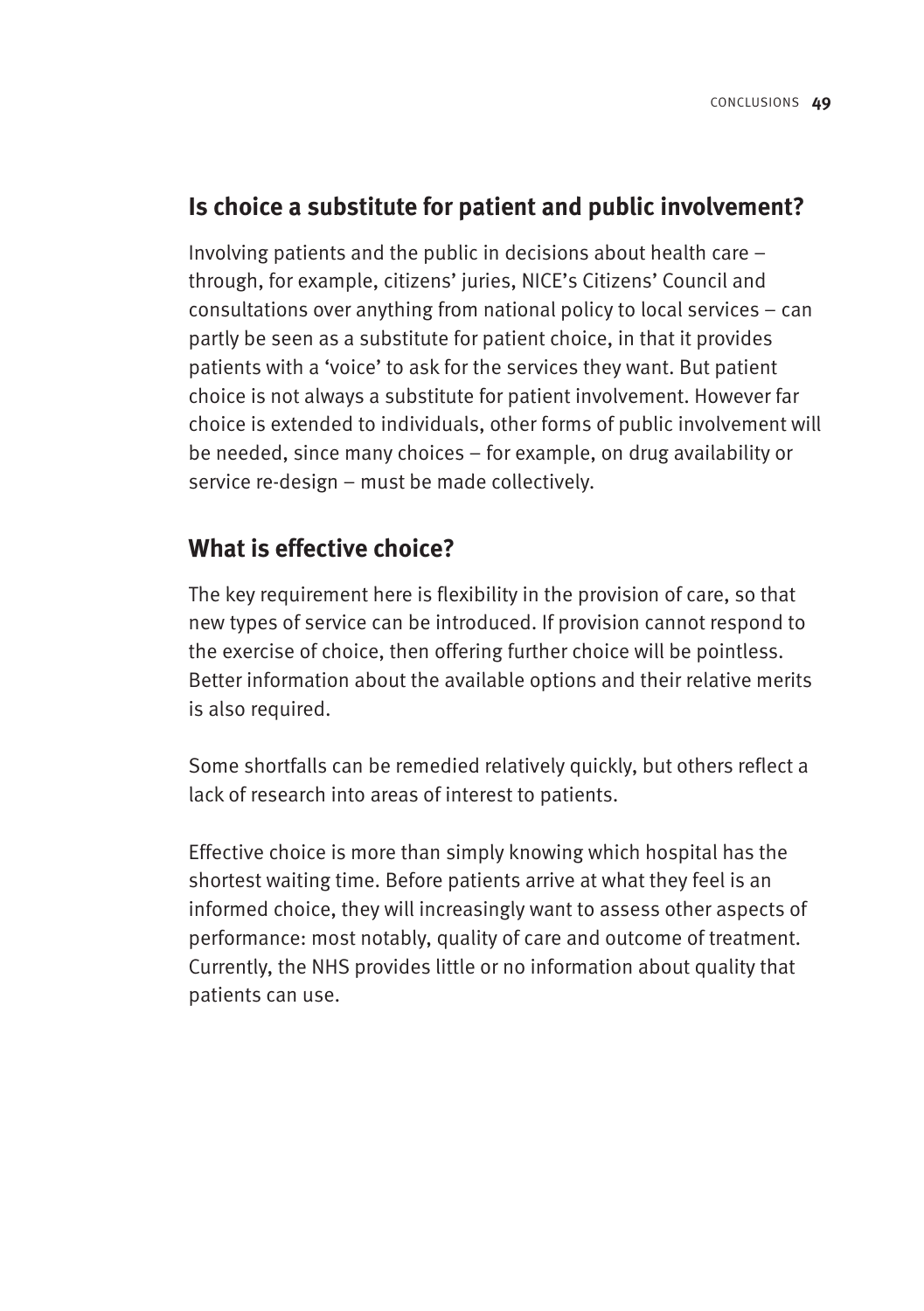## Is choice a substitute for patient and public involvement?

Involving patients and the public in decisions about health care – through, for example, citizens' juries, NICE's Citizens' Council and consultations over anything from national policy to local services – can partly be seen as a substitute for patient choice, in that it provides patients with a 'voice' to ask for the services they want. But patient choice is not always a substitute for patient involvement. However far choice is extended to individuals, other forms of public involvement will be needed, since many choices – for example, on drug availability or service re-design – must be made collectively.

## What is effective choice?

The key requirement here is flexibility in the provision of care, so that new types of service can be introduced. If provision cannot respond to the exercise of choice, then offering further choice will be pointless. Better information about the available options and their relative merits is also required.

Some shortfalls can be remedied relatively quickly, but others reflect a lack of research into areas of interest to patients.

Effective choice is more than simply knowing which hospital has the shortest waiting time. Before patients arrive at what they feel is an informed choice, they will increasingly want to assess other aspects of performance: most notably, quality of care and outcome of treatment. Currently, the NHS provides little or no information about quality that patients can use.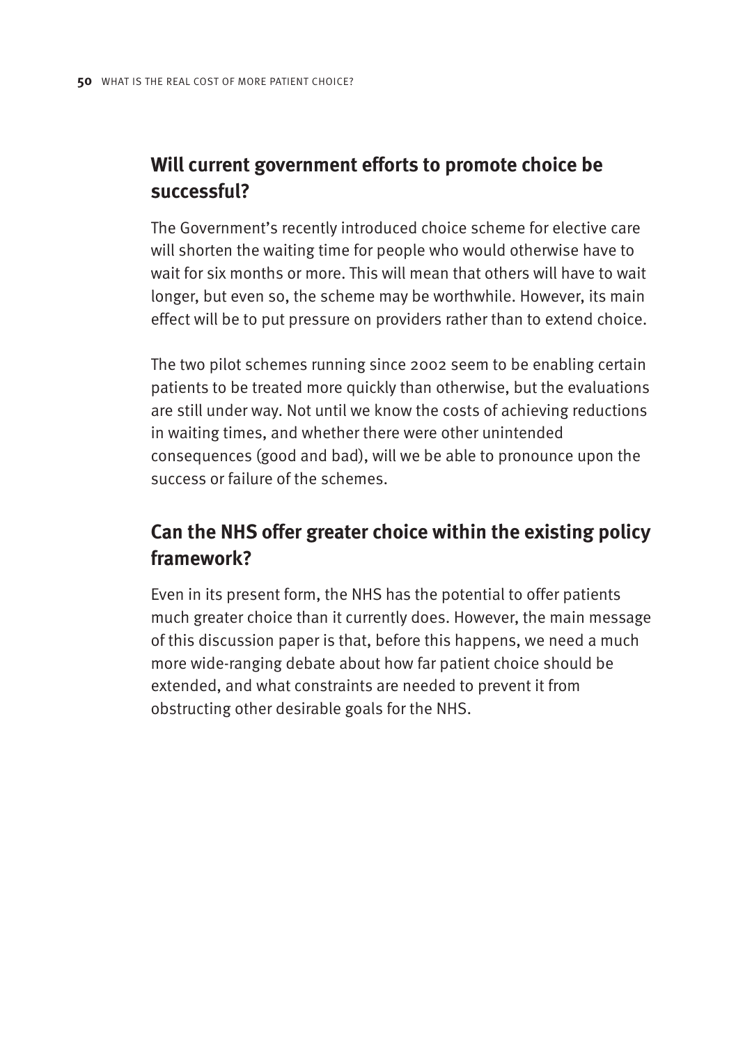## Will current government efforts to promote choice be successful?

The Government's recently introduced choice scheme for elective care will shorten the waiting time for people who would otherwise have to wait for six months or more. This will mean that others will have to wait longer, but even so, the scheme may be worthwhile. However, its main effect will be to put pressure on providers rather than to extend choice.

The two pilot schemes running since 2002 seem to be enabling certain patients to be treated more quickly than otherwise, but the evaluations are still under way. Not until we know the costs of achieving reductions in waiting times, and whether there were other unintended consequences (good and bad), will we be able to pronounce upon the success or failure of the schemes.

## Can the NHS offer greater choice within the existing policy framework?

Even in its present form, the NHS has the potential to offer patients much greater choice than it currently does. However, the main message of this discussion paper is that, before this happens, we need a much more wide-ranging debate about how far patient choice should be extended, and what constraints are needed to prevent it from obstructing other desirable goals for the NHS.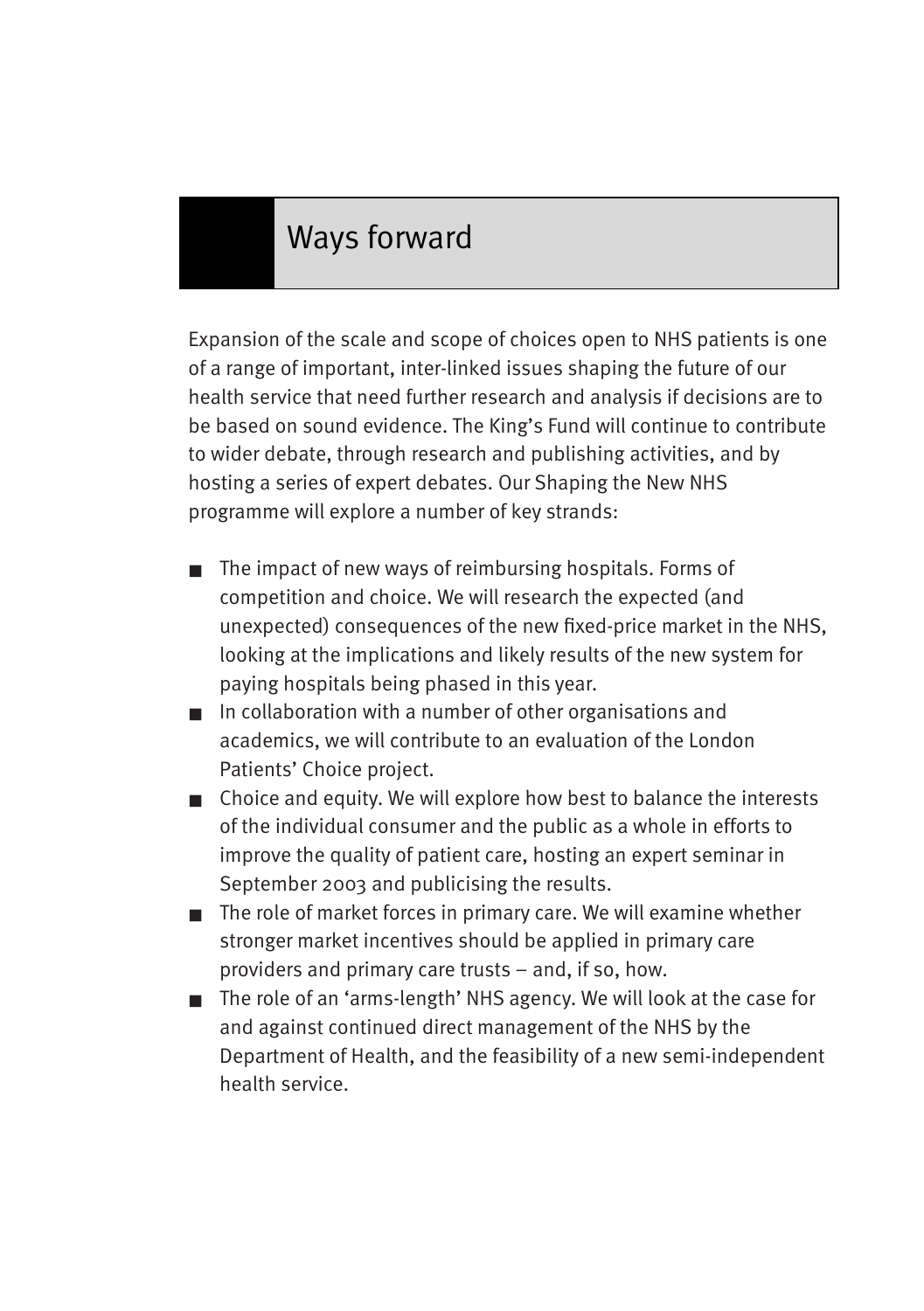# Ways forward

Expansion of the scale and scope of choices open to NHS patients is one of a range of important, inter-linked issues shaping the future of our health service that need further research and analysis if decisions are to be based on sound evidence. The King's Fund will continue to contribute to wider debate, through research and publishing activities, and by hosting a series of expert debates. Our Shaping the New NHS programme will explore a number of key strands:

- The impact of new ways of reimbursing hospitals. Forms of competition and choice. We will research the expected (and unexpected) consequences of the new fixed-price market in the NHS, looking at the implications and likely results of the new system for paying hospitals being phased in this year.
- In collaboration with a number of other organisations and academics, we will contribute to an evaluation of the London Patients' Choice project.
- Choice and equity. We will explore how best to balance the interests of the individual consumer and the public as a whole in efforts to improve the quality of patient care, hosting an expert seminar in September 2003 and publicising the results.
- The role of market forces in primary care. We will examine whether stronger market incentives should be applied in primary care providers and primary care trusts – and, if so, how.
- The role of an 'arms-length' NHS agency. We will look at the case for and against continued direct management of the NHS by the Department of Health, and the feasibility of a new semi-independent health service.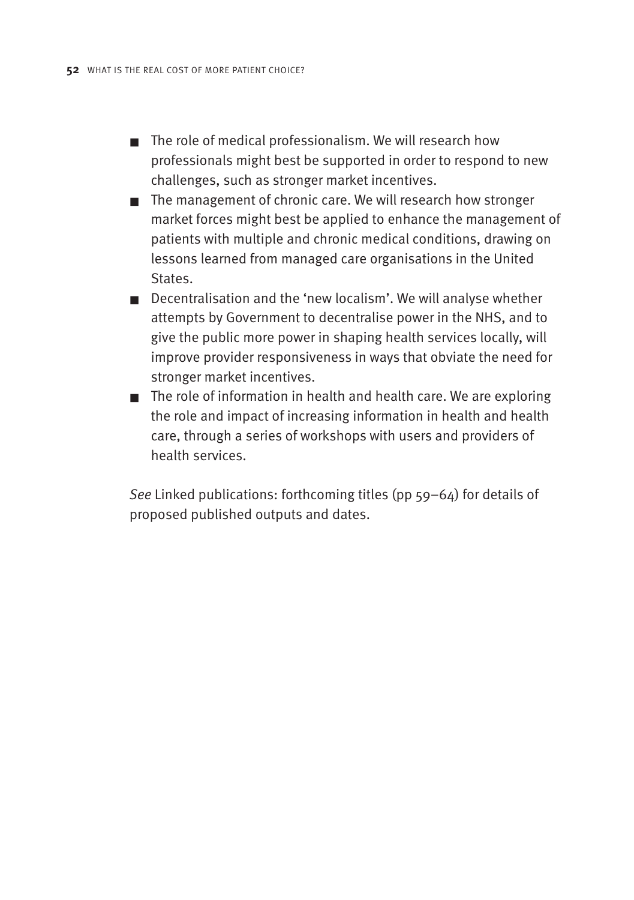- The role of medical professionalism. We will research how professionals might best be supported in order to respond to new challenges, such as stronger market incentives.
- The management of chronic care. We will research how stronger market forces might best be applied to enhance the management of patients with multiple and chronic medical conditions, drawing on lessons learned from managed care organisations in the United States.
- Decentralisation and the 'new localism'. We will analyse whether attempts by Government to decentralise power in the NHS, and to give the public more power in shaping health services locally, will improve provider responsiveness in ways that obviate the need for stronger market incentives.
- The role of information in health and health care. We are exploring the role and impact of increasing information in health and health care, through a series of workshops with users and providers of health services.

*See* Linked publications: forthcoming titles (pp 59–64) for details of proposed published outputs and dates.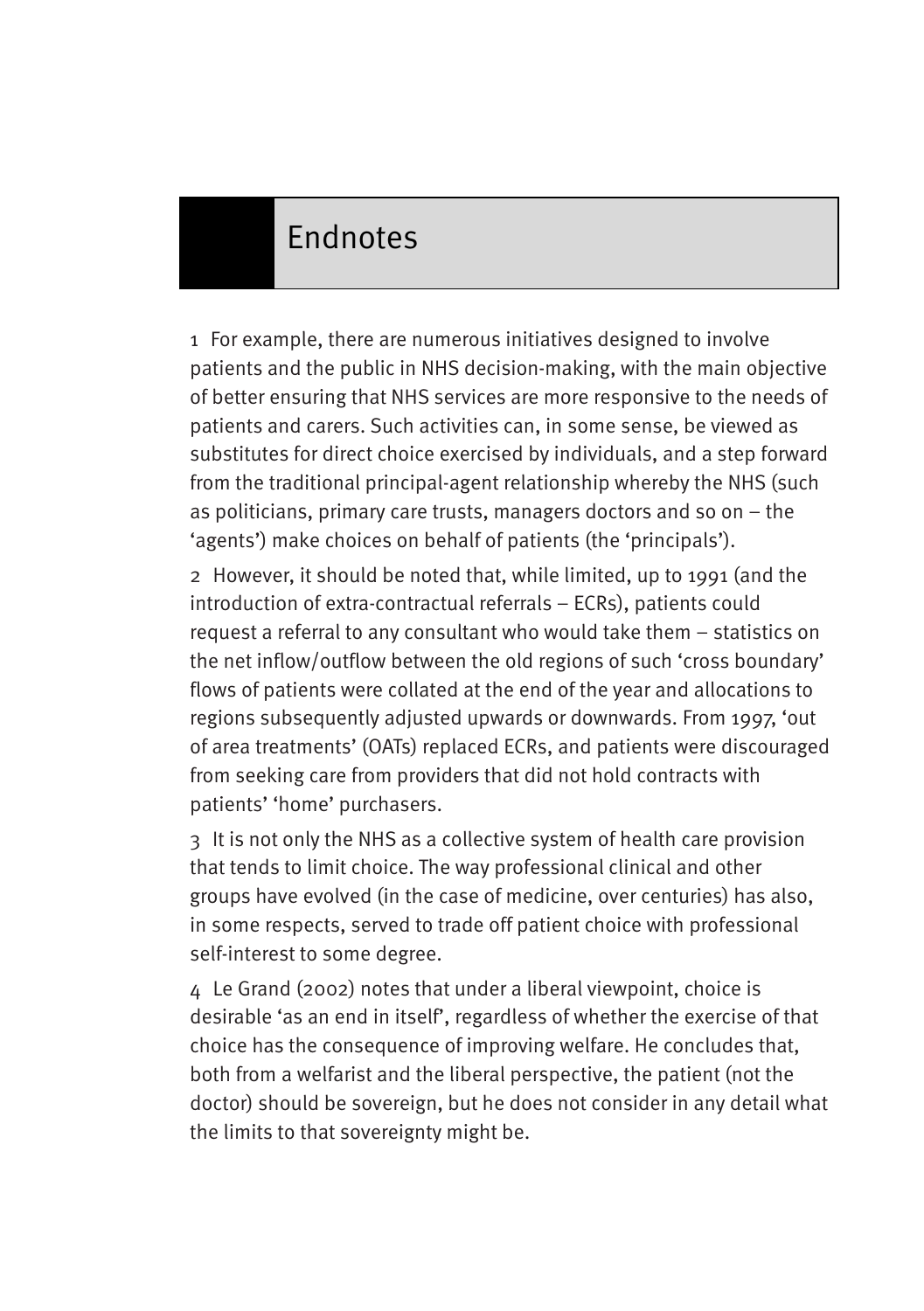# Endnotes

1 For example, there are numerous initiatives designed to involve patients and the public in NHS decision-making, with the main objective of better ensuring that NHS services are more responsive to the needs of patients and carers. Such activities can, in some sense, be viewed as substitutes for direct choice exercised by individuals, and a step forward from the traditional principal-agent relationship whereby the NHS (such as politicians, primary care trusts, managers doctors and so on – the 'agents') make choices on behalf of patients (the 'principals').

2 However, it should be noted that, while limited, up to 1991 (and the introduction of extra-contractual referrals – ECRs), patients could request a referral to any consultant who would take them – statistics on the net inflow/outflow between the old regions of such 'cross boundary' flows of patients were collated at the end of the year and allocations to regions subsequently adjusted upwards or downwards. From 1997, 'out of area treatments' (OATs) replaced ECRs, and patients were discouraged from seeking care from providers that did not hold contracts with patients' 'home' purchasers.

3 It is not only the NHS as a collective system of health care provision that tends to limit choice. The way professional clinical and other groups have evolved (in the case of medicine, over centuries) has also, in some respects, served to trade off patient choice with professional self-interest to some degree.

4 Le Grand (2002) notes that under a liberal viewpoint, choice is desirable 'as an end in itself', regardless of whether the exercise of that choice has the consequence of improving welfare. He concludes that, both from a welfarist and the liberal perspective, the patient (not the doctor) should be sovereign, but he does not consider in any detail what the limits to that sovereignty might be.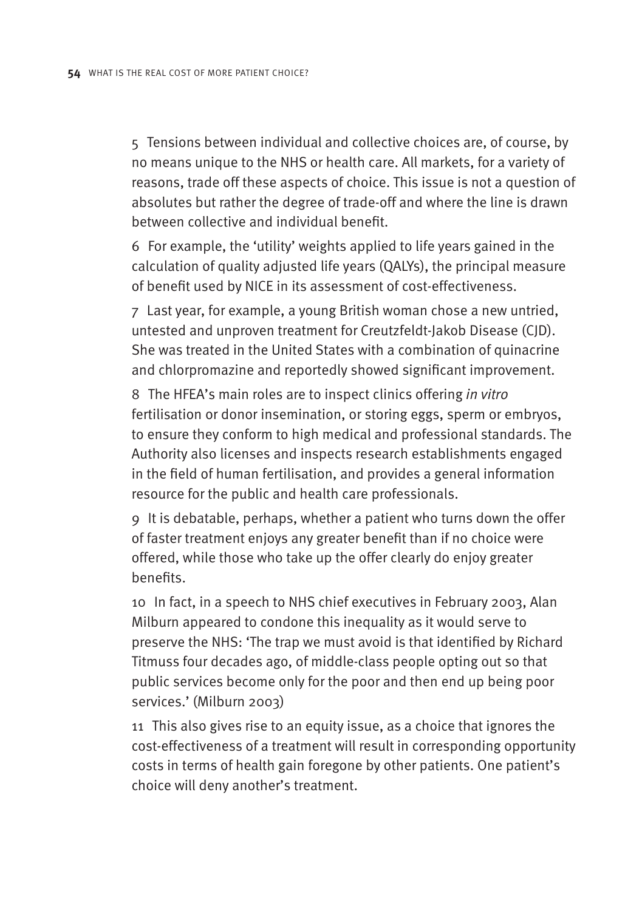5 Tensions between individual and collective choices are, of course, by no means unique to the NHS or health care. All markets, for a variety of reasons, trade off these aspects of choice. This issue is not a question of absolutes but rather the degree of trade-off and where the line is drawn between collective and individual benefit.

6 For example, the 'utility' weights applied to life years gained in the calculation of quality adjusted life years (QALYs), the principal measure of benefit used by NICE in its assessment of cost-effectiveness.

7 Last year, for example, a young British woman chose a new untried, untested and unproven treatment for Creutzfeldt-Jakob Disease (CJD). She was treated in the United States with a combination of quinacrine and chlorpromazine and reportedly showed significant improvement.

8 The HFEA's main roles are to inspect clinics offering *in vitro* fertilisation or donor insemination, or storing eggs, sperm or embryos, to ensure they conform to high medical and professional standards. The Authority also licenses and inspects research establishments engaged in the field of human fertilisation, and provides a general information resource for the public and health care professionals.

9 It is debatable, perhaps, whether a patient who turns down the offer of faster treatment enjoys any greater benefit than if no choice were offered, while those who take up the offer clearly do enjoy greater benefits.

10 In fact, in a speech to NHS chief executives in February 2003, Alan Milburn appeared to condone this inequality as it would serve to preserve the NHS: 'The trap we must avoid is that identified by Richard Titmuss four decades ago, of middle-class people opting out so that public services become only for the poor and then end up being poor services.' (Milburn 2003)

11 This also gives rise to an equity issue, as a choice that ignores the cost-effectiveness of a treatment will result in corresponding opportunity costs in terms of health gain foregone by other patients. One patient's choice will deny another's treatment.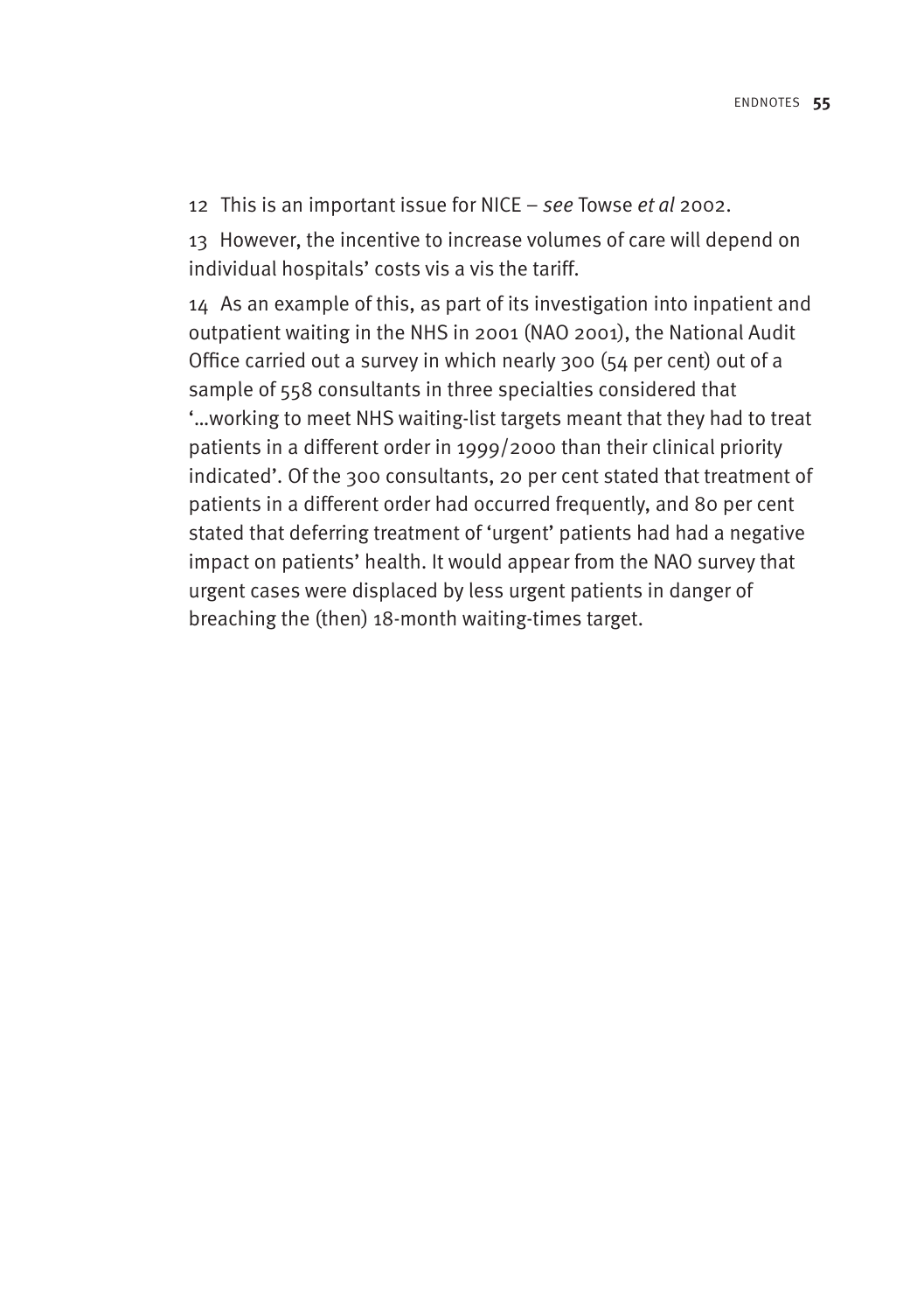12 This is an important issue for NICE – *see* Towse *et al* 2002.

13 However, the incentive to increase volumes of care will depend on individual hospitals' costs vis a vis the tariff.

14 As an example of this, as part of its investigation into inpatient and outpatient waiting in the NHS in 2001 (NAO 2001), the National Audit Office carried out a survey in which nearly 300 (54 per cent) out of a sample of 558 consultants in three specialties considered that '…working to meet NHS waiting-list targets meant that they had to treat patients in a different order in 1999/2000 than their clinical priority indicated'. Of the 300 consultants, 20 per cent stated that treatment of patients in a different order had occurred frequently, and 80 per cent stated that deferring treatment of 'urgent' patients had had a negative impact on patients' health. It would appear from the NAO survey that urgent cases were displaced by less urgent patients in danger of breaching the (then) 18-month waiting-times target.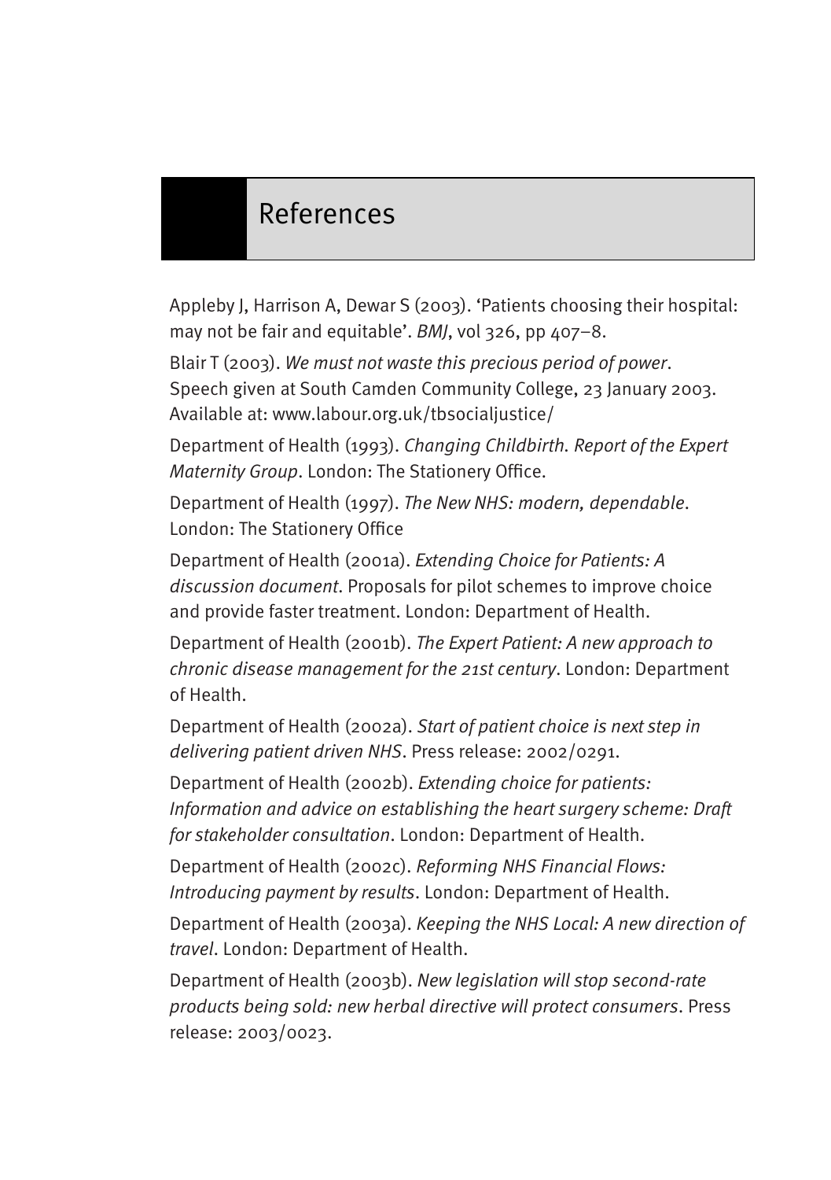# References

Appleby J, Harrison A, Dewar S (2003). 'Patients choosing their hospital: may not be fair and equitable'. *BMJ*, vol 326, pp 407–8.

Blair T (2003). *We must not waste this precious period of power*. Speech given at South Camden Community College, 23 January 2003. Available at: www.labour.org.uk/tbsocialjustice/

Department of Health (1993). *Changing Childbirth. Report of the Expert Maternity Group*. London: The Stationery Office.

Department of Health (1997). *The New NHS: modern, dependable*. London: The Stationery Office

Department of Health (2001a). *Extending Choice for Patients: A discussion document*. Proposals for pilot schemes to improve choice and provide faster treatment. London: Department of Health.

Department of Health (2001b). *The Expert Patient: A new approach to chronic disease management for the 21st century*. London: Department of Health.

Department of Health (2002a). *Start of patient choice is next step in delivering patient driven NHS*. Press release: 2002/0291.

Department of Health (2002b). *Extending choice for patients: Information and advice on establishing the heart surgery scheme: Draft for stakeholder consultation*. London: Department of Health.

Department of Health (2002c). *Reforming NHS Financial Flows: Introducing payment by results*. London: Department of Health.

Department of Health (2003a). *Keeping the NHS Local: A new direction of travel*. London: Department of Health.

Department of Health (2003b). *New legislation will stop second-rate products being sold: new herbal directive will protect consumers*. Press release: 2003/0023.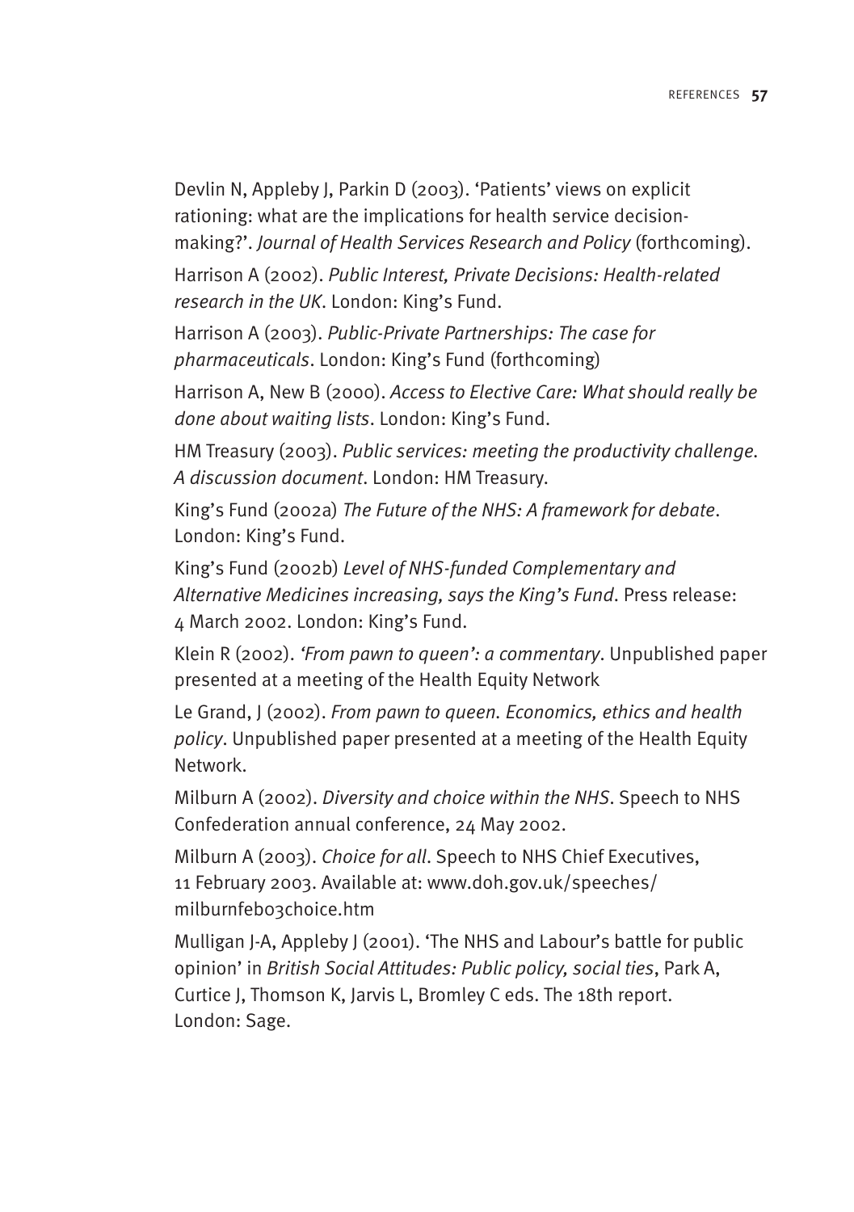Devlin N, Appleby J, Parkin D (2003). 'Patients' views on explicit rationing: what are the implications for health service decision-making?'. *Journal of Health Services Research and Policy* (forthcoming).

Harrison A (2002). *Public Interest, Private Decisions: Health-related research in the UK*. London: King's Fund.

Harrison A (2003). *Public-Private Partnerships: The case for pharmaceuticals*. London: King's Fund (forthcoming)

Harrison A, New B (2000). *Access to Elective Care: What should really be done about waiting lists*. London: King's Fund.

HM Treasury (2003). *Public services: meeting the productivity challenge. A discussion document*. London: HM Treasury.

King's Fund (2002a) *The Future of the NHS: A framework for debate*. London: King's Fund.

King's Fund (2002b) *Level of NHS-funded Complementary and Alternative Medicines increasing, says the King's Fund*. Press release: 4 March 2002. London: King's Fund.

Klein R (2002). *'From pawn to queen': a commentary*. Unpublished paper presented at a meeting of the Health Equity Network

Le Grand, J (2002). *From pawn to queen. Economics, ethics and health policy*. Unpublished paper presented at a meeting of the Health Equity Network.

Milburn A (2002). *Diversity and choice within the NHS*. Speech to NHS Confederation annual conference, 24 May 2002.

Milburn A (2003). *Choice for all*. Speech to NHS Chief Executives, 11 February 2003. Available at: www.doh.gov.uk/speeches/milburnfeb03choice.htm

Mulligan J-A, Appleby J (2001). 'The NHS and Labour's battle for public opinion' in *British Social Attitudes: Public policy, social ties*, Park A, Curtice J, Thomson K, Jarvis L, Bromley C eds. The 18th report. London: Sage.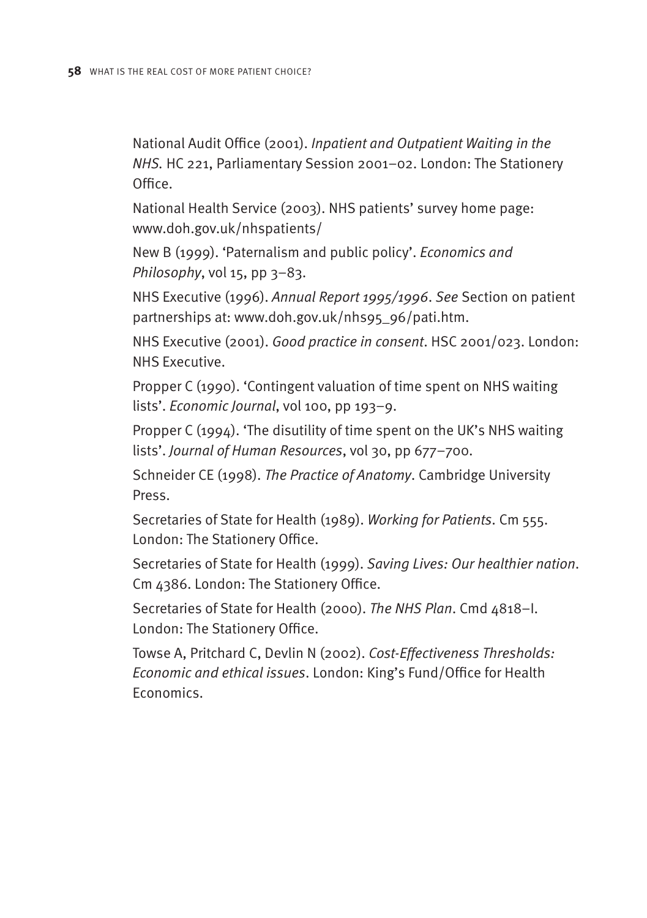National Audit Office (2001). *Inpatient and Outpatient Waiting in the NHS*. HC 221, Parliamentary Session 2001–02. London: The Stationery Office.

National Health Service (2003). NHS patients' survey home page: www.doh.gov.uk/nhspatients/

New B (1999). 'Paternalism and public policy'. *Economics and Philosophy*, vol 15, pp 3–83.

NHS Executive (1996). *Annual Report 1995/1996*. *See* Section on patient partnerships at: www.doh.gov.uk/nhs95_96/pati.htm.

NHS Executive (2001). *Good practice in consent*. HSC 2001/023. London: NHS Executive.

Propper C (1990). 'Contingent valuation of time spent on NHS waiting lists'. *Economic Journal*, vol 100, pp 193–9.

Propper C (1994). 'The disutility of time spent on the UK's NHS waiting lists'. *Journal of Human Resources*, vol 30, pp 677–700.

Schneider CE (1998). *The Practice of Anatomy*. Cambridge University Press.

Secretaries of State for Health (1989). *Working for Patients*. Cm 555. London: The Stationery Office.

Secretaries of State for Health (1999). *Saving Lives: Our healthier nation*. Cm 4386. London: The Stationery Office.

Secretaries of State for Health (2000). *The NHS Plan*. Cmd 4818–I. London: The Stationery Office.

Towse A, Pritchard C, Devlin N (2002). *Cost-Effectiveness Thresholds: Economic and ethical issues*. London: King's Fund/Office for Health Economics.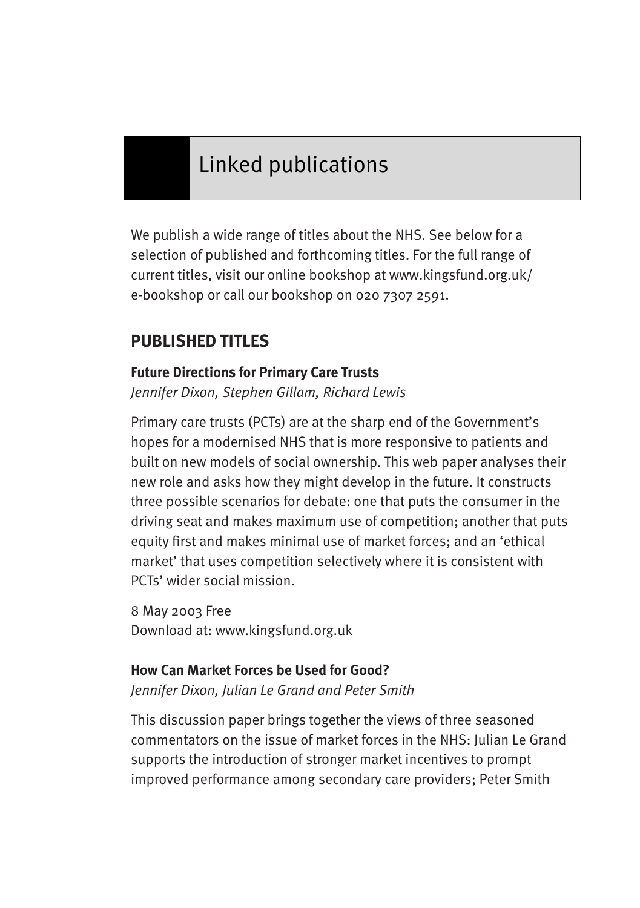# Linked publications

We publish a wide range of titles about the NHS. See below for a selection of published and forthcoming titles. For the full range of current titles, visit our online bookshop at www.kingsfund.org.uk/e-bookshop or call our bookshop on 020 7307 2591.

## PUBLISHED TITLES

### Future Directions for Primary Care Trusts

*Jennifer Dixon, Stephen Gillam, Richard Lewis*

Primary care trusts (PCTs) are at the sharp end of the Government's hopes for a modernised NHS that is more responsive to patients and built on new models of social ownership. This web paper analyses their new role and asks how they might develop in the future. It constructs three possible scenarios for debate: one that puts the consumer in the driving seat and makes maximum use of competition; another that puts equity first and makes minimal use of market forces; and an 'ethical market' that uses competition selectively where it is consistent with PCTs' wider social mission.

8 May 2003 Free
Download at: www.kingsfund.org.uk

### How Can Market Forces be Used for Good?

*Jennifer Dixon, Julian Le Grand and Peter Smith*

This discussion paper brings together the views of three seasoned commentators on the issue of market forces in the NHS: Julian Le Grand supports the introduction of stronger market incentives to prompt improved performance among secondary care providers; Peter Smith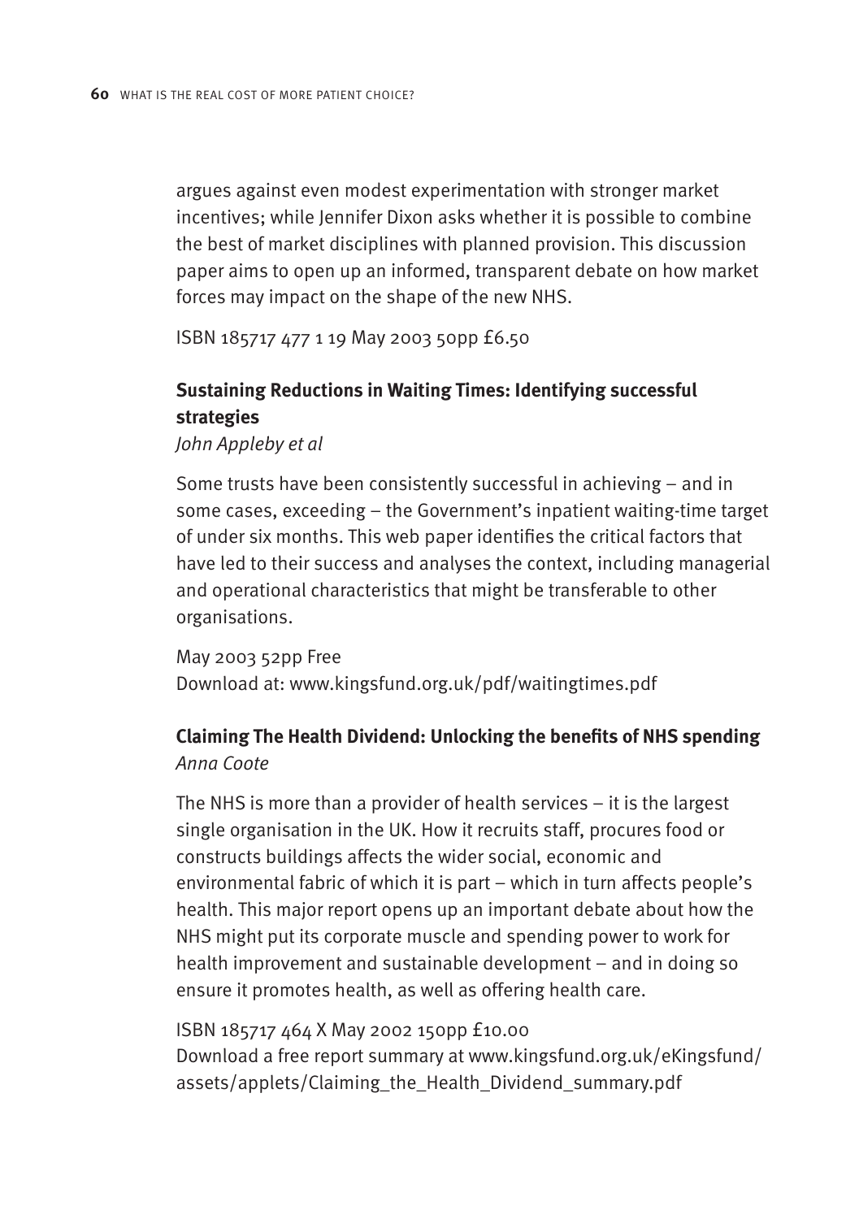argues against even modest experimentation with stronger market incentives; while Jennifer Dixon asks whether it is possible to combine the best of market disciplines with planned provision. This discussion paper aims to open up an informed, transparent debate on how market forces may impact on the shape of the new NHS.

ISBN 185717 477 1 19 May 2003 50pp £6.50

**Sustaining Reductions in Waiting Times: Identifying successful strategies**
*John Appleby et al*

Some trusts have been consistently successful in achieving – and in some cases, exceeding – the Government's inpatient waiting-time target of under six months. This web paper identifies the critical factors that have led to their success and analyses the context, including managerial and operational characteristics that might be transferable to other organisations.

May 2003 52pp Free
Download at: www.kingsfund.org.uk/pdf/waitingtimes.pdf

**Claiming The Health Dividend: Unlocking the benefits of NHS spending**
*Anna Coote*

The NHS is more than a provider of health services – it is the largest single organisation in the UK. How it recruits staff, procures food or constructs buildings affects the wider social, economic and environmental fabric of which it is part – which in turn affects people's health. This major report opens up an important debate about how the NHS might put its corporate muscle and spending power to work for health improvement and sustainable development – and in doing so ensure it promotes health, as well as offering health care.

ISBN 185717 464 X May 2002 150pp £10.00
Download a free report summary at www.kingsfund.org.uk/eKingsfund/assets/applets/Claiming_the_Health_Dividend_summary.pdf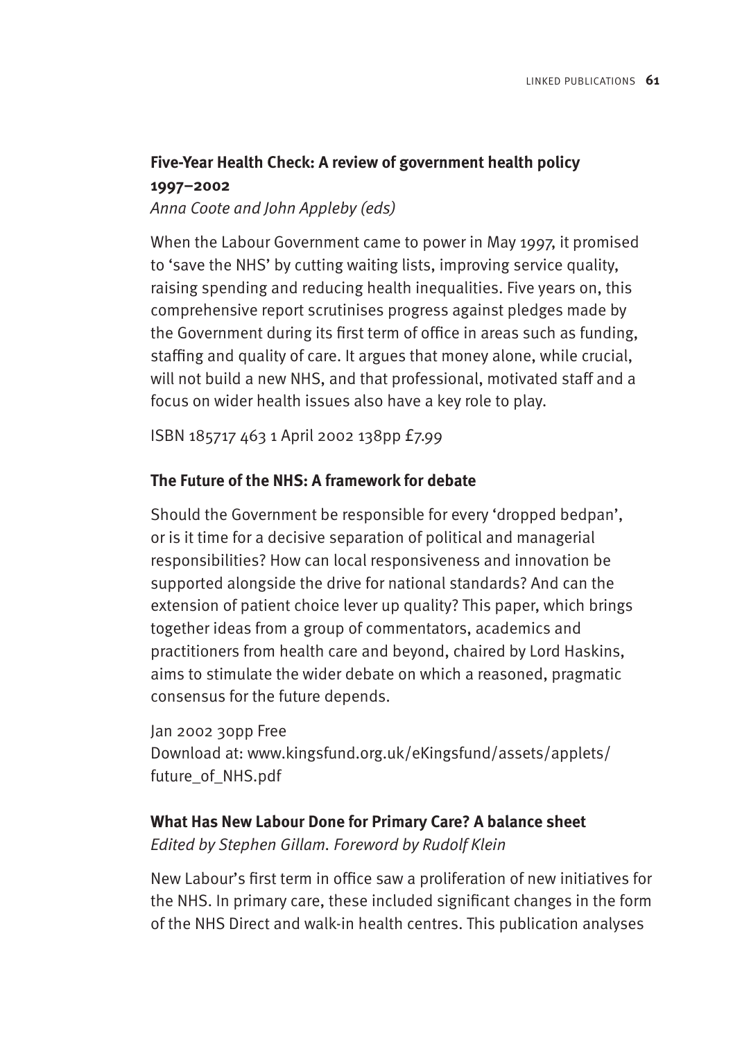**Five-Year Health Check: A review of government health policy 1997–2002**

*Anna Coote and John Appleby (eds)*

When the Labour Government came to power in May 1997, it promised to 'save the NHS' by cutting waiting lists, improving service quality, raising spending and reducing health inequalities. Five years on, this comprehensive report scrutinises progress against pledges made by the Government during its first term of office in areas such as funding, staffing and quality of care. It argues that money alone, while crucial, will not build a new NHS, and that professional, motivated staff and a focus on wider health issues also have a key role to play.

ISBN 185717 463 1 April 2002 138pp £7.99

**The Future of the NHS: A framework for debate**

Should the Government be responsible for every 'dropped bedpan', or is it time for a decisive separation of political and managerial responsibilities? How can local responsiveness and innovation be supported alongside the drive for national standards? And can the extension of patient choice lever up quality? This paper, which brings together ideas from a group of commentators, academics and practitioners from health care and beyond, chaired by Lord Haskins, aims to stimulate the wider debate on which a reasoned, pragmatic consensus for the future depends.

Jan 2002 30pp Free
Download at: www.kingsfund.org.uk/eKingsfund/assets/applets/future_of_NHS.pdf

**What Has New Labour Done for Primary Care? A balance sheet**

*Edited by Stephen Gillam. Foreword by Rudolf Klein*

New Labour's first term in office saw a proliferation of new initiatives for the NHS. In primary care, these included significant changes in the form of the NHS Direct and walk-in health centres. This publication analyses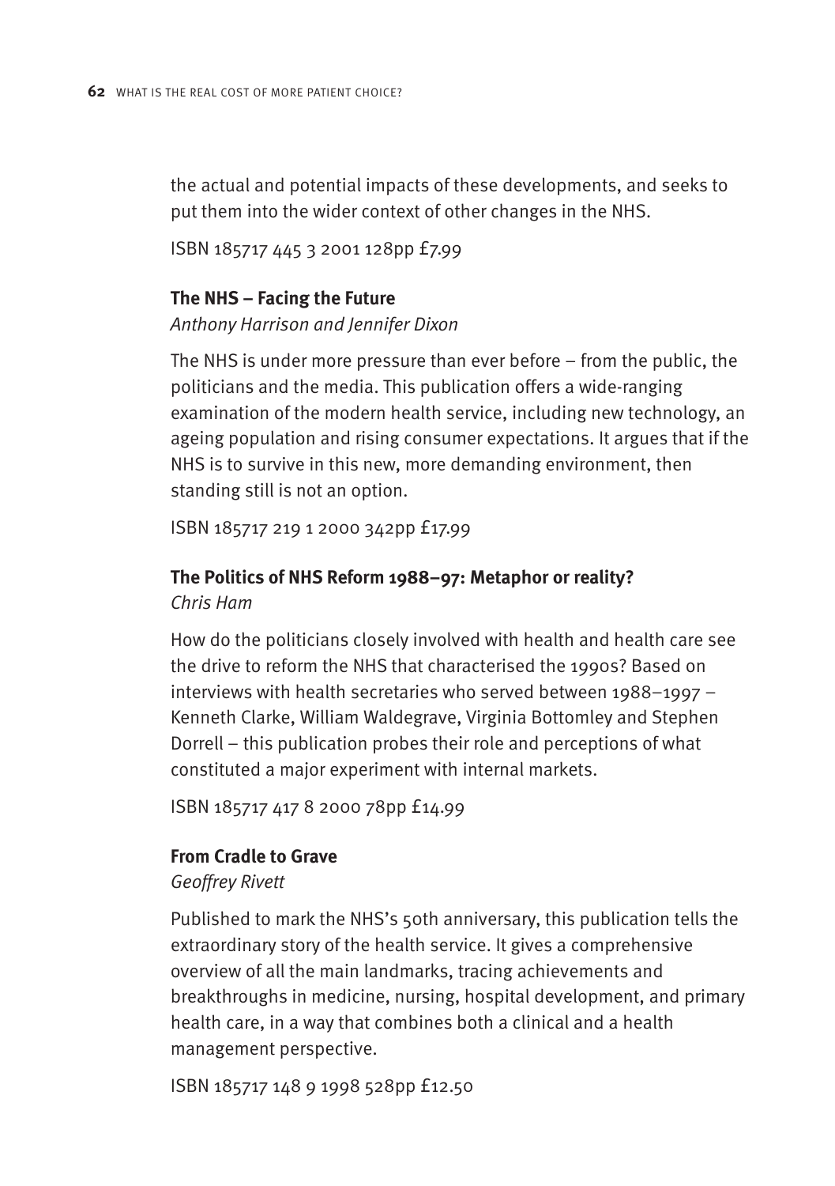the actual and potential impacts of these developments, and seeks to put them into the wider context of other changes in the NHS.

ISBN 185717 445 3 2001 128pp £7.99

**The NHS – Facing the Future**

*Anthony Harrison and Jennifer Dixon*

The NHS is under more pressure than ever before – from the public, the politicians and the media. This publication offers a wide-ranging examination of the modern health service, including new technology, an ageing population and rising consumer expectations. It argues that if the NHS is to survive in this new, more demanding environment, then standing still is not an option.

ISBN 185717 219 1 2000 342pp £17.99

**The Politics of NHS Reform 1988–97: Metaphor or reality?**

*Chris Ham*

How do the politicians closely involved with health and health care see the drive to reform the NHS that characterised the 1990s? Based on interviews with health secretaries who served between 1988–1997 – Kenneth Clarke, William Waldegrave, Virginia Bottomley and Stephen Dorrell – this publication probes their role and perceptions of what constituted a major experiment with internal markets.

ISBN 185717 417 8 2000 78pp £14.99

**From Cradle to Grave**

*Geoffrey Rivett*

Published to mark the NHS's 50th anniversary, this publication tells the extraordinary story of the health service. It gives a comprehensive overview of all the main landmarks, tracing achievements and breakthroughs in medicine, nursing, hospital development, and primary health care, in a way that combines both a clinical and a health management perspective.

ISBN 185717 148 9 1998 528pp £12.50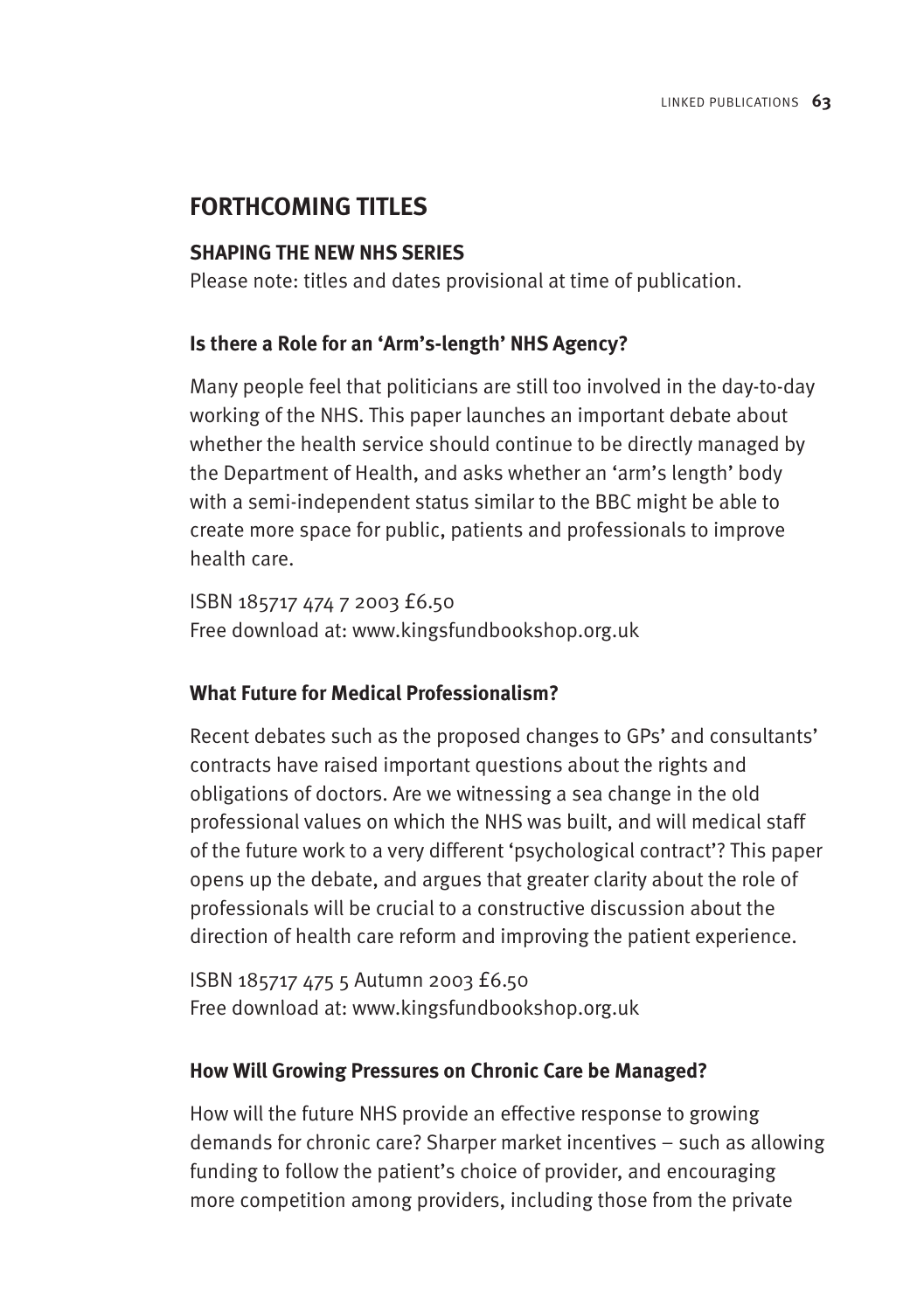## FORTHCOMING TITLES

### SHAPING THE NEW NHS SERIES

Please note: titles and dates provisional at time of publication.

#### Is there a Role for an 'Arm's-length' NHS Agency?

Many people feel that politicians are still too involved in the day-to-day working of the NHS. This paper launches an important debate about whether the health service should continue to be directly managed by the Department of Health, and asks whether an 'arm's length' body with a semi-independent status similar to the BBC might be able to create more space for public, patients and professionals to improve health care.

ISBN 185717 474 7 2003 £6.50
Free download at: www.kingsfundbookshop.org.uk

#### What Future for Medical Professionalism?

Recent debates such as the proposed changes to GPs' and consultants' contracts have raised important questions about the rights and obligations of doctors. Are we witnessing a sea change in the old professional values on which the NHS was built, and will medical staff of the future work to a very different 'psychological contract'? This paper opens up the debate, and argues that greater clarity about the role of professionals will be crucial to a constructive discussion about the direction of health care reform and improving the patient experience.

ISBN 185717 475 5 Autumn 2003 £6.50
Free download at: www.kingsfundbookshop.org.uk

#### How Will Growing Pressures on Chronic Care be Managed?

How will the future NHS provide an effective response to growing demands for chronic care? Sharper market incentives – such as allowing funding to follow the patient's choice of provider, and encouraging more competition among providers, including those from the private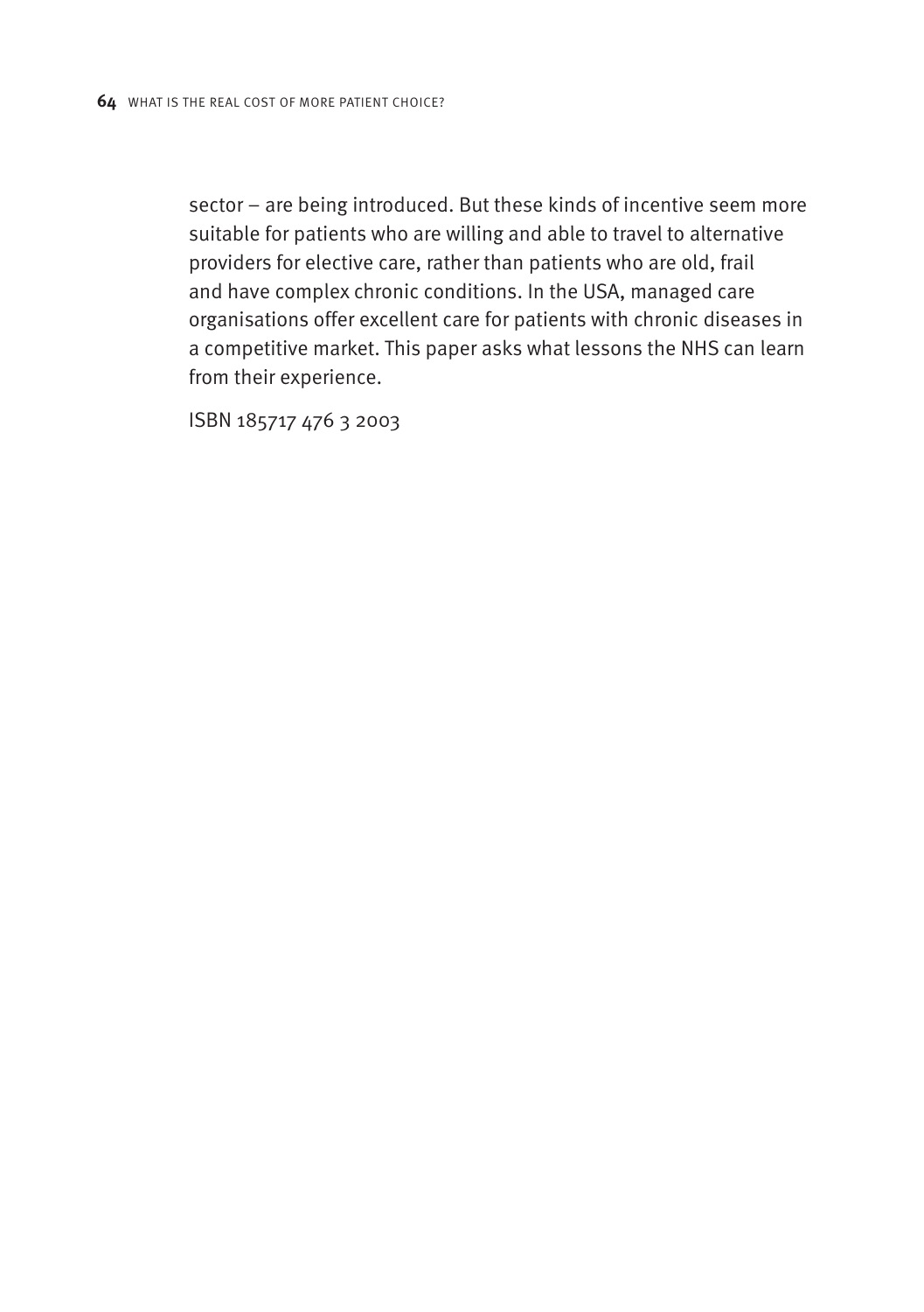sector – are being introduced. But these kinds of incentive seem more suitable for patients who are willing and able to travel to alternative providers for elective care, rather than patients who are old, frail and have complex chronic conditions. In the USA, managed care organisations offer excellent care for patients with chronic diseases in a competitive market. This paper asks what lessons the NHS can learn from their experience.

ISBN 185717 476 3 2003